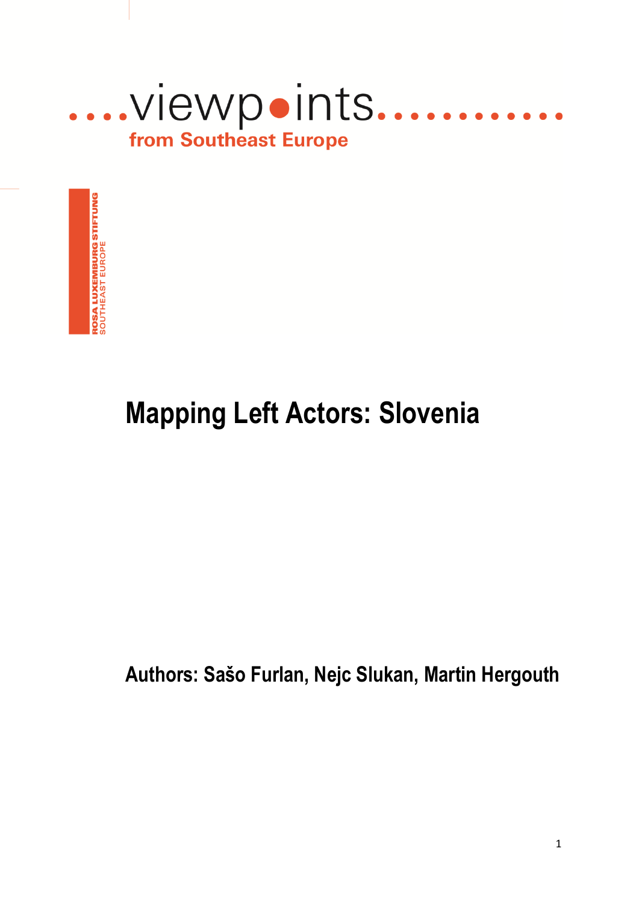....viewpoints............

from Southeast Europe

ROSA LUXEMBURG STIFTUNG
SOUTHEAST EUROPE

# Mapping Left Actors: Slovenia

**Authors: Sašo Furlan, Nejc Slukan, Martin Hergouth**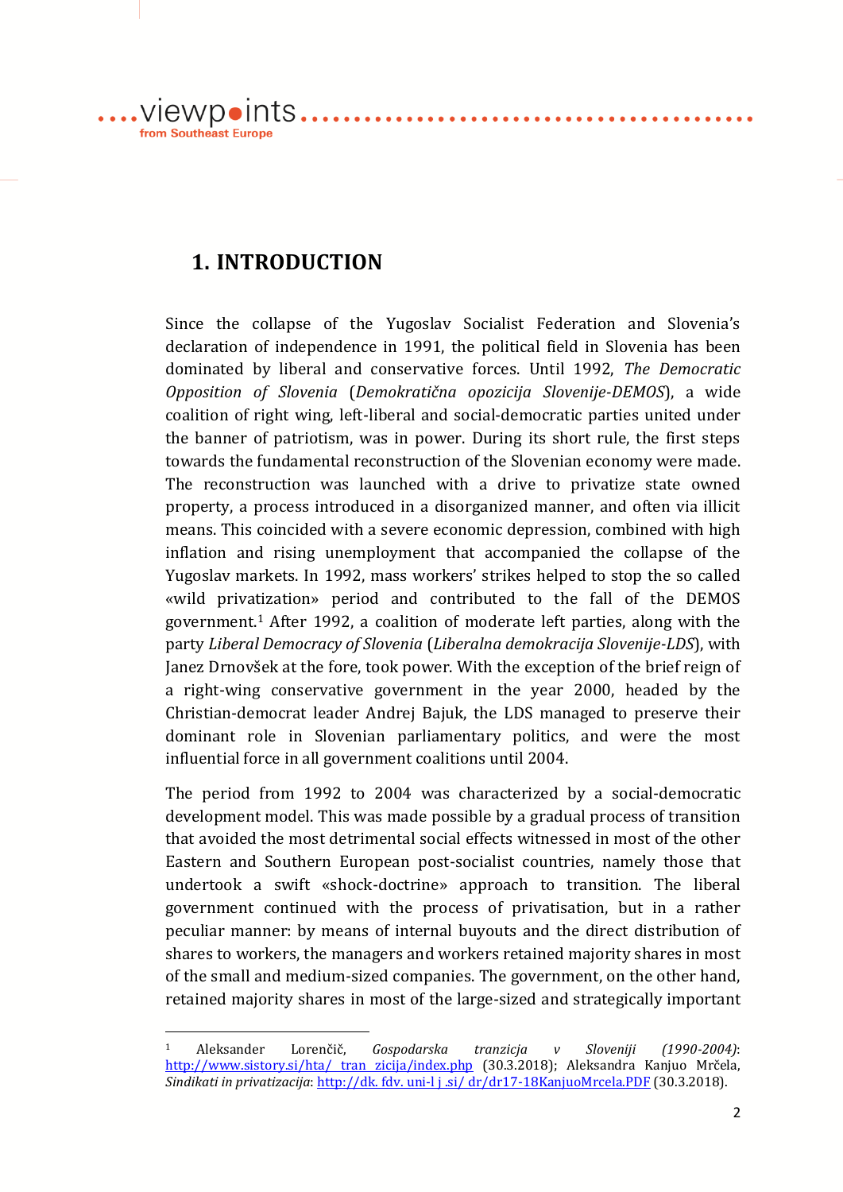# 1. INTRODUCTION

Since the collapse of the Yugoslav Socialist Federation and Slovenia's declaration of independence in 1991, the political field in Slovenia has been dominated by liberal and conservative forces. Until 1992, *The Democratic Opposition of Slovenia* (*Demokratična opozicija Slovenije-DEMOS*), a wide coalition of right wing, left-liberal and social-democratic parties united under the banner of patriotism, was in power. During its short rule, the first steps towards the fundamental reconstruction of the Slovenian economy were made. The reconstruction was launched with a drive to privatize state owned property, a process introduced in a disorganized manner, and often via illicit means. This coincided with a severe economic depression, combined with high inflation and rising unemployment that accompanied the collapse of the Yugoslav markets. In 1992, mass workers' strikes helped to stop the so called «wild privatization» period and contributed to the fall of the DEMOS government.[1] After 1992, a coalition of moderate left parties, along with the party *Liberal Democracy of Slovenia* (*Liberalna demokracija Slovenije-LDS*), with Janez Drnovšek at the fore, took power. With the exception of the brief reign of a right-wing conservative government in the year 2000, headed by the Christian-democrat leader Andrej Bajuk, the LDS managed to preserve their dominant role in Slovenian parliamentary politics, and were the most influential force in all government coalitions until 2004.

The period from 1992 to 2004 was characterized by a social-democratic development model. This was made possible by a gradual process of transition that avoided the most detrimental social effects witnessed in most of the other Eastern and Southern European post-socialist countries, namely those that undertook a swift «shock-doctrine» approach to transition. The liberal government continued with the process of privatisation, but in a rather peculiar manner: by means of internal buyouts and the direct distribution of shares to workers, the managers and workers retained majority shares in most of the small and medium-sized companies. The government, on the other hand, retained majority shares in most of the large-sized and strategically important

---

[1] Aleksander Lorenčič, *Gospodarska tranzicija v Sloveniji (1990-2004)*: http://www.sistory.si/hta/ tran zicija/index.php (30.3.2018); Aleksandra Kanjuo Mrčela, *Sindikati in privatizacija*: http://dk. fdv. uni-l j .si/ dr/dr17-18KanjuoMrcela.PDF (30.3.2018).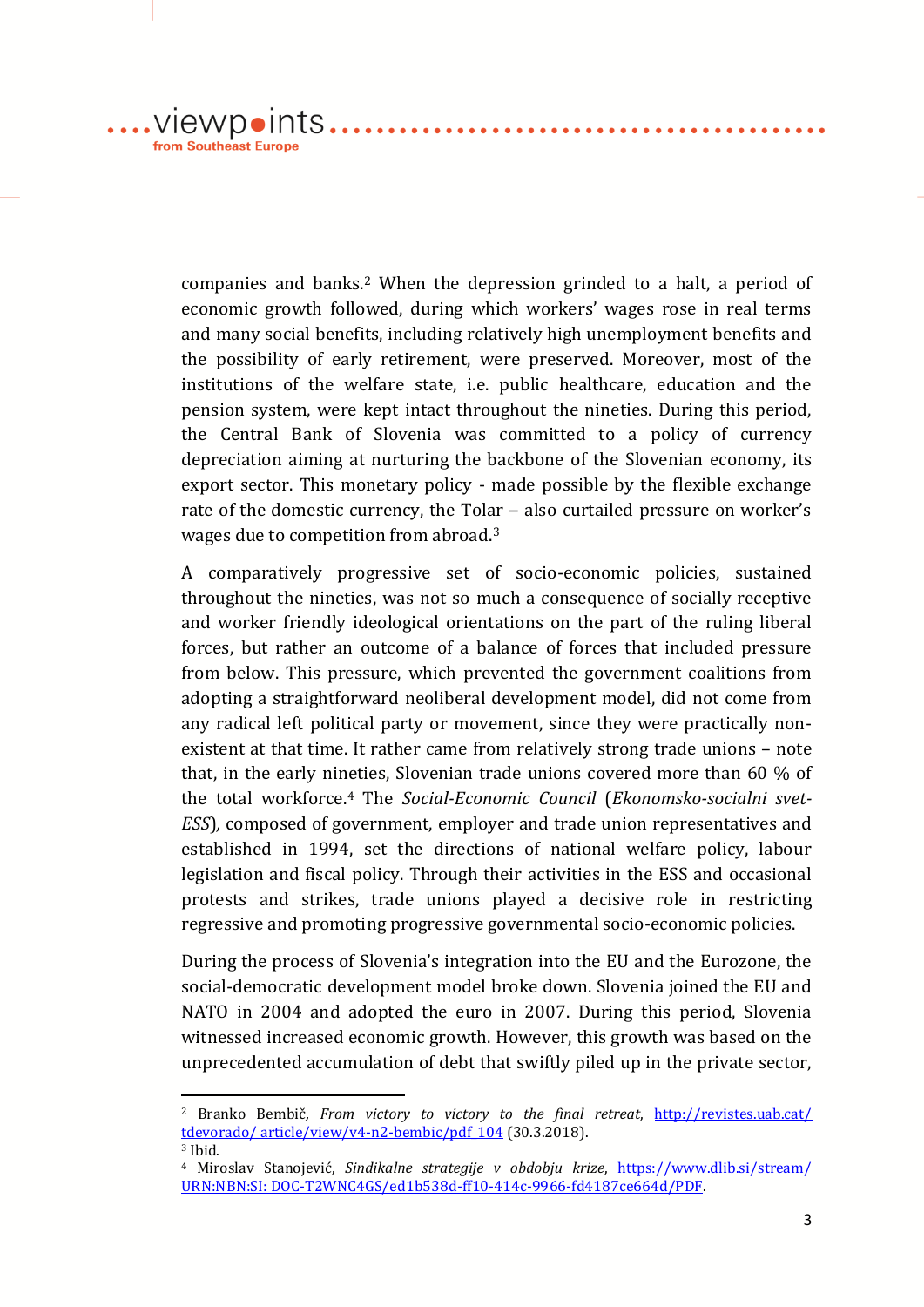companies and banks.[2] When the depression grinded to a halt, a period of economic growth followed, during which workers' wages rose in real terms and many social benefits, including relatively high unemployment benefits and the possibility of early retirement, were preserved. Moreover, most of the institutions of the welfare state, i.e. public healthcare, education and the pension system, were kept intact throughout the nineties. During this period, the Central Bank of Slovenia was committed to a policy of currency depreciation aiming at nurturing the backbone of the Slovenian economy, its export sector. This monetary policy - made possible by the flexible exchange rate of the domestic currency, the Tolar – also curtailed pressure on worker's wages due to competition from abroad.[3]

A comparatively progressive set of socio-economic policies, sustained throughout the nineties, was not so much a consequence of socially receptive and worker friendly ideological orientations on the part of the ruling liberal forces, but rather an outcome of a balance of forces that included pressure from below. This pressure, which prevented the government coalitions from adopting a straightforward neoliberal development model, did not come from any radical left political party or movement, since they were practically non-existent at that time. It rather came from relatively strong trade unions – note that, in the early nineties, Slovenian trade unions covered more than 60 % of the total workforce.[4] The *Social-Economic Council* (*Ekonomsko-socialni svet-ESS*), composed of government, employer and trade union representatives and established in 1994, set the directions of national welfare policy, labour legislation and fiscal policy. Through their activities in the ESS and occasional protests and strikes, trade unions played a decisive role in restricting regressive and promoting progressive governmental socio-economic policies.

During the process of Slovenia's integration into the EU and the Eurozone, the social-democratic development model broke down. Slovenia joined the EU and NATO in 2004 and adopted the euro in 2007. During this period, Slovenia witnessed increased economic growth. However, this growth was based on the unprecedented accumulation of debt that swiftly piled up in the private sector,

---

[2] Branko Bembič, *From victory to victory to the final retreat*, http://revistes.uab.cat/tdevorado/article/view/v4-n2-bembic/pdf_104 (30.3.2018).

[3] Ibid.

[4] Miroslav Stanojević, *Sindikalne strategije v obdobju krize*, https://www.dlib.si/stream/URN:NBN:SI:DOC-T2WNC4GS/ed1b538d-ff10-414c-9966-fd4187ce664d/PDF.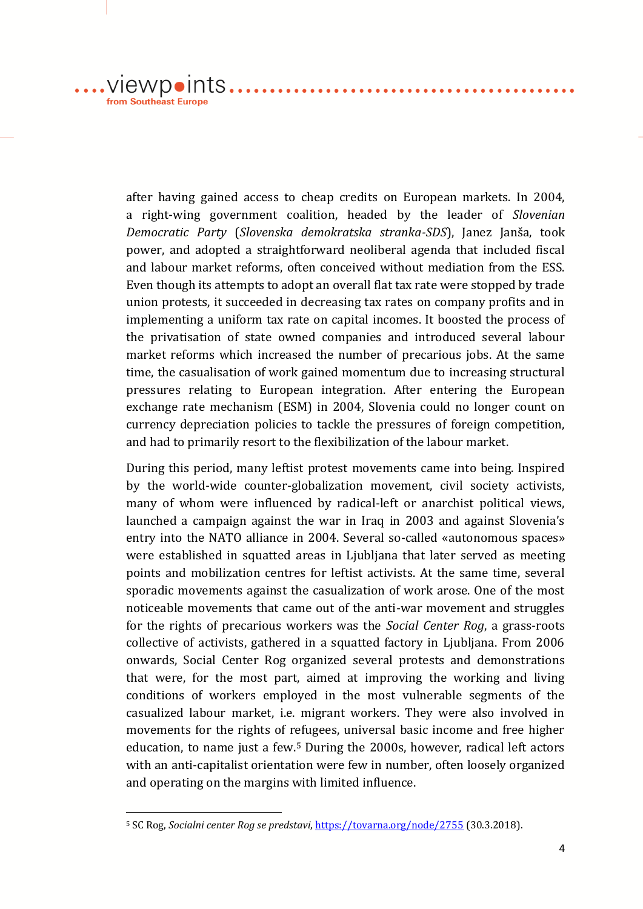after having gained access to cheap credits on European markets. In 2004, a right-wing government coalition, headed by the leader of *Slovenian Democratic Party* (*Slovenska demokratska stranka-SDS*), Janez Janša, took power, and adopted a straightforward neoliberal agenda that included fiscal and labour market reforms, often conceived without mediation from the ESS. Even though its attempts to adopt an overall flat tax rate were stopped by trade union protests, it succeeded in decreasing tax rates on company profits and in implementing a uniform tax rate on capital incomes. It boosted the process of the privatisation of state owned companies and introduced several labour market reforms which increased the number of precarious jobs. At the same time, the casualisation of work gained momentum due to increasing structural pressures relating to European integration. After entering the European exchange rate mechanism (ESM) in 2004, Slovenia could no longer count on currency depreciation policies to tackle the pressures of foreign competition, and had to primarily resort to the flexibilization of the labour market.

During this period, many leftist protest movements came into being. Inspired by the world-wide counter-globalization movement, civil society activists, many of whom were influenced by radical-left or anarchist political views, launched a campaign against the war in Iraq in 2003 and against Slovenia's entry into the NATO alliance in 2004. Several so-called «autonomous spaces» were established in squatted areas in Ljubljana that later served as meeting points and mobilization centres for leftist activists. At the same time, several sporadic movements against the casualization of work arose. One of the most noticeable movements that came out of the anti-war movement and struggles for the rights of precarious workers was the *Social Center Rog*, a grass-roots collective of activists, gathered in a squatted factory in Ljubljana. From 2006 onwards, Social Center Rog organized several protests and demonstrations that were, for the most part, aimed at improving the working and living conditions of workers employed in the most vulnerable segments of the casualized labour market, i.e. migrant workers. They were also involved in movements for the rights of refugees, universal basic income and free higher education, to name just a few.[5] During the 2000s, however, radical left actors with an anti-capitalist orientation were few in number, often loosely organized and operating on the margins with limited influence.

---

[5] SC Rog, *Socialni center Rog se predstavi*, https://tovarna.org/node/2755 (30.3.2018).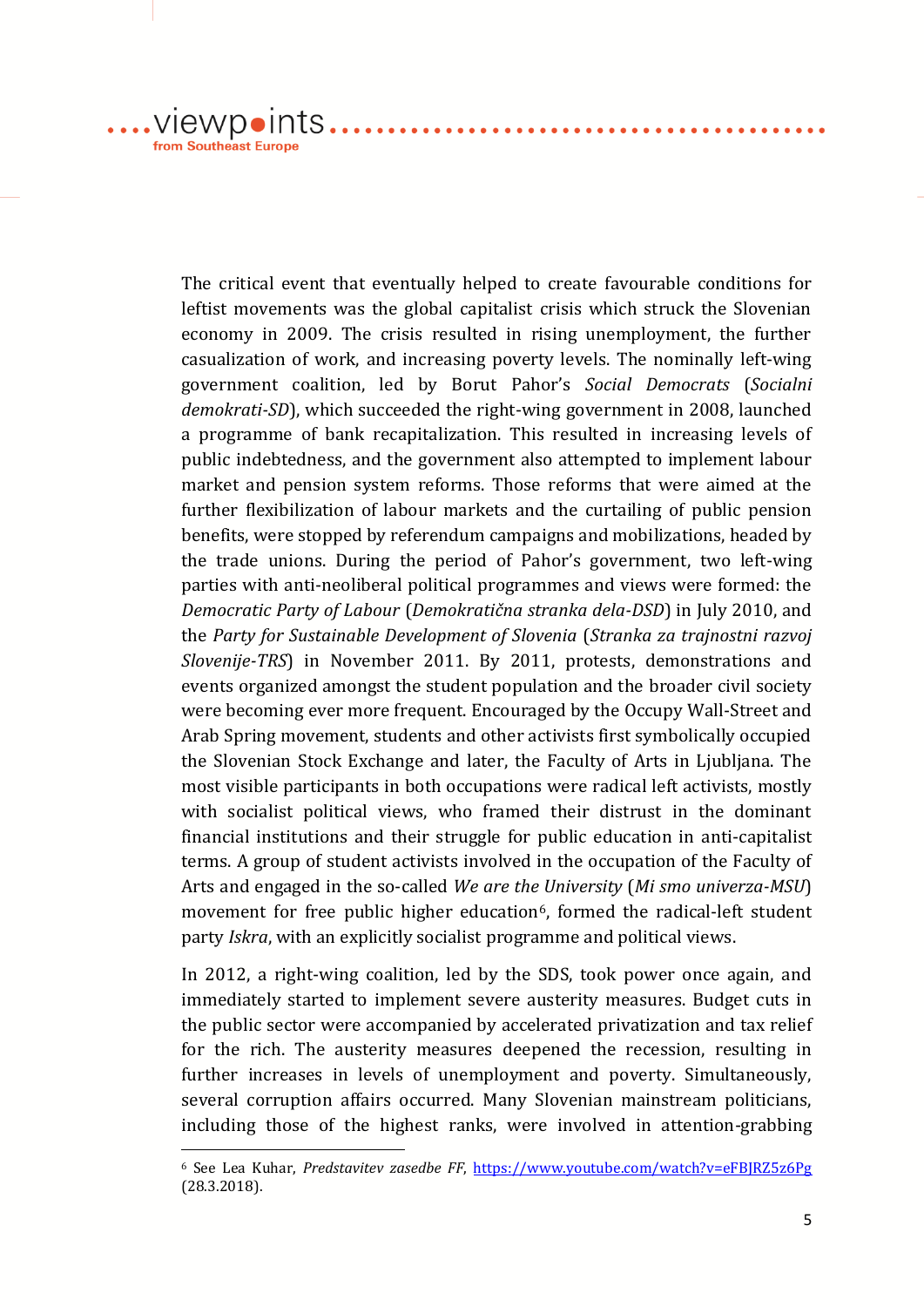The critical event that eventually helped to create favourable conditions for leftist movements was the global capitalist crisis which struck the Slovenian economy in 2009. The crisis resulted in rising unemployment, the further casualization of work, and increasing poverty levels. The nominally left-wing government coalition, led by Borut Pahor's *Social Democrats* (*Socialni demokrati-SD*), which succeeded the right-wing government in 2008, launched a programme of bank recapitalization. This resulted in increasing levels of public indebtedness, and the government also attempted to implement labour market and pension system reforms. Those reforms that were aimed at the further flexibilization of labour markets and the curtailing of public pension benefits, were stopped by referendum campaigns and mobilizations, headed by the trade unions. During the period of Pahor's government, two left-wing parties with anti-neoliberal political programmes and views were formed: the *Democratic Party of Labour* (*Demokratična stranka dela-DSD*) in July 2010, and the *Party for Sustainable Development of Slovenia* (*Stranka za trajnostni razvoj Slovenije-TRS*) in November 2011. By 2011, protests, demonstrations and events organized amongst the student population and the broader civil society were becoming ever more frequent. Encouraged by the Occupy Wall-Street and Arab Spring movement, students and other activists first symbolically occupied the Slovenian Stock Exchange and later, the Faculty of Arts in Ljubljana. The most visible participants in both occupations were radical left activists, mostly with socialist political views, who framed their distrust in the dominant financial institutions and their struggle for public education in anti-capitalist terms. A group of student activists involved in the occupation of the Faculty of Arts and engaged in the so-called *We are the University* (*Mi smo univerza-MSU*) movement for free public higher education[6], formed the radical-left student party *Iskra*, with an explicitly socialist programme and political views.

In 2012, a right-wing coalition, led by the SDS, took power once again, and immediately started to implement severe austerity measures. Budget cuts in the public sector were accompanied by accelerated privatization and tax relief for the rich. The austerity measures deepened the recession, resulting in further increases in levels of unemployment and poverty. Simultaneously, several corruption affairs occurred. Many Slovenian mainstream politicians, including those of the highest ranks, were involved in attention-grabbing

[6] See Lea Kuhar, *Predstavitev zasedbe FF*, https://www.youtube.com/watch?v=eFBJRZ5z6Pg (28.3.2018).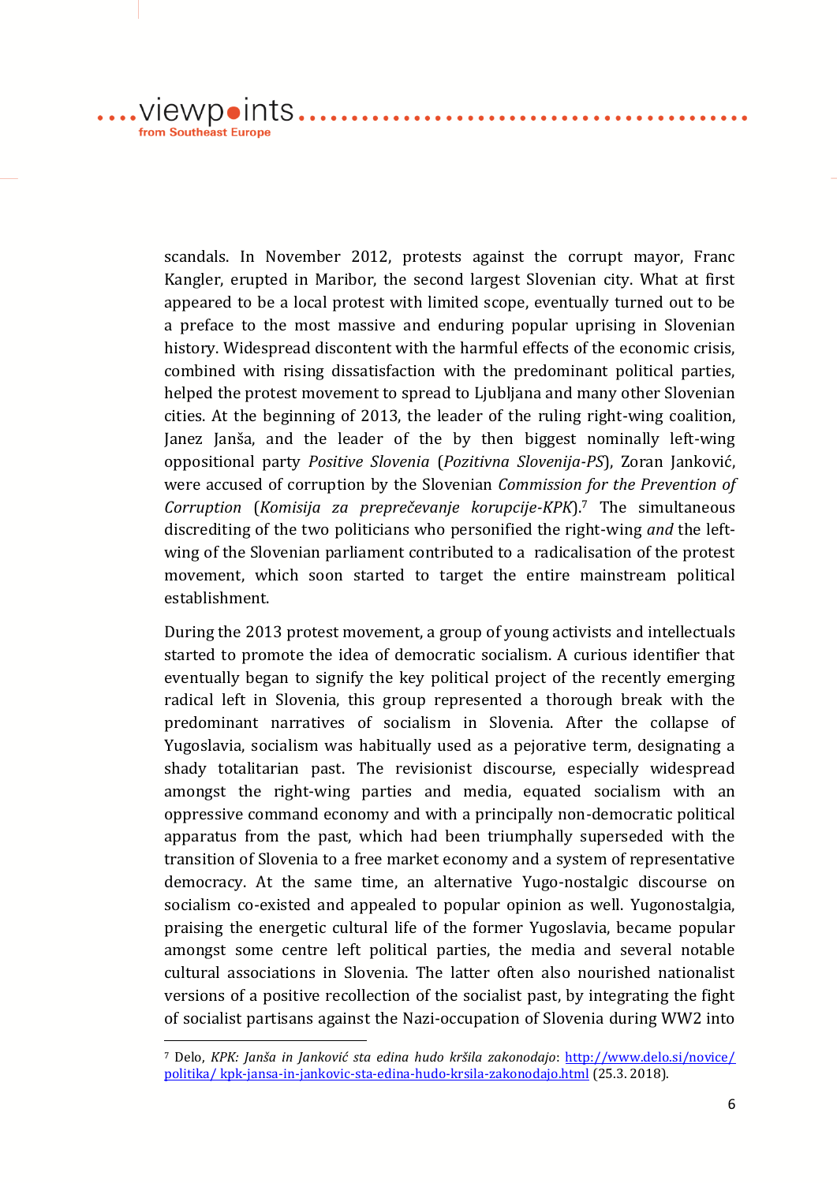scandals. In November 2012, protests against the corrupt mayor, Franc Kangler, erupted in Maribor, the second largest Slovenian city. What at first appeared to be a local protest with limited scope, eventually turned out to be a preface to the most massive and enduring popular uprising in Slovenian history. Widespread discontent with the harmful effects of the economic crisis, combined with rising dissatisfaction with the predominant political parties, helped the protest movement to spread to Ljubljana and many other Slovenian cities. At the beginning of 2013, the leader of the ruling right-wing coalition, Janez Janša, and the leader of the by then biggest nominally left-wing oppositional party *Positive Slovenia* (*Pozitivna Slovenija-PS*), Zoran Janković, were accused of corruption by the Slovenian *Commission for the Prevention of Corruption* (*Komisija za preprečevanje korupcije-KPK*).[7] The simultaneous discrediting of the two politicians who personified the right-wing *and* the left-wing of the Slovenian parliament contributed to a radicalisation of the protest movement, which soon started to target the entire mainstream political establishment.

During the 2013 protest movement, a group of young activists and intellectuals started to promote the idea of democratic socialism. A curious identifier that eventually began to signify the key political project of the recently emerging radical left in Slovenia, this group represented a thorough break with the predominant narratives of socialism in Slovenia. After the collapse of Yugoslavia, socialism was habitually used as a pejorative term, designating a shady totalitarian past. The revisionist discourse, especially widespread amongst the right-wing parties and media, equated socialism with an oppressive command economy and with a principally non-democratic political apparatus from the past, which had been triumphally superseded with the transition of Slovenia to a free market economy and a system of representative democracy. At the same time, an alternative Yugo-nostalgic discourse on socialism co-existed and appealed to popular opinion as well. Yugonostalgia, praising the energetic cultural life of the former Yugoslavia, became popular amongst some centre left political parties, the media and several notable cultural associations in Slovenia. The latter often also nourished nationalist versions of a positive recollection of the socialist past, by integrating the fight of socialist partisans against the Nazi-occupation of Slovenia during WW2 into

---

[7] Delo, *KPK: Janša in Janković sta edina hudo kršila zakonodajo*: http://www.delo.si/novice/politika/kpk-jansa-in-jankovic-sta-edina-hudo-krsila-zakonodajo.html (25.3. 2018).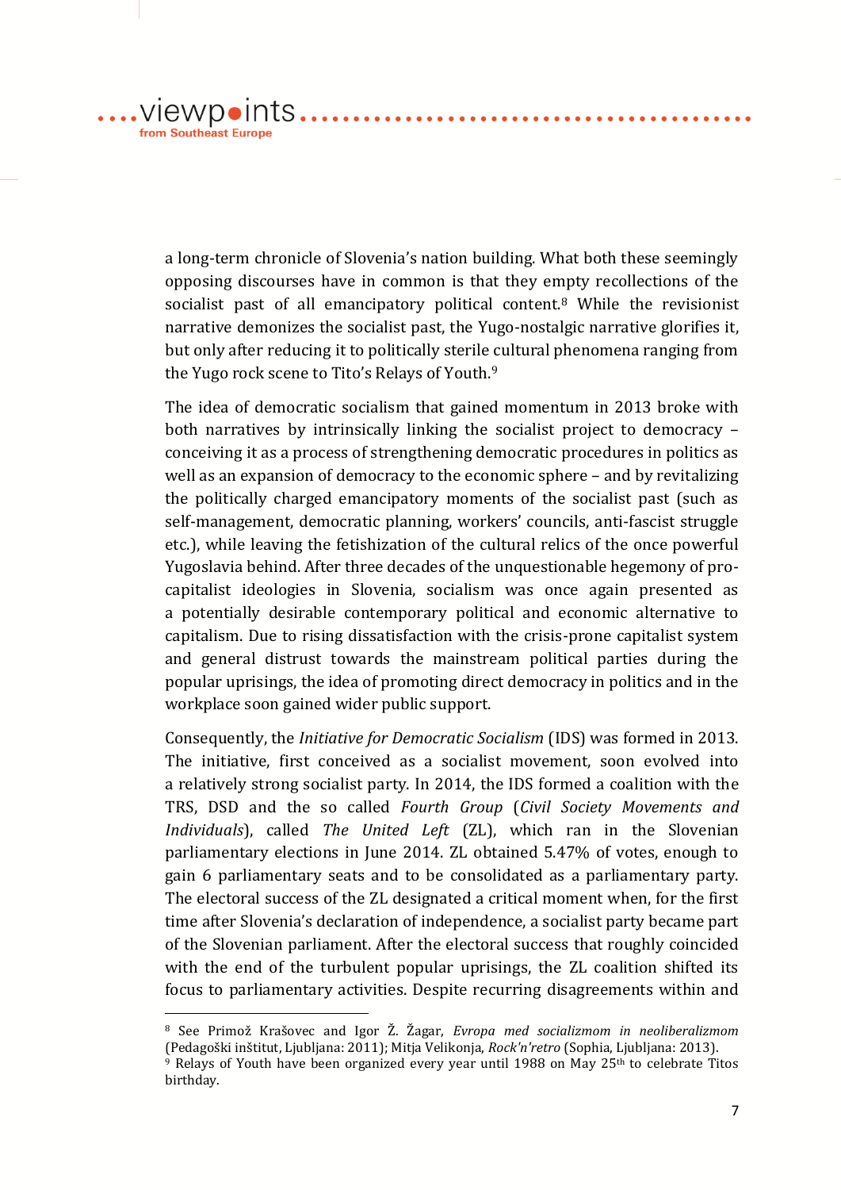a long-term chronicle of Slovenia's nation building. What both these seemingly opposing discourses have in common is that they empty recollections of the socialist past of all emancipatory political content.[8] While the revisionist narrative demonizes the socialist past, the Yugo-nostalgic narrative glorifies it, but only after reducing it to politically sterile cultural phenomena ranging from the Yugo rock scene to Tito's Relays of Youth.[9]

The idea of democratic socialism that gained momentum in 2013 broke with both narratives by intrinsically linking the socialist project to democracy – conceiving it as a process of strengthening democratic procedures in politics as well as an expansion of democracy to the economic sphere – and by revitalizing the politically charged emancipatory moments of the socialist past (such as self-management, democratic planning, workers' councils, anti-fascist struggle etc.), while leaving the fetishization of the cultural relics of the once powerful Yugoslavia behind. After three decades of the unquestionable hegemony of pro-capitalist ideologies in Slovenia, socialism was once again presented as a potentially desirable contemporary political and economic alternative to capitalism. Due to rising dissatisfaction with the crisis-prone capitalist system and general distrust towards the mainstream political parties during the popular uprisings, the idea of promoting direct democracy in politics and in the workplace soon gained wider public support.

Consequently, the *Initiative for Democratic Socialism* (IDS) was formed in 2013. The initiative, first conceived as a socialist movement, soon evolved into a relatively strong socialist party. In 2014, the IDS formed a coalition with the TRS, DSD and the so called *Fourth Group* (*Civil Society Movements and Individuals*), called *The United Left* (ZL), which ran in the Slovenian parliamentary elections in June 2014. ZL obtained 5.47% of votes, enough to gain 6 parliamentary seats and to be consolidated as a parliamentary party. The electoral success of the ZL designated a critical moment when, for the first time after Slovenia's declaration of independence, a socialist party became part of the Slovenian parliament. After the electoral success that roughly coincided with the end of the turbulent popular uprisings, the ZL coalition shifted its focus to parliamentary activities. Despite recurring disagreements within and

---

[8] See Primož Krašovec and Igor Ž. Žagar, *Evropa med socializmom in neoliberalizmom* (Pedagoški inštitut, Ljubljana: 2011); Mitja Velikonja, *Rock'n'retro* (Sophia, Ljubljana: 2013).

[9] Relays of Youth have been organized every year until 1988 on May 25th to celebrate Titos birthday.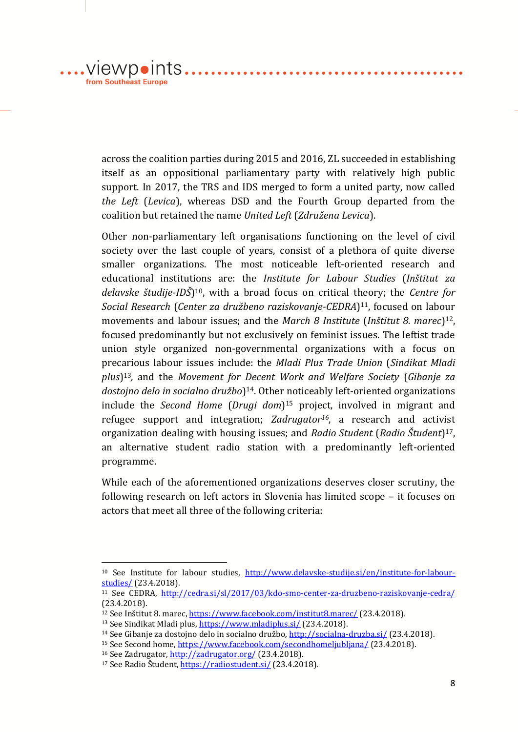across the coalition parties during 2015 and 2016, ZL succeeded in establishing itself as an oppositional parliamentary party with relatively high public support. In 2017, the TRS and IDS merged to form a united party, now called *the Left* (*Levica*), whereas DSD and the Fourth Group departed from the coalition but retained the name *United Left* (*Združena Levica*).

Other non-parliamentary left organisations functioning on the level of civil society over the last couple of years, consist of a plethora of quite diverse smaller organizations. The most noticeable left-oriented research and educational institutions are: the *Institute for Labour Studies* (*Inštitut za delavske študije-IDŠ*)[10], with a broad focus on critical theory; the *Centre for Social Research* (*Center za družbeno raziskovanje-CEDRA*)[11], focused on labour movements and labour issues; and the *March 8 Institute* (*Inštitut 8. marec*)[12], focused predominantly but not exclusively on feminist issues. The leftist trade union style organized non-governmental organizations with a focus on precarious labour issues include: the *Mladi Plus Trade Union* (*Sindikat Mladi plus*)[13], and the *Movement for Decent Work and Welfare Society* (*Gibanje za dostojno delo in socialno družbo*)[14]. Other noticeably left-oriented organizations include the *Second Home* (*Drugi dom*)[15] project, involved in migrant and refugee support and integration; *Zadrugator*[16], a research and activist organization dealing with housing issues; and *Radio Student* (*Radio Študent*)[17], an alternative student radio station with a predominantly left-oriented programme.

While each of the aforementioned organizations deserves closer scrutiny, the following research on left actors in Slovenia has limited scope – it focuses on actors that meet all three of the following criteria:

---

[10] See Institute for labour studies, http://www.delavske-studije.si/en/institute-for-labour-studies/ (23.4.2018).

[11] See CEDRA, http://cedra.si/sl/2017/03/kdo-smo-center-za-druzbeno-raziskovanje-cedra/ (23.4.2018).

[12] See Inštitut 8. marec, https://www.facebook.com/institut8.marec/ (23.4.2018).

[13] See Sindikat Mladi plus, https://www.mladiplus.si/ (23.4.2018).

[14] See Gibanje za dostojno delo in socialno družbo, http://socialna-druzba.si/ (23.4.2018).

[15] See Second home, https://www.facebook.com/secondhomeljubljana/ (23.4.2018).

[16] See Zadrugator, http://zadrugator.org/ (23.4.2018).

[17] See Radio Študent, https://radiostudent.si/ (23.4.2018).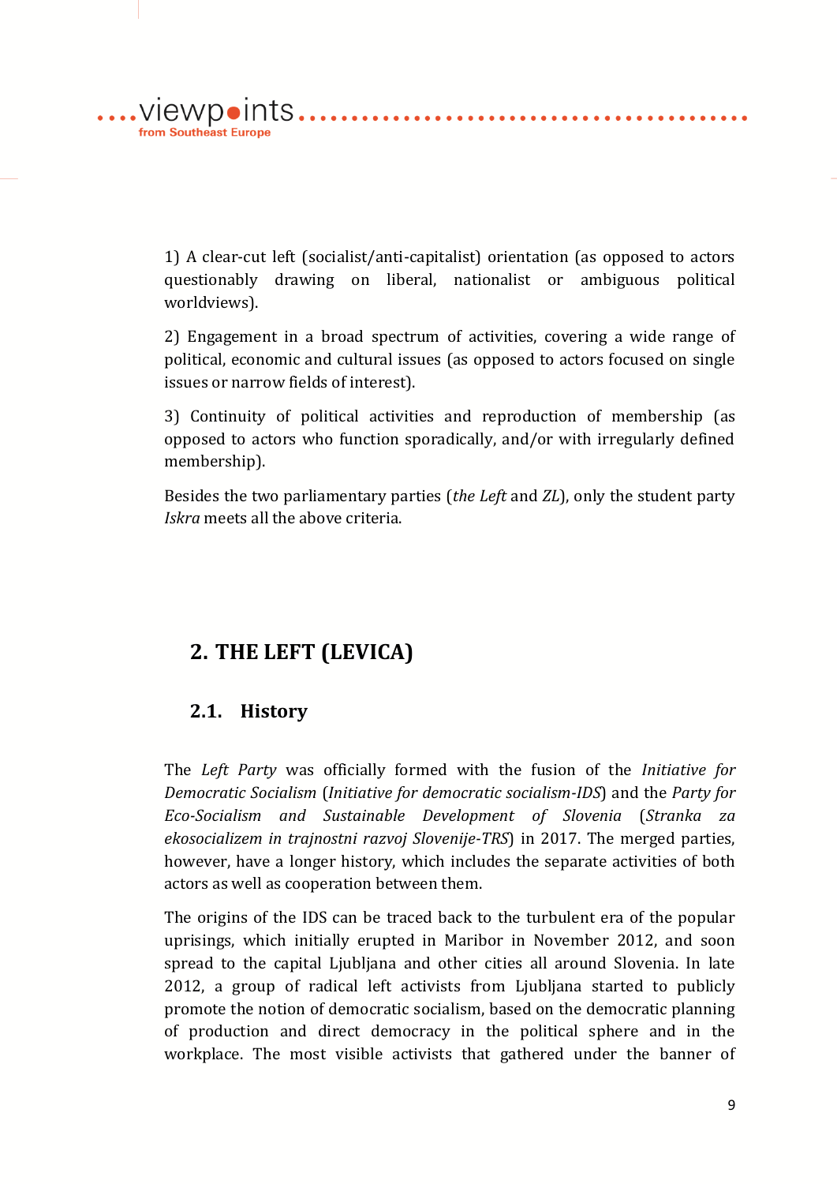1) A clear-cut left (socialist/anti-capitalist) orientation (as opposed to actors questionably drawing on liberal, nationalist or ambiguous political worldviews).

2) Engagement in a broad spectrum of activities, covering a wide range of political, economic and cultural issues (as opposed to actors focused on single issues or narrow fields of interest).

3) Continuity of political activities and reproduction of membership (as opposed to actors who function sporadically, and/or with irregularly defined membership).

Besides the two parliamentary parties (*the Left* and *ZL*), only the student party *Iskra* meets all the above criteria.

## 2. THE LEFT (LEVICA)

### 2.1. History

The *Left Party* was officially formed with the fusion of the *Initiative for Democratic Socialism* (*Initiative for democratic socialism-IDS*) and the *Party for Eco-Socialism and Sustainable Development of Slovenia* (*Stranka za ekosocializem in trajnostni razvoj Slovenije-TRS*) in 2017. The merged parties, however, have a longer history, which includes the separate activities of both actors as well as cooperation between them.

The origins of the IDS can be traced back to the turbulent era of the popular uprisings, which initially erupted in Maribor in November 2012, and soon spread to the capital Ljubljana and other cities all around Slovenia. In late 2012, a group of radical left activists from Ljubljana started to publicly promote the notion of democratic socialism, based on the democratic planning of production and direct democracy in the political sphere and in the workplace. The most visible activists that gathered under the banner of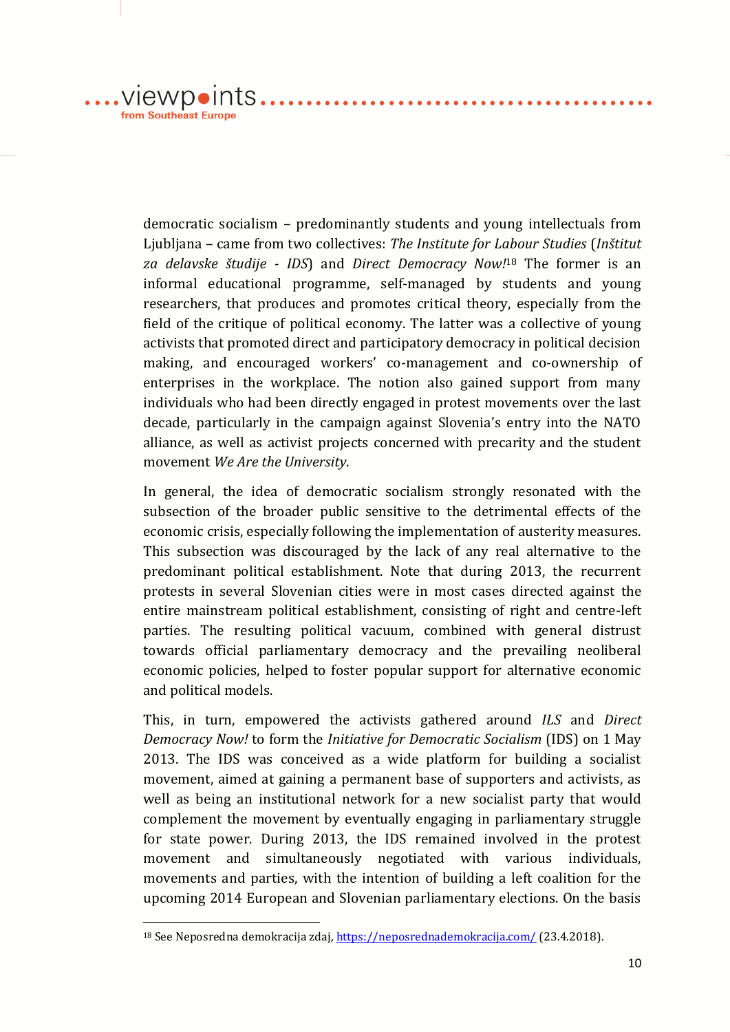democratic socialism – predominantly students and young intellectuals from Ljubljana – came from two collectives: *The Institute for Labour Studies* (*Inštitut za delavske študije - IDS*) and *Direct Democracy Now!*[18] The former is an informal educational programme, self-managed by students and young researchers, that produces and promotes critical theory, especially from the field of the critique of political economy. The latter was a collective of young activists that promoted direct and participatory democracy in political decision making, and encouraged workers' co-management and co-ownership of enterprises in the workplace. The notion also gained support from many individuals who had been directly engaged in protest movements over the last decade, particularly in the campaign against Slovenia's entry into the NATO alliance, as well as activist projects concerned with precarity and the student movement *We Are the University*.

In general, the idea of democratic socialism strongly resonated with the subsection of the broader public sensitive to the detrimental effects of the economic crisis, especially following the implementation of austerity measures. This subsection was discouraged by the lack of any real alternative to the predominant political establishment. Note that during 2013, the recurrent protests in several Slovenian cities were in most cases directed against the entire mainstream political establishment, consisting of right and centre-left parties. The resulting political vacuum, combined with general distrust towards official parliamentary democracy and the prevailing neoliberal economic policies, helped to foster popular support for alternative economic and political models.

This, in turn, empowered the activists gathered around *ILS* and *Direct Democracy Now!* to form the *Initiative for Democratic Socialism* (IDS) on 1 May 2013. The IDS was conceived as a wide platform for building a socialist movement, aimed at gaining a permanent base of supporters and activists, as well as being an institutional network for a new socialist party that would complement the movement by eventually engaging in parliamentary struggle for state power. During 2013, the IDS remained involved in the protest movement and simultaneously negotiated with various individuals, movements and parties, with the intention of building a left coalition for the upcoming 2014 European and Slovenian parliamentary elections. On the basis

---

[18] See Neposredna demokracija zdaj, https://neposrednademokracija.com/ (23.4.2018).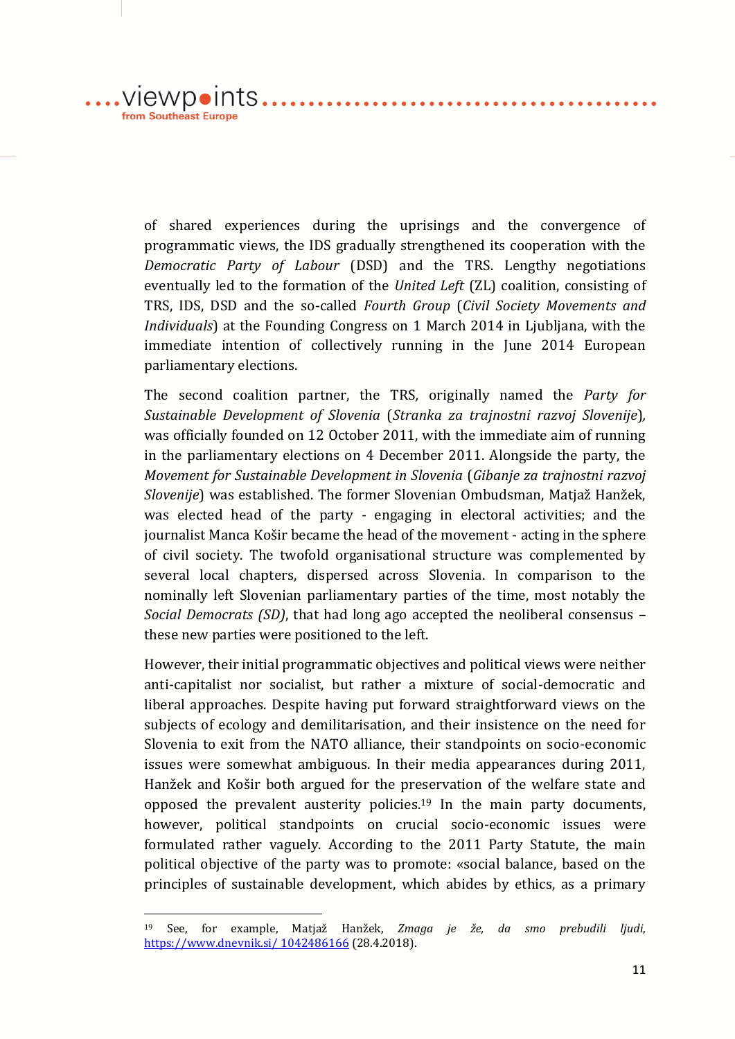of shared experiences during the uprisings and the convergence of programmatic views, the IDS gradually strengthened its cooperation with the *Democratic Party of Labour* (DSD) and the TRS. Lengthy negotiations eventually led to the formation of the *United Left* (ZL) coalition, consisting of TRS, IDS, DSD and the so-called *Fourth Group* (*Civil Society Movements and Individuals*) at the Founding Congress on 1 March 2014 in Ljubljana, with the immediate intention of collectively running in the June 2014 European parliamentary elections.

The second coalition partner, the TRS, originally named the *Party for Sustainable Development of Slovenia* (*Stranka za trajnostni razvoj Slovenije*), was officially founded on 12 October 2011, with the immediate aim of running in the parliamentary elections on 4 December 2011. Alongside the party, the *Movement for Sustainable Development in Slovenia* (*Gibanje za trajnostni razvoj Slovenije*) was established. The former Slovenian Ombudsman, Matjaž Hanžek, was elected head of the party - engaging in electoral activities; and the journalist Manca Košir became the head of the movement - acting in the sphere of civil society. The twofold organisational structure was complemented by several local chapters, dispersed across Slovenia. In comparison to the nominally left Slovenian parliamentary parties of the time, most notably the *Social Democrats (SD)*, that had long ago accepted the neoliberal consensus – these new parties were positioned to the left.

However, their initial programmatic objectives and political views were neither anti-capitalist nor socialist, but rather a mixture of social-democratic and liberal approaches. Despite having put forward straightforward views on the subjects of ecology and demilitarisation, and their insistence on the need for Slovenia to exit from the NATO alliance, their standpoints on socio-economic issues were somewhat ambiguous. In their media appearances during 2011, Hanžek and Košir both argued for the preservation of the welfare state and opposed the prevalent austerity policies.[19] In the main party documents, however, political standpoints on crucial socio-economic issues were formulated rather vaguely. According to the 2011 Party Statute, the main political objective of the party was to promote: «social balance, based on the principles of sustainable development, which abides by ethics, as a primary

---

[19] See, for example, Matjaž Hanžek, *Zmaga je že, da smo prebudili ljudi*, https://www.dnevnik.si/ 1042486166 (28.4.2018).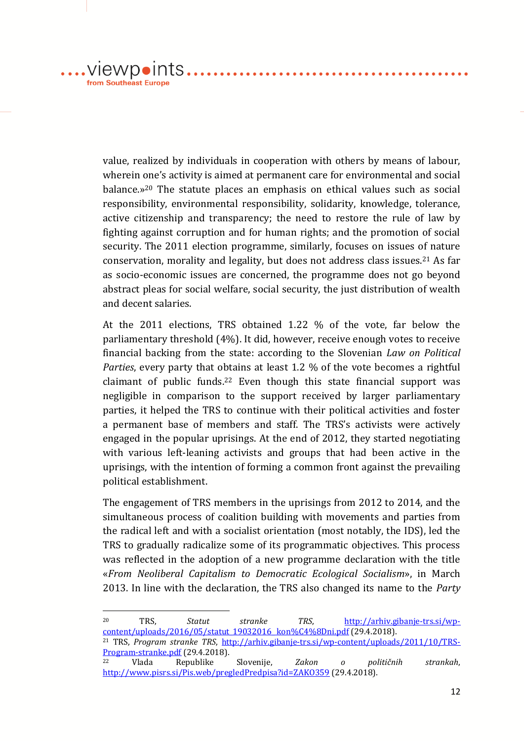value, realized by individuals in cooperation with others by means of labour, wherein one's activity is aimed at permanent care for environmental and social balance.»[20] The statute places an emphasis on ethical values such as social responsibility, environmental responsibility, solidarity, knowledge, tolerance, active citizenship and transparency; the need to restore the rule of law by fighting against corruption and for human rights; and the promotion of social security. The 2011 election programme, similarly, focuses on issues of nature conservation, morality and legality, but does not address class issues.[21] As far as socio-economic issues are concerned, the programme does not go beyond abstract pleas for social welfare, social security, the just distribution of wealth and decent salaries.

At the 2011 elections, TRS obtained 1.22 % of the vote, far below the parliamentary threshold (4%). It did, however, receive enough votes to receive financial backing from the state: according to the Slovenian *Law on Political Parties*, every party that obtains at least 1.2 % of the vote becomes a rightful claimant of public funds.[22] Even though this state financial support was negligible in comparison to the support received by larger parliamentary parties, it helped the TRS to continue with their political activities and foster a permanent base of members and staff. The TRS's activists were actively engaged in the popular uprisings. At the end of 2012, they started negotiating with various left-leaning activists and groups that had been active in the uprisings, with the intention of forming a common front against the prevailing political establishment.

The engagement of TRS members in the uprisings from 2012 to 2014, and the simultaneous process of coalition building with movements and parties from the radical left and with a socialist orientation (most notably, the IDS), led the TRS to gradually radicalize some of its programmatic objectives. This process was reflected in the adoption of a new programme declaration with the title «*From Neoliberal Capitalism to Democratic Ecological Socialism*», in March 2013. In line with the declaration, the TRS also changed its name to the *Party*

---

[20] TRS, *Statut stranke TRS*, http://arhiv.gibanje-trs.si/wp-content/uploads/2016/05/statut_19032016_kon%C4%8Dni.pdf (29.4.2018).

[21] TRS, *Program stranke TRS*, http://arhiv.gibanje-trs.si/wp-content/uploads/2011/10/TRS-Program-stranke.pdf (29.4.2018).

[22] Vlada Republike Slovenije, *Zakon o političnih strankah*, http://www.pisrs.si/Pis.web/pregledPredpisa?id=ZAKO359 (29.4.2018).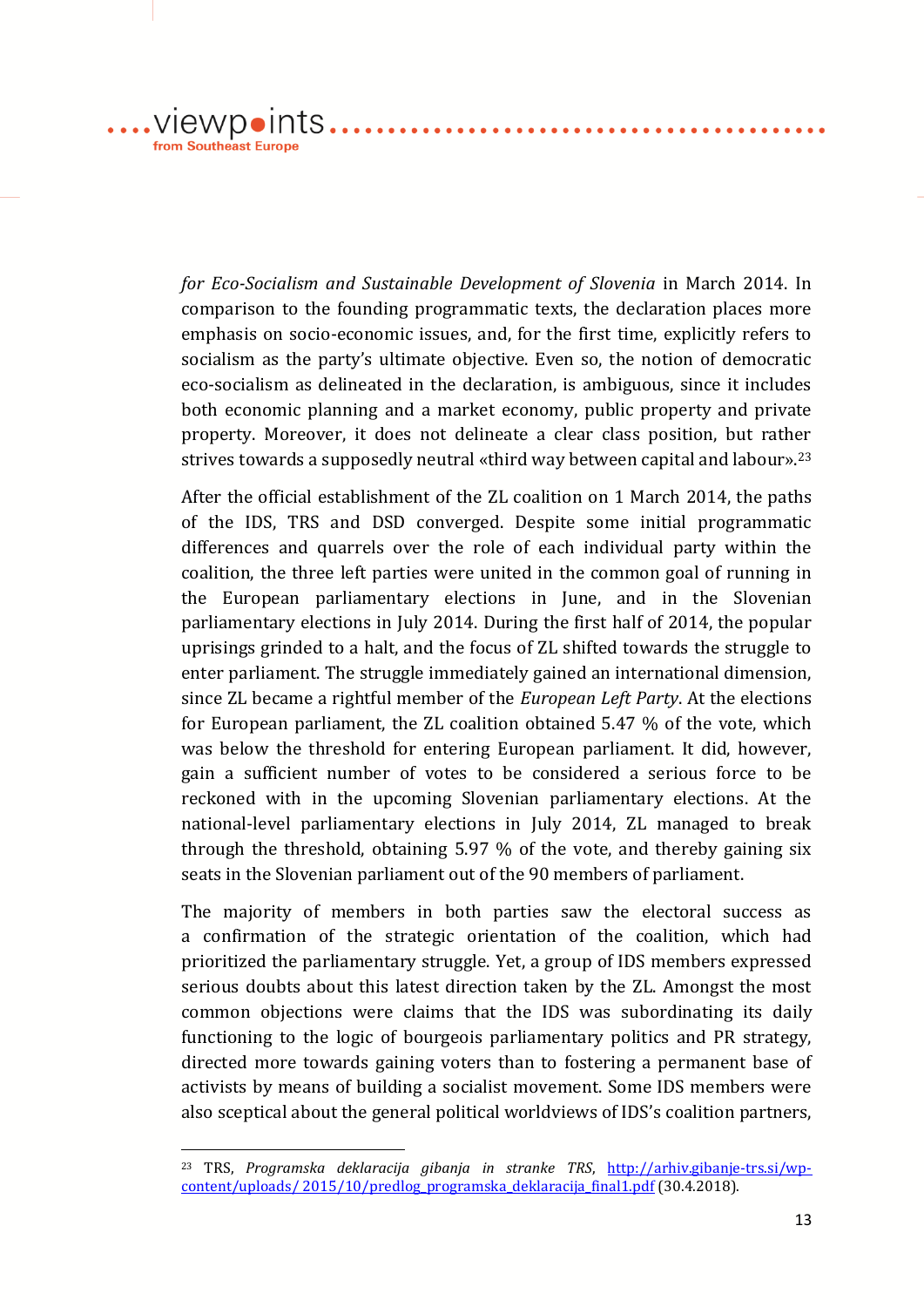*for Eco-Socialism and Sustainable Development of Slovenia* in March 2014. In comparison to the founding programmatic texts, the declaration places more emphasis on socio-economic issues, and, for the first time, explicitly refers to socialism as the party's ultimate objective. Even so, the notion of democratic eco-socialism as delineated in the declaration, is ambiguous, since it includes both economic planning and a market economy, public property and private property. Moreover, it does not delineate a clear class position, but rather strives towards a supposedly neutral «third way between capital and labour».[23]

After the official establishment of the ZL coalition on 1 March 2014, the paths of the IDS, TRS and DSD converged. Despite some initial programmatic differences and quarrels over the role of each individual party within the coalition, the three left parties were united in the common goal of running in the European parliamentary elections in June, and in the Slovenian parliamentary elections in July 2014. During the first half of 2014, the popular uprisings grinded to a halt, and the focus of ZL shifted towards the struggle to enter parliament. The struggle immediately gained an international dimension, since ZL became a rightful member of the *European Left Party*. At the elections for European parliament, the ZL coalition obtained 5.47 % of the vote, which was below the threshold for entering European parliament. It did, however, gain a sufficient number of votes to be considered a serious force to be reckoned with in the upcoming Slovenian parliamentary elections. At the national-level parliamentary elections in July 2014, ZL managed to break through the threshold, obtaining 5.97 % of the vote, and thereby gaining six seats in the Slovenian parliament out of the 90 members of parliament.

The majority of members in both parties saw the electoral success as a confirmation of the strategic orientation of the coalition, which had prioritized the parliamentary struggle. Yet, a group of IDS members expressed serious doubts about this latest direction taken by the ZL. Amongst the most common objections were claims that the IDS was subordinating its daily functioning to the logic of bourgeois parliamentary politics and PR strategy, directed more towards gaining voters than to fostering a permanent base of activists by means of building a socialist movement. Some IDS members were also sceptical about the general political worldviews of IDS's coalition partners,

---

[23] TRS, *Programska deklaracija gibanja in stranke TRS*, http://arhiv.gibanje-trs.si/wp-content/uploads/ 2015/10/predlog_programska_deklaracija_final1.pdf (30.4.2018).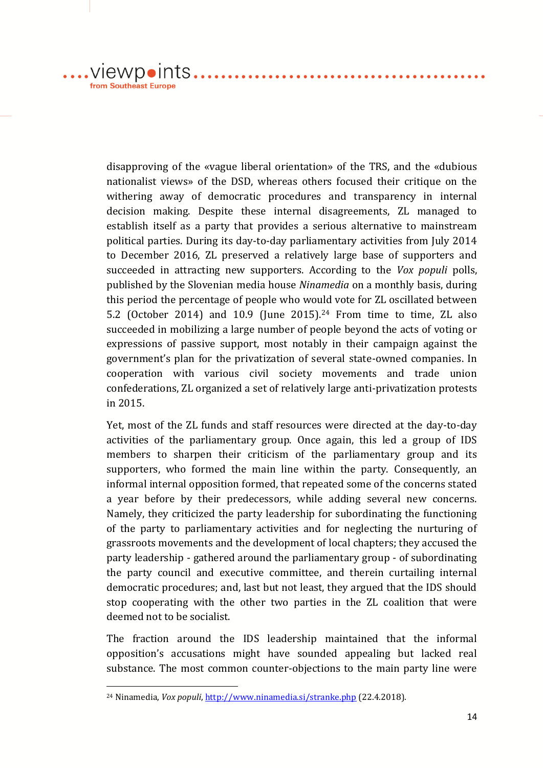disapproving of the «vague liberal orientation» of the TRS, and the «dubious nationalist views» of the DSD, whereas others focused their critique on the withering away of democratic procedures and transparency in internal decision making. Despite these internal disagreements, ZL managed to establish itself as a party that provides a serious alternative to mainstream political parties. During its day-to-day parliamentary activities from July 2014 to December 2016, ZL preserved a relatively large base of supporters and succeeded in attracting new supporters. According to the *Vox populi* polls, published by the Slovenian media house *Ninamedia* on a monthly basis, during this period the percentage of people who would vote for ZL oscillated between 5.2 (October 2014) and 10.9 (June 2015).[24] From time to time, ZL also succeeded in mobilizing a large number of people beyond the acts of voting or expressions of passive support, most notably in their campaign against the government's plan for the privatization of several state-owned companies. In cooperation with various civil society movements and trade union confederations, ZL organized a set of relatively large anti-privatization protests in 2015.

Yet, most of the ZL funds and staff resources were directed at the day-to-day activities of the parliamentary group. Once again, this led a group of IDS members to sharpen their criticism of the parliamentary group and its supporters, who formed the main line within the party. Consequently, an informal internal opposition formed, that repeated some of the concerns stated a year before by their predecessors, while adding several new concerns. Namely, they criticized the party leadership for subordinating the functioning of the party to parliamentary activities and for neglecting the nurturing of grassroots movements and the development of local chapters; they accused the party leadership - gathered around the parliamentary group - of subordinating the party council and executive committee, and therein curtailing internal democratic procedures; and, last but not least, they argued that the IDS should stop cooperating with the other two parties in the ZL coalition that were deemed not to be socialist.

The fraction around the IDS leadership maintained that the informal opposition's accusations might have sounded appealing but lacked real substance. The most common counter-objections to the main party line were

[24] Ninamedia, *Vox populi*, http://www.ninamedia.si/stranke.php (22.4.2018).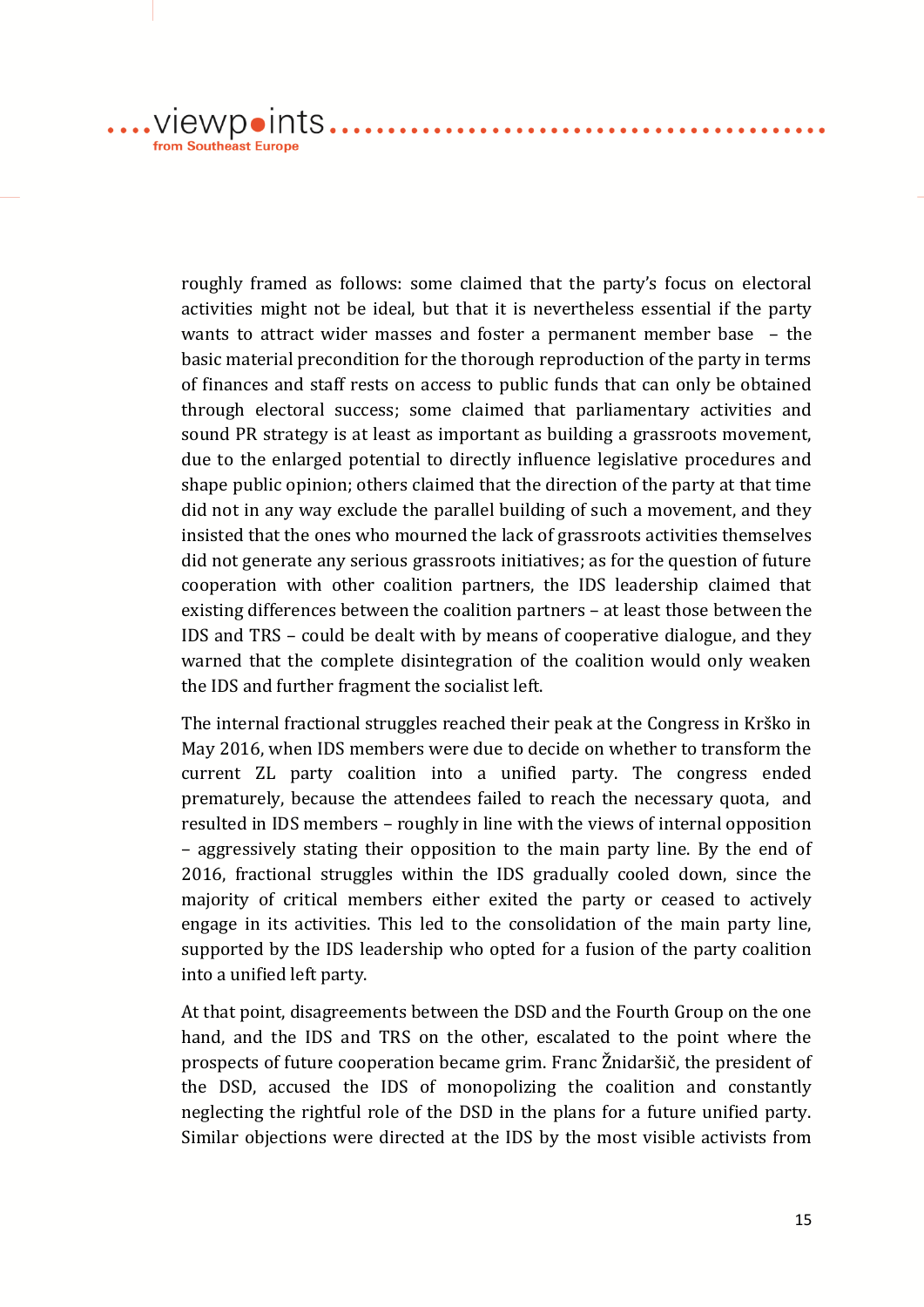roughly framed as follows: some claimed that the party's focus on electoral activities might not be ideal, but that it is nevertheless essential if the party wants to attract wider masses and foster a permanent member base – the basic material precondition for the thorough reproduction of the party in terms of finances and staff rests on access to public funds that can only be obtained through electoral success; some claimed that parliamentary activities and sound PR strategy is at least as important as building a grassroots movement, due to the enlarged potential to directly influence legislative procedures and shape public opinion; others claimed that the direction of the party at that time did not in any way exclude the parallel building of such a movement, and they insisted that the ones who mourned the lack of grassroots activities themselves did not generate any serious grassroots initiatives; as for the question of future cooperation with other coalition partners, the IDS leadership claimed that existing differences between the coalition partners – at least those between the IDS and TRS – could be dealt with by means of cooperative dialogue, and they warned that the complete disintegration of the coalition would only weaken the IDS and further fragment the socialist left.

The internal fractional struggles reached their peak at the Congress in Krško in May 2016, when IDS members were due to decide on whether to transform the current ZL party coalition into a unified party. The congress ended prematurely, because the attendees failed to reach the necessary quota, and resulted in IDS members – roughly in line with the views of internal opposition – aggressively stating their opposition to the main party line. By the end of 2016, fractional struggles within the IDS gradually cooled down, since the majority of critical members either exited the party or ceased to actively engage in its activities. This led to the consolidation of the main party line, supported by the IDS leadership who opted for a fusion of the party coalition into a unified left party.

At that point, disagreements between the DSD and the Fourth Group on the one hand, and the IDS and TRS on the other, escalated to the point where the prospects of future cooperation became grim. Franc Žnidaršič, the president of the DSD, accused the IDS of monopolizing the coalition and constantly neglecting the rightful role of the DSD in the plans for a future unified party. Similar objections were directed at the IDS by the most visible activists from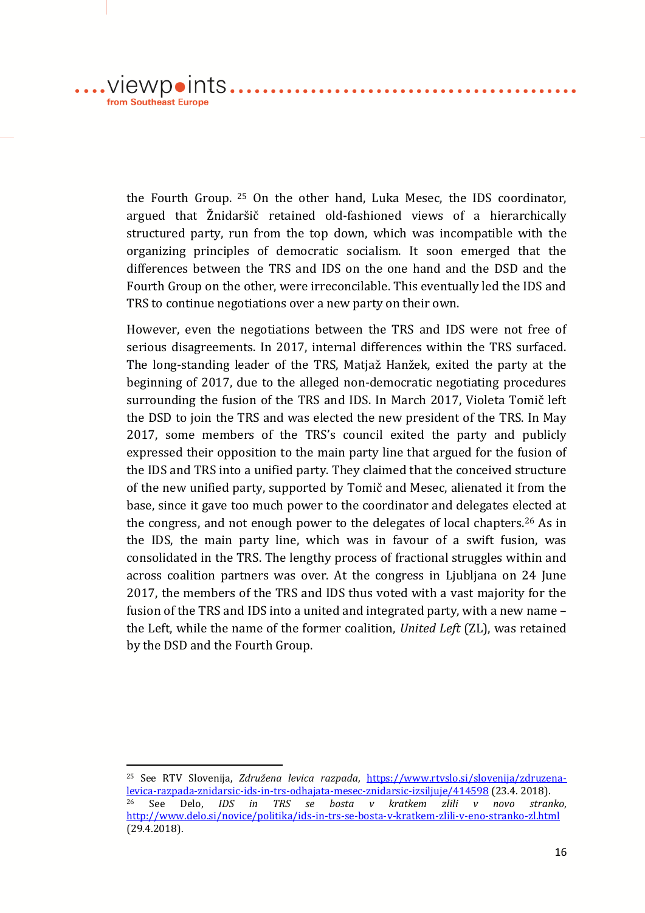the Fourth Group. [25] On the other hand, Luka Mesec, the IDS coordinator, argued that Žnidaršič retained old-fashioned views of a hierarchically structured party, run from the top down, which was incompatible with the organizing principles of democratic socialism. It soon emerged that the differences between the TRS and IDS on the one hand and the DSD and the Fourth Group on the other, were irreconcilable. This eventually led the IDS and TRS to continue negotiations over a new party on their own.

However, even the negotiations between the TRS and IDS were not free of serious disagreements. In 2017, internal differences within the TRS surfaced. The long-standing leader of the TRS, Matjaž Hanžek, exited the party at the beginning of 2017, due to the alleged non-democratic negotiating procedures surrounding the fusion of the TRS and IDS. In March 2017, Violeta Tomič left the DSD to join the TRS and was elected the new president of the TRS. In May 2017, some members of the TRS's council exited the party and publicly expressed their opposition to the main party line that argued for the fusion of the IDS and TRS into a unified party. They claimed that the conceived structure of the new unified party, supported by Tomič and Mesec, alienated it from the base, since it gave too much power to the coordinator and delegates elected at the congress, and not enough power to the delegates of local chapters.[26] As in the IDS, the main party line, which was in favour of a swift fusion, was consolidated in the TRS. The lengthy process of fractional struggles within and across coalition partners was over. At the congress in Ljubljana on 24 June 2017, the members of the TRS and IDS thus voted with a vast majority for the fusion of the TRS and IDS into a united and integrated party, with a new name – the Left, while the name of the former coalition, *United Left* (ZL), was retained by the DSD and the Fourth Group.

---

[25] See RTV Slovenija, *Združena levica razpada*, https://www.rtvslo.si/slovenija/zdruzena-levica-razpada-znidarsic-ids-in-trs-odhajata-mesec-znidarsic-izsiljuje/414598 (23.4. 2018).

[26] See Delo, *IDS in TRS se bosta v kratkem zlili v novo stranko*, http://www.delo.si/novice/politika/ids-in-trs-se-bosta-v-kratkem-zlili-v-eno-stranko-zl.html (29.4.2018).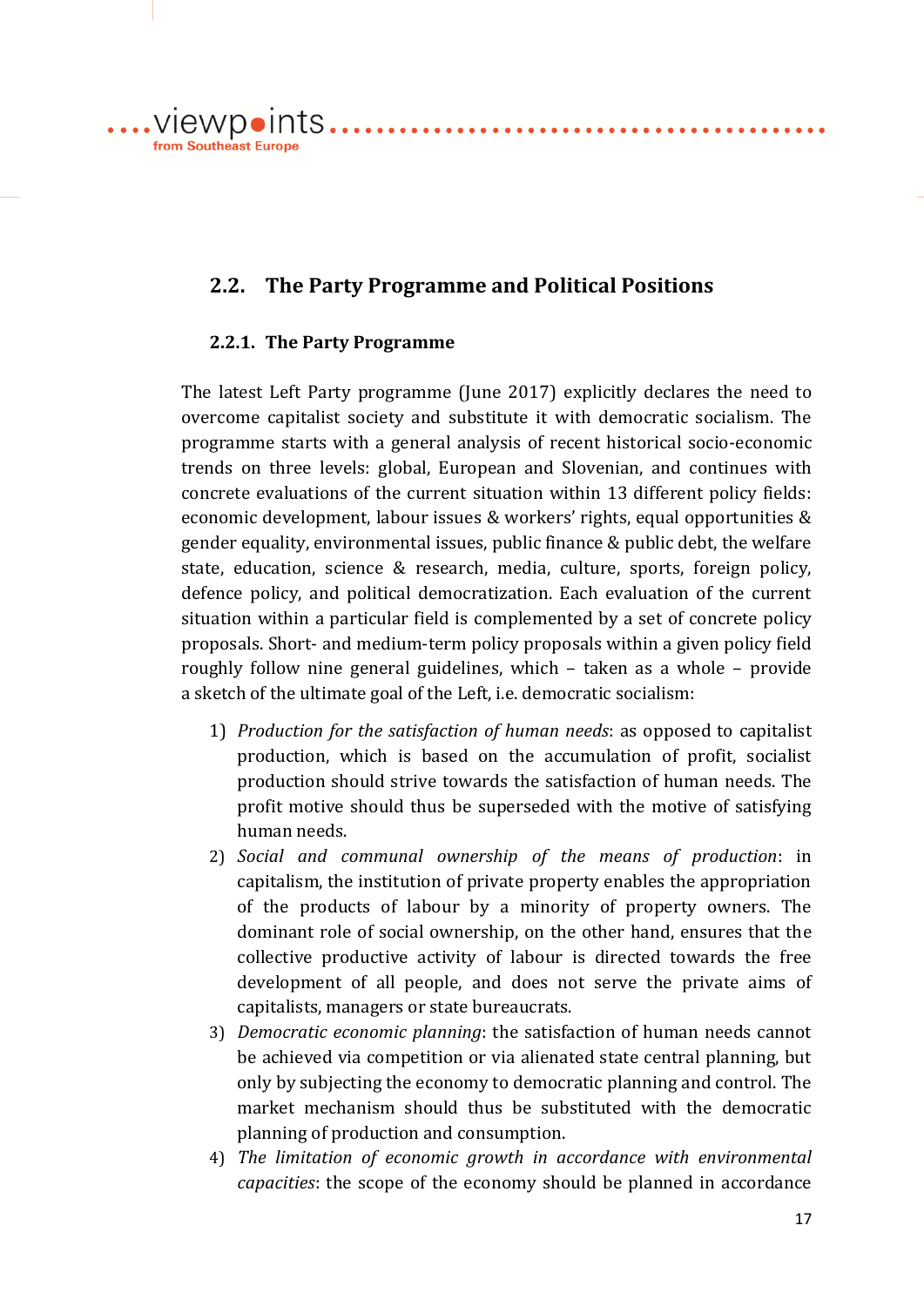## 2.2. The Party Programme and Political Positions

### 2.2.1. The Party Programme

The latest Left Party programme (June 2017) explicitly declares the need to overcome capitalist society and substitute it with democratic socialism. The programme starts with a general analysis of recent historical socio-economic trends on three levels: global, European and Slovenian, and continues with concrete evaluations of the current situation within 13 different policy fields: economic development, labour issues & workers' rights, equal opportunities & gender equality, environmental issues, public finance & public debt, the welfare state, education, science & research, media, culture, sports, foreign policy, defence policy, and political democratization. Each evaluation of the current situation within a particular field is complemented by a set of concrete policy proposals. Short- and medium-term policy proposals within a given policy field roughly follow nine general guidelines, which – taken as a whole – provide a sketch of the ultimate goal of the Left, i.e. democratic socialism:

1) *Production for the satisfaction of human needs*: as opposed to capitalist production, which is based on the accumulation of profit, socialist production should strive towards the satisfaction of human needs. The profit motive should thus be superseded with the motive of satisfying human needs.
2) *Social and communal ownership of the means of production*: in capitalism, the institution of private property enables the appropriation of the products of labour by a minority of property owners. The dominant role of social ownership, on the other hand, ensures that the collective productive activity of labour is directed towards the free development of all people, and does not serve the private aims of capitalists, managers or state bureaucrats.
3) *Democratic economic planning*: the satisfaction of human needs cannot be achieved via competition or via alienated state central planning, but only by subjecting the economy to democratic planning and control. The market mechanism should thus be substituted with the democratic planning of production and consumption.
4) *The limitation of economic growth in accordance with environmental capacities*: the scope of the economy should be planned in accordance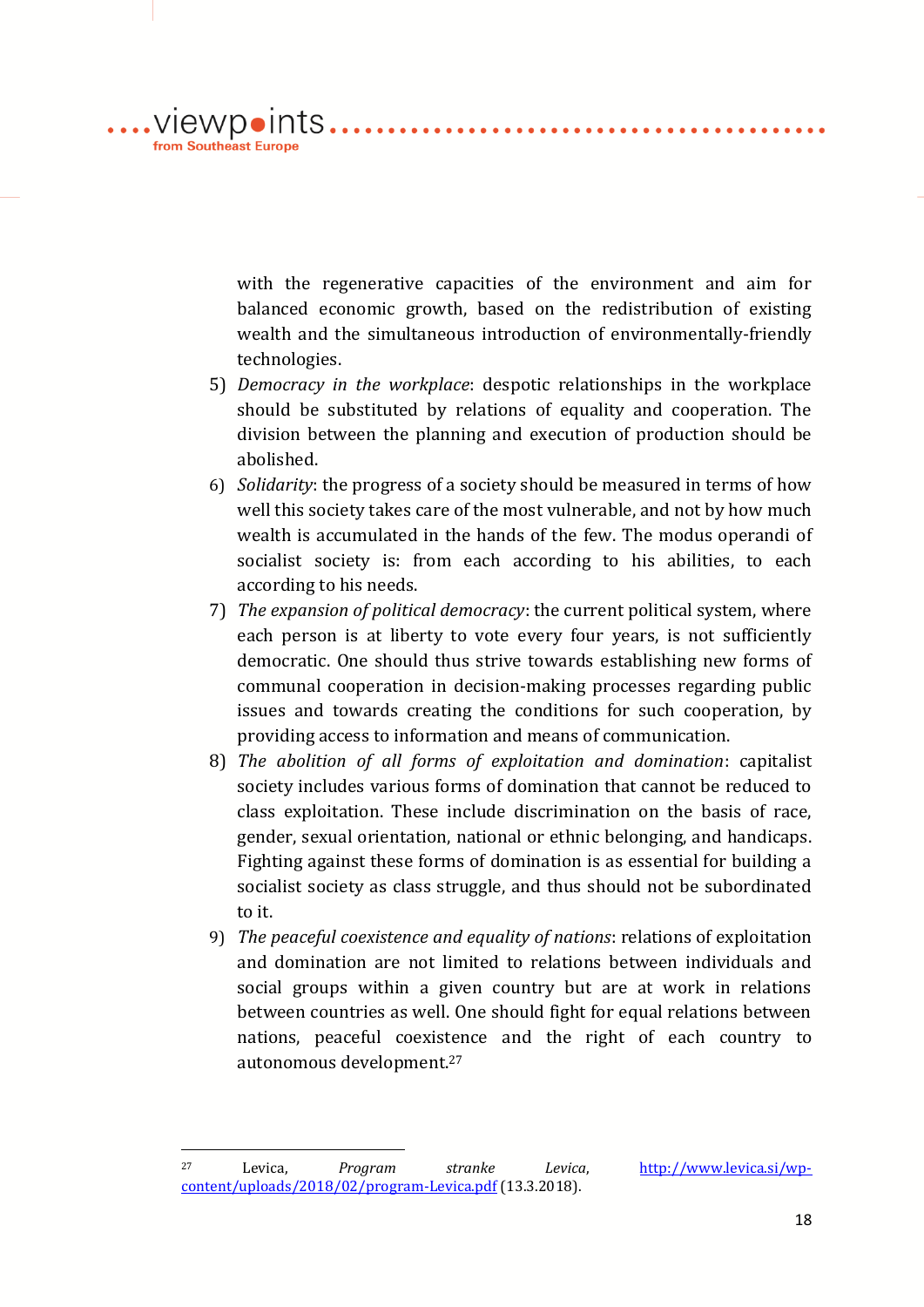with the regenerative capacities of the environment and aim for balanced economic growth, based on the redistribution of existing wealth and the simultaneous introduction of environmentally-friendly technologies.

5) *Democracy in the workplace*: despotic relationships in the workplace should be substituted by relations of equality and cooperation. The division between the planning and execution of production should be abolished.
6) *Solidarity*: the progress of a society should be measured in terms of how well this society takes care of the most vulnerable, and not by how much wealth is accumulated in the hands of the few. The modus operandi of socialist society is: from each according to his abilities, to each according to his needs.
7) *The expansion of political democracy*: the current political system, where each person is at liberty to vote every four years, is not sufficiently democratic. One should thus strive towards establishing new forms of communal cooperation in decision-making processes regarding public issues and towards creating the conditions for such cooperation, by providing access to information and means of communication.
8) *The abolition of all forms of exploitation and domination*: capitalist society includes various forms of domination that cannot be reduced to class exploitation. These include discrimination on the basis of race, gender, sexual orientation, national or ethnic belonging, and handicaps. Fighting against these forms of domination is as essential for building a socialist society as class struggle, and thus should not be subordinated to it.
9) *The peaceful coexistence and equality of nations*: relations of exploitation and domination are not limited to relations between individuals and social groups within a given country but are at work in relations between countries as well. One should fight for equal relations between nations, peaceful coexistence and the right of each country to autonomous development.[27]

---

[27] Levica, *Program stranke Levica*, http://www.levica.si/wp-content/uploads/2018/02/program-Levica.pdf (13.3.2018).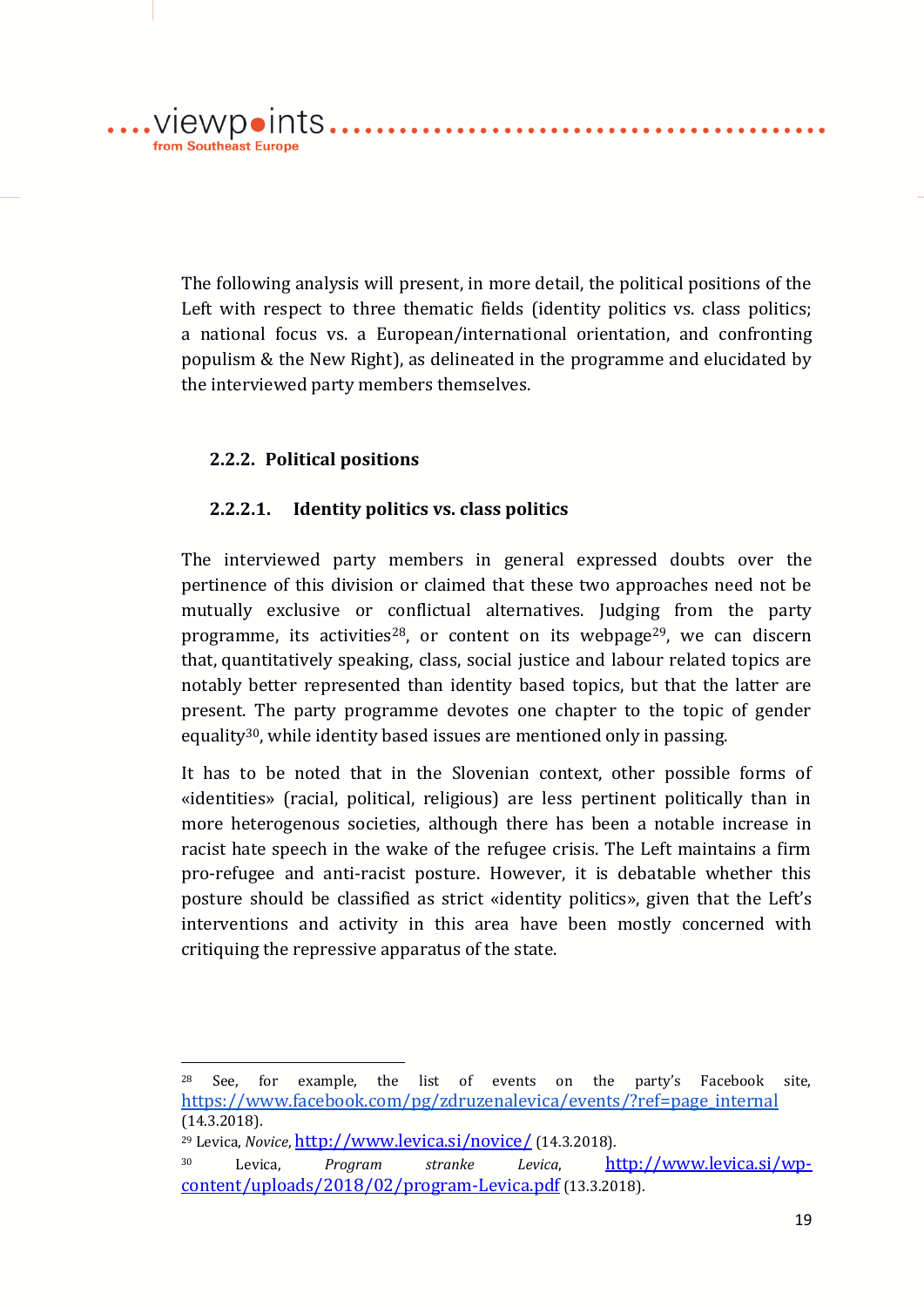The following analysis will present, in more detail, the political positions of the Left with respect to three thematic fields (identity politics vs. class politics; a national focus vs. a European/international orientation, and confronting populism & the New Right), as delineated in the programme and elucidated by the interviewed party members themselves.

#### 2.2.2. Political positions

##### 2.2.2.1. Identity politics vs. class politics

The interviewed party members in general expressed doubts over the pertinence of this division or claimed that these two approaches need not be mutually exclusive or conflictual alternatives. Judging from the party programme, its activities[28], or content on its webpage[29], we can discern that, quantitatively speaking, class, social justice and labour related topics are notably better represented than identity based topics, but that the latter are present. The party programme devotes one chapter to the topic of gender equality[30], while identity based issues are mentioned only in passing.

It has to be noted that in the Slovenian context, other possible forms of «identities» (racial, political, religious) are less pertinent politically than in more heterogenous societies, although there has been a notable increase in racist hate speech in the wake of the refugee crisis. The Left maintains a firm pro-refugee and anti-racist posture. However, it is debatable whether this posture should be classified as strict «identity politics», given that the Left's interventions and activity in this area have been mostly concerned with critiquing the repressive apparatus of the state.

---

[28] See, for example, the list of events on the party's Facebook site, https://www.facebook.com/pg/zdruzenalevica/events/?ref=page_internal (14.3.2018).

[29] Levica, *Novice*, http://www.levica.si/novice/ (14.3.2018).

[30] Levica, *Program stranke Levica*, http://www.levica.si/wp-content/uploads/2018/02/program-Levica.pdf (13.3.2018).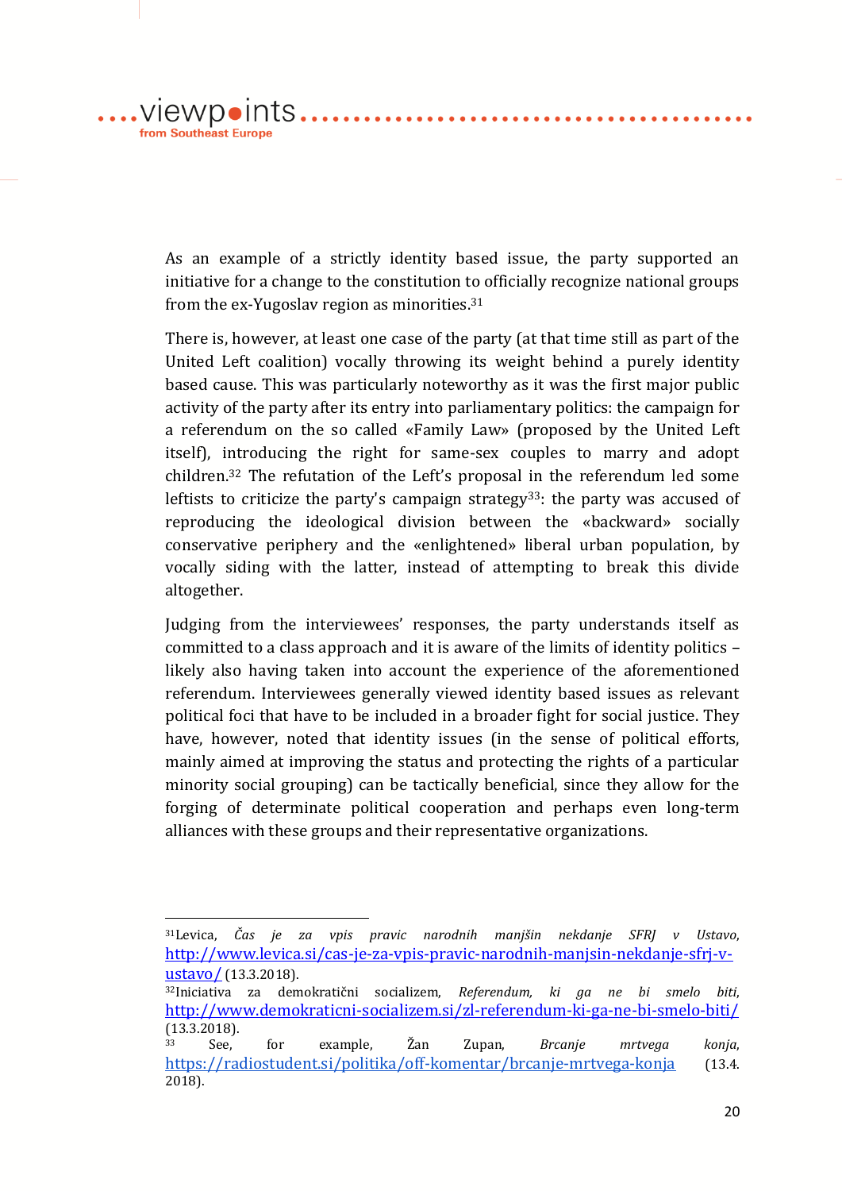As an example of a strictly identity based issue, the party supported an initiative for a change to the constitution to officially recognize national groups from the ex-Yugoslav region as minorities.[31]

There is, however, at least one case of the party (at that time still as part of the United Left coalition) vocally throwing its weight behind a purely identity based cause. This was particularly noteworthy as it was the first major public activity of the party after its entry into parliamentary politics: the campaign for a referendum on the so called «Family Law» (proposed by the United Left itself), introducing the right for same-sex couples to marry and adopt children.[32] The refutation of the Left's proposal in the referendum led some leftists to criticize the party's campaign strategy[33]: the party was accused of reproducing the ideological division between the «backward» socially conservative periphery and the «enlightened» liberal urban population, by vocally siding with the latter, instead of attempting to break this divide altogether.

Judging from the interviewees' responses, the party understands itself as committed to a class approach and it is aware of the limits of identity politics – likely also having taken into account the experience of the aforementioned referendum. Interviewees generally viewed identity based issues as relevant political foci that have to be included in a broader fight for social justice. They have, however, noted that identity issues (in the sense of political efforts, mainly aimed at improving the status and protecting the rights of a particular minority social grouping) can be tactically beneficial, since they allow for the forging of determinate political cooperation and perhaps even long-term alliances with these groups and their representative organizations.

---

[31] Levica, *Čas je za vpis pravic narodnih manjšin nekdanje SFRJ v Ustavo*, http://www.levica.si/cas-je-za-vpis-pravic-narodnih-manjsin-nekdanje-sfrj-v-ustavo/ (13.3.2018).

[32] Iniciativa za demokratični socializem, *Referendum, ki ga ne bi smelo biti*, http://www.demokraticni-socializem.si/zl-referendum-ki-ga-ne-bi-smelo-biti/ (13.3.2018).

[33] See, for example, Žan Zupan, *Brcanje mrtvega konja*, https://radiostudent.si/politika/off-komentar/brcanje-mrtvega-konja (13.4. 2018).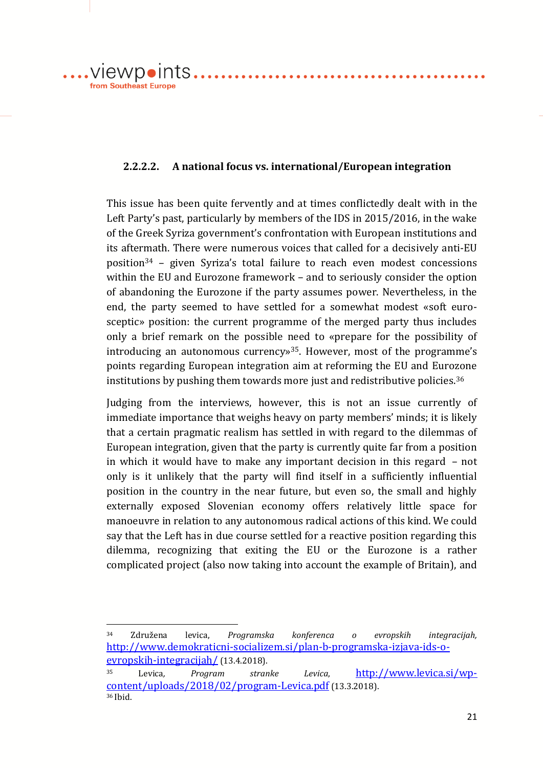#### 2.2.2.2. A national focus vs. international/European integration

This issue has been quite fervently and at times conflictedly dealt with in the Left Party's past, particularly by members of the IDS in 2015/2016, in the wake of the Greek Syriza government's confrontation with European institutions and its aftermath. There were numerous voices that called for a decisively anti-EU position[34] – given Syriza's total failure to reach even modest concessions within the EU and Eurozone framework – and to seriously consider the option of abandoning the Eurozone if the party assumes power. Nevertheless, in the end, the party seemed to have settled for a somewhat modest «soft euro-sceptic» position: the current programme of the merged party thus includes only a brief remark on the possible need to «prepare for the possibility of introducing an autonomous currency»[35]. However, most of the programme's points regarding European integration aim at reforming the EU and Eurozone institutions by pushing them towards more just and redistributive policies.[36]

Judging from the interviews, however, this is not an issue currently of immediate importance that weighs heavy on party members' minds; it is likely that a certain pragmatic realism has settled in with regard to the dilemmas of European integration, given that the party is currently quite far from a position in which it would have to make any important decision in this regard – not only is it unlikely that the party will find itself in a sufficiently influential position in the country in the near future, but even so, the small and highly externally exposed Slovenian economy offers relatively little space for manoeuvre in relation to any autonomous radical actions of this kind. We could say that the Left has in due course settled for a reactive position regarding this dilemma, recognizing that exiting the EU or the Eurozone is a rather complicated project (also now taking into account the example of Britain), and

---

[34] Združena levica, *Programska konferenca o evropskih integracijah,* http://www.demokraticni-socializem.si/plan-b-programska-izjava-ids-o-evropskih-integracijah/ (13.4.2018).

[35] Levica, *Program stranke Levica,* http://www.levica.si/wp-content/uploads/2018/02/program-Levica.pdf (13.3.2018).

[36] Ibid.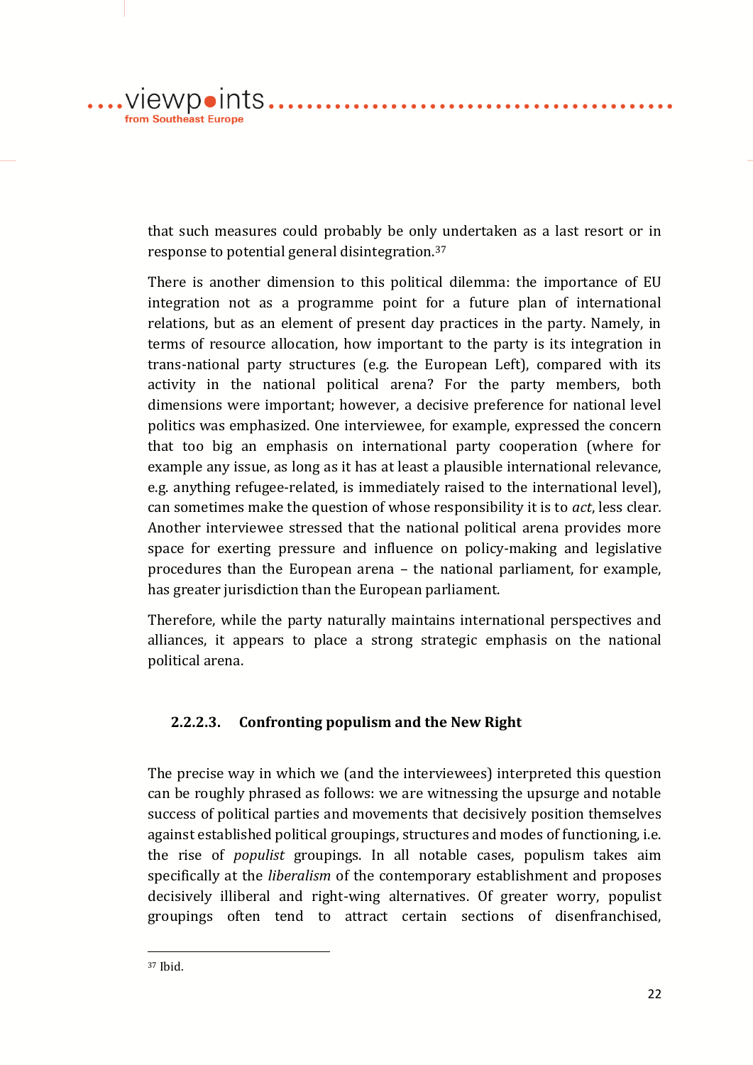that such measures could probably be only undertaken as a last resort or in response to potential general disintegration.[37]

There is another dimension to this political dilemma: the importance of EU integration not as a programme point for a future plan of international relations, but as an element of present day practices in the party. Namely, in terms of resource allocation, how important to the party is its integration in trans-national party structures (e.g. the European Left), compared with its activity in the national political arena? For the party members, both dimensions were important; however, a decisive preference for national level politics was emphasized. One interviewee, for example, expressed the concern that too big an emphasis on international party cooperation (where for example any issue, as long as it has at least a plausible international relevance, e.g. anything refugee-related, is immediately raised to the international level), can sometimes make the question of whose responsibility it is to *act*, less clear. Another interviewee stressed that the national political arena provides more space for exerting pressure and influence on policy-making and legislative procedures than the European arena – the national parliament, for example, has greater jurisdiction than the European parliament.

Therefore, while the party naturally maintains international perspectives and alliances, it appears to place a strong strategic emphasis on the national political arena.

#### 2.2.2.3. Confronting populism and the New Right

The precise way in which we (and the interviewees) interpreted this question can be roughly phrased as follows: we are witnessing the upsurge and notable success of political parties and movements that decisively position themselves against established political groupings, structures and modes of functioning, i.e. the rise of *populist* groupings. In all notable cases, populism takes aim specifically at the *liberalism* of the contemporary establishment and proposes decisively illiberal and right-wing alternatives. Of greater worry, populist groupings often tend to attract certain sections of disenfranchised,

[37] Ibid.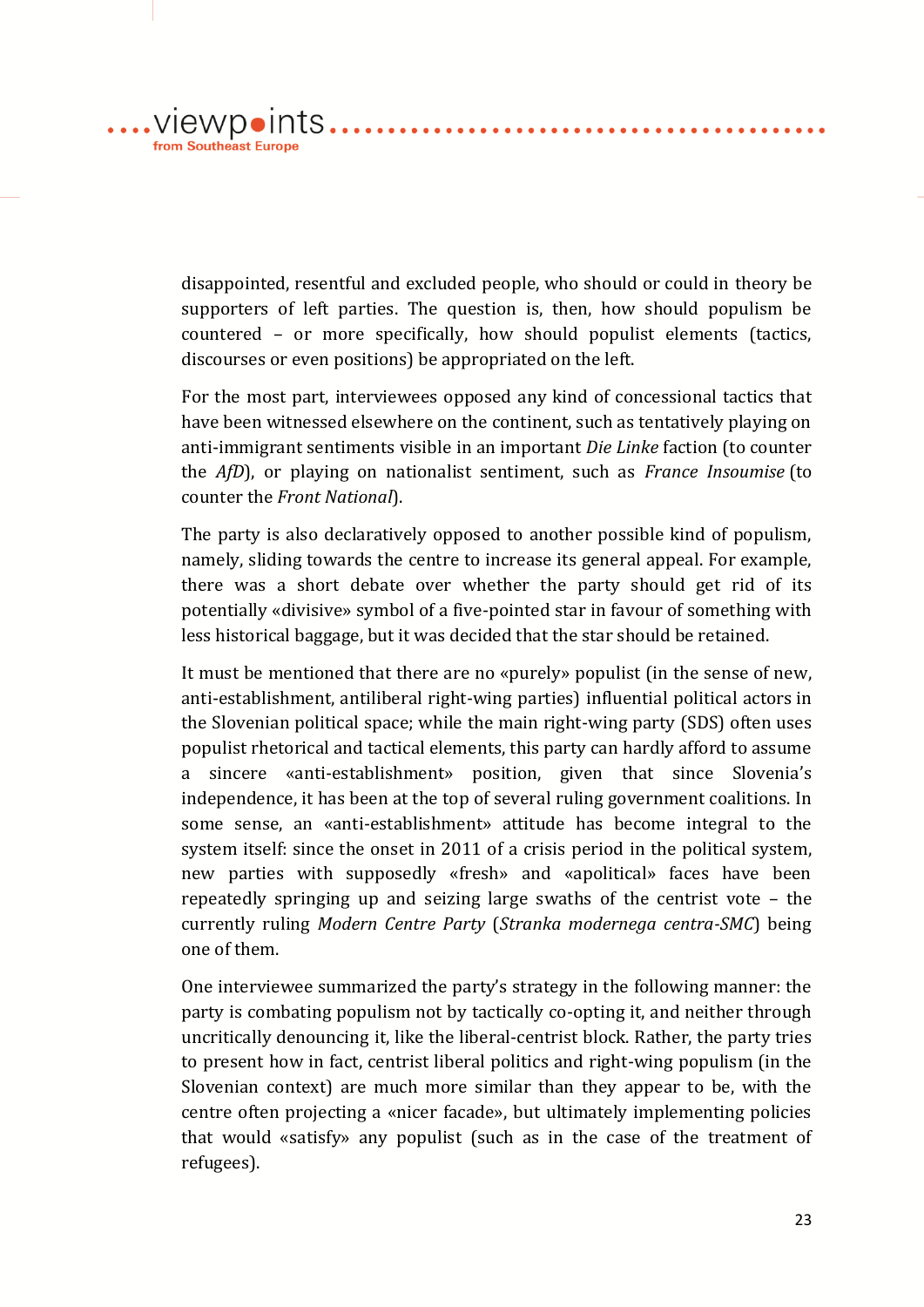disappointed, resentful and excluded people, who should or could in theory be supporters of left parties. The question is, then, how should populism be countered – or more specifically, how should populist elements (tactics, discourses or even positions) be appropriated on the left.

For the most part, interviewees opposed any kind of concessional tactics that have been witnessed elsewhere on the continent, such as tentatively playing on anti-immigrant sentiments visible in an important *Die Linke* faction (to counter the *AfD*), or playing on nationalist sentiment, such as *France Insoumise* (to counter the *Front National*).

The party is also declaratively opposed to another possible kind of populism, namely, sliding towards the centre to increase its general appeal. For example, there was a short debate over whether the party should get rid of its potentially «divisive» symbol of a five-pointed star in favour of something with less historical baggage, but it was decided that the star should be retained.

It must be mentioned that there are no «purely» populist (in the sense of new, anti-establishment, antiliberal right-wing parties) influential political actors in the Slovenian political space; while the main right-wing party (SDS) often uses populist rhetorical and tactical elements, this party can hardly afford to assume a sincere «anti-establishment» position, given that since Slovenia's independence, it has been at the top of several ruling government coalitions. In some sense, an «anti-establishment» attitude has become integral to the system itself: since the onset in 2011 of a crisis period in the political system, new parties with supposedly «fresh» and «apolitical» faces have been repeatedly springing up and seizing large swaths of the centrist vote – the currently ruling *Modern Centre Party* (*Stranka modernega centra-SMC*) being one of them.

One interviewee summarized the party's strategy in the following manner: the party is combating populism not by tactically co-opting it, and neither through uncritically denouncing it, like the liberal-centrist block. Rather, the party tries to present how in fact, centrist liberal politics and right-wing populism (in the Slovenian context) are much more similar than they appear to be, with the centre often projecting a «nicer facade», but ultimately implementing policies that would «satisfy» any populist (such as in the case of the treatment of refugees).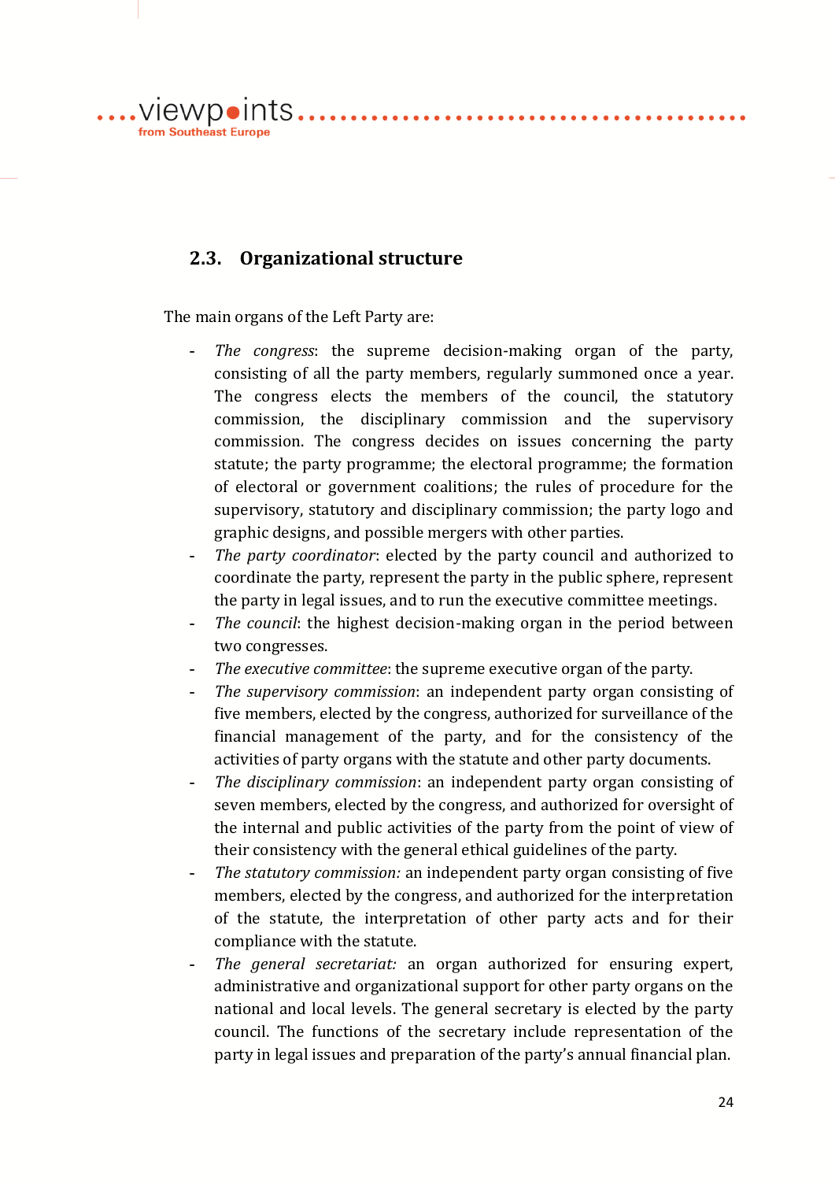## 2.3. Organizational structure

The main organs of the Left Party are:

- *The congress*: the supreme decision-making organ of the party, consisting of all the party members, regularly summoned once a year. The congress elects the members of the council, the statutory commission, the disciplinary commission and the supervisory commission. The congress decides on issues concerning the party statute; the party programme; the electoral programme; the formation of electoral or government coalitions; the rules of procedure for the supervisory, statutory and disciplinary commission; the party logo and graphic designs, and possible mergers with other parties.
- *The party coordinator*: elected by the party council and authorized to coordinate the party, represent the party in the public sphere, represent the party in legal issues, and to run the executive committee meetings.
- *The council*: the highest decision-making organ in the period between two congresses.
- *The executive committee*: the supreme executive organ of the party.
- *The supervisory commission*: an independent party organ consisting of five members, elected by the congress, authorized for surveillance of the financial management of the party, and for the consistency of the activities of party organs with the statute and other party documents.
- *The disciplinary commission*: an independent party organ consisting of seven members, elected by the congress, and authorized for oversight of the internal and public activities of the party from the point of view of their consistency with the general ethical guidelines of the party.
- *The statutory commission:* an independent party organ consisting of five members, elected by the congress, and authorized for the interpretation of the statute, the interpretation of other party acts and for their compliance with the statute.
- *The general secretariat:* an organ authorized for ensuring expert, administrative and organizational support for other party organs on the national and local levels. The general secretary is elected by the party council. The functions of the secretary include representation of the party in legal issues and preparation of the party's annual financial plan.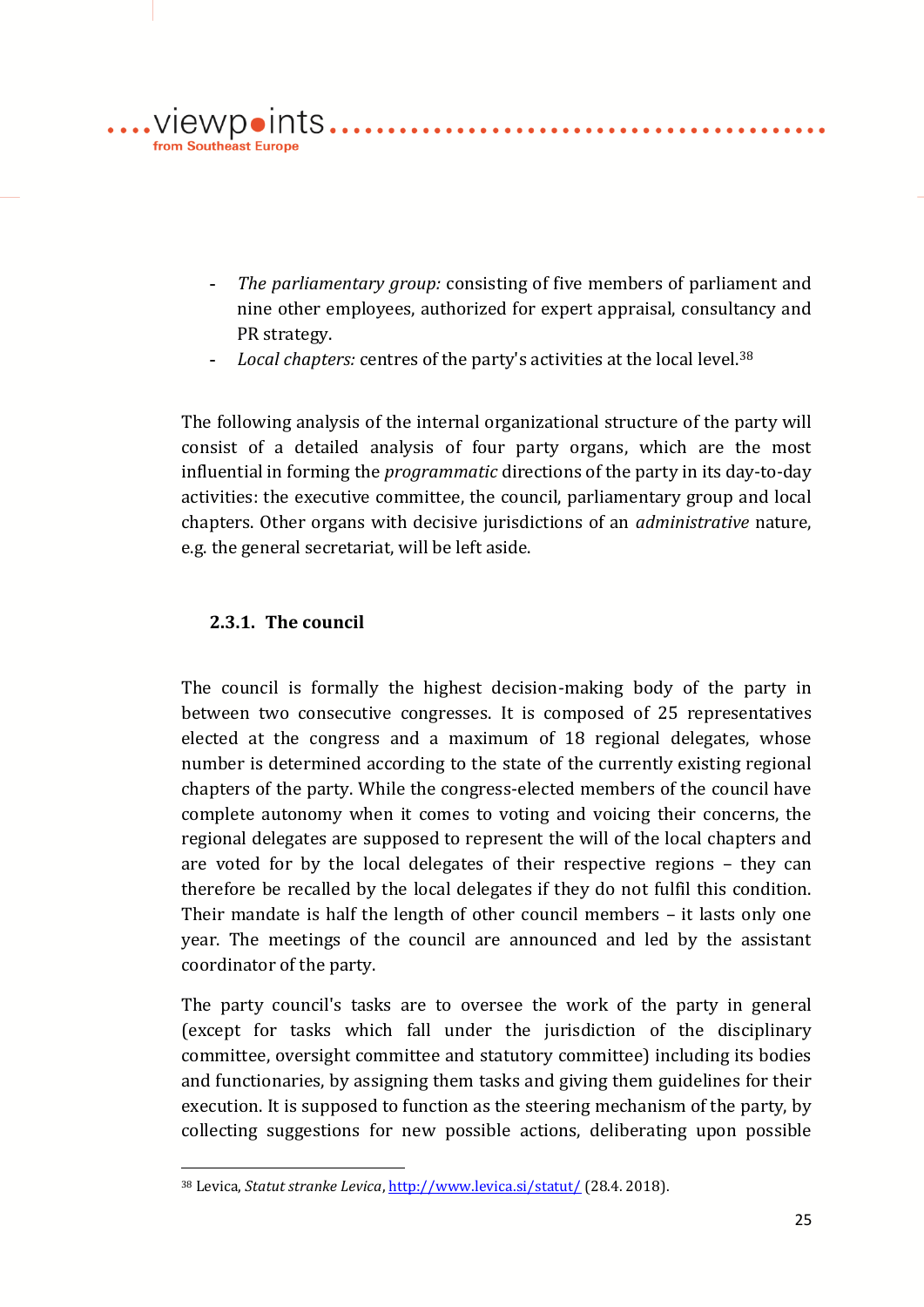- *The parliamentary group:* consisting of five members of parliament and nine other employees, authorized for expert appraisal, consultancy and PR strategy.
- *Local chapters:* centres of the party's activities at the local level.[38]

The following analysis of the internal organizational structure of the party will consist of a detailed analysis of four party organs, which are the most influential in forming the *programmatic* directions of the party in its day-to-day activities: the executive committee, the council, parliamentary group and local chapters. Other organs with decisive jurisdictions of an *administrative* nature, e.g. the general secretariat, will be left aside.

### 2.3.1. The council

The council is formally the highest decision-making body of the party in between two consecutive congresses. It is composed of 25 representatives elected at the congress and a maximum of 18 regional delegates, whose number is determined according to the state of the currently existing regional chapters of the party. While the congress-elected members of the council have complete autonomy when it comes to voting and voicing their concerns, the regional delegates are supposed to represent the will of the local chapters and are voted for by the local delegates of their respective regions – they can therefore be recalled by the local delegates if they do not fulfil this condition. Their mandate is half the length of other council members – it lasts only one year. The meetings of the council are announced and led by the assistant coordinator of the party.

The party council's tasks are to oversee the work of the party in general (except for tasks which fall under the jurisdiction of the disciplinary committee, oversight committee and statutory committee) including its bodies and functionaries, by assigning them tasks and giving them guidelines for their execution. It is supposed to function as the steering mechanism of the party, by collecting suggestions for new possible actions, deliberating upon possible

[38] Levica, *Statut stranke Levica*, http://www.levica.si/statut/ (28.4. 2018).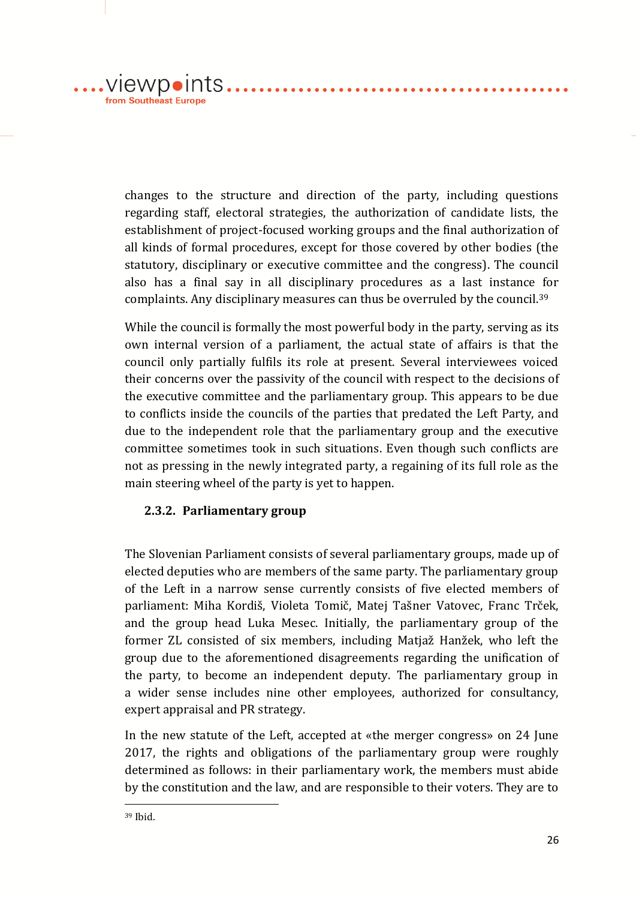changes to the structure and direction of the party, including questions regarding staff, electoral strategies, the authorization of candidate lists, the establishment of project-focused working groups and the final authorization of all kinds of formal procedures, except for those covered by other bodies (the statutory, disciplinary or executive committee and the congress). The council also has a final say in all disciplinary procedures as a last instance for complaints. Any disciplinary measures can thus be overruled by the council.[39]

While the council is formally the most powerful body in the party, serving as its own internal version of a parliament, the actual state of affairs is that the council only partially fulfils its role at present. Several interviewees voiced their concerns over the passivity of the council with respect to the decisions of the executive committee and the parliamentary group. This appears to be due to conflicts inside the councils of the parties that predated the Left Party, and due to the independent role that the parliamentary group and the executive committee sometimes took in such situations. Even though such conflicts are not as pressing in the newly integrated party, a regaining of its full role as the main steering wheel of the party is yet to happen.

### 2.3.2. Parliamentary group

The Slovenian Parliament consists of several parliamentary groups, made up of elected deputies who are members of the same party. The parliamentary group of the Left in a narrow sense currently consists of five elected members of parliament: Miha Kordiš, Violeta Tomič, Matej Tašner Vatovec, Franc Trček, and the group head Luka Mesec. Initially, the parliamentary group of the former ZL consisted of six members, including Matjaž Hanžek, who left the group due to the aforementioned disagreements regarding the unification of the party, to become an independent deputy. The parliamentary group in a wider sense includes nine other employees, authorized for consultancy, expert appraisal and PR strategy.

In the new statute of the Left, accepted at «the merger congress» on 24 June 2017, the rights and obligations of the parliamentary group were roughly determined as follows: in their parliamentary work, the members must abide by the constitution and the law, and are responsible to their voters. They are to

[39] Ibid.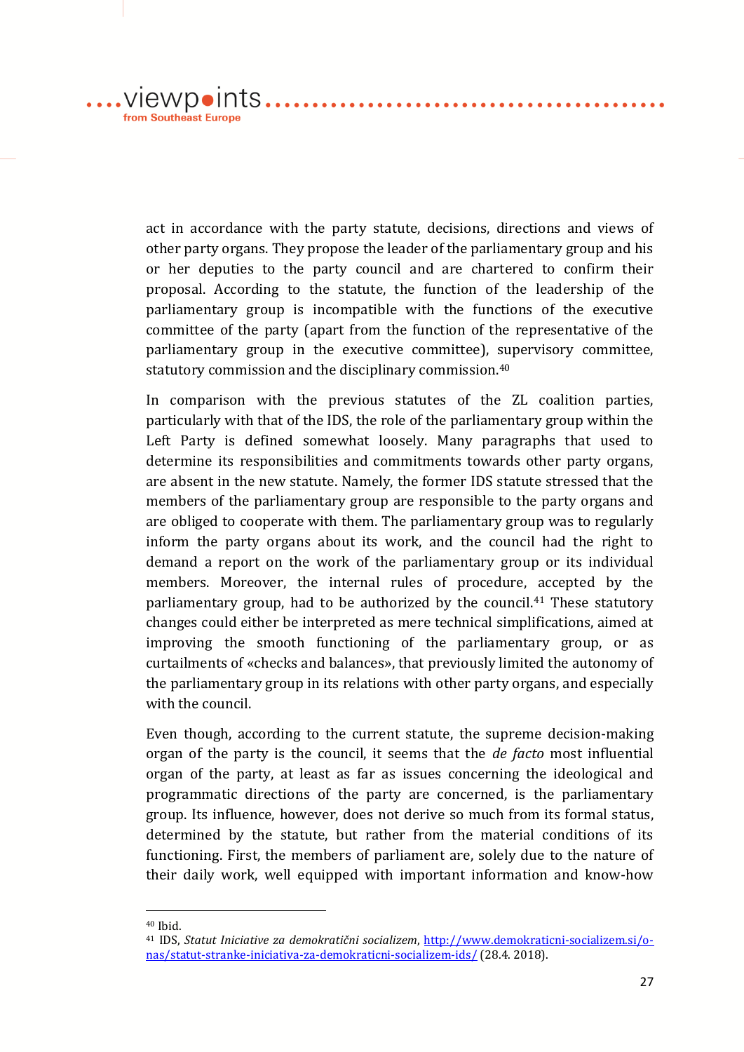act in accordance with the party statute, decisions, directions and views of other party organs. They propose the leader of the parliamentary group and his or her deputies to the party council and are chartered to confirm their proposal. According to the statute, the function of the leadership of the parliamentary group is incompatible with the functions of the executive committee of the party (apart from the function of the representative of the parliamentary group in the executive committee), supervisory committee, statutory commission and the disciplinary commission.[40]

In comparison with the previous statutes of the ZL coalition parties, particularly with that of the IDS, the role of the parliamentary group within the Left Party is defined somewhat loosely. Many paragraphs that used to determine its responsibilities and commitments towards other party organs, are absent in the new statute. Namely, the former IDS statute stressed that the members of the parliamentary group are responsible to the party organs and are obliged to cooperate with them. The parliamentary group was to regularly inform the party organs about its work, and the council had the right to demand a report on the work of the parliamentary group or its individual members. Moreover, the internal rules of procedure, accepted by the parliamentary group, had to be authorized by the council.[41] These statutory changes could either be interpreted as mere technical simplifications, aimed at improving the smooth functioning of the parliamentary group, or as curtailments of «checks and balances», that previously limited the autonomy of the parliamentary group in its relations with other party organs, and especially with the council.

Even though, according to the current statute, the supreme decision-making organ of the party is the council, it seems that the *de facto* most influential organ of the party, at least as far as issues concerning the ideological and programmatic directions of the party are concerned, is the parliamentary group. Its influence, however, does not derive so much from its formal status, determined by the statute, but rather from the material conditions of its functioning. First, the members of parliament are, solely due to the nature of their daily work, well equipped with important information and know-how

---

[40] Ibid.

[41] IDS, *Statut Iniciative za demokratični socializem*, http://www.demokraticni-socializem.si/o-nas/statut-stranke-iniciativa-za-demokraticni-socializem-ids/ (28.4. 2018).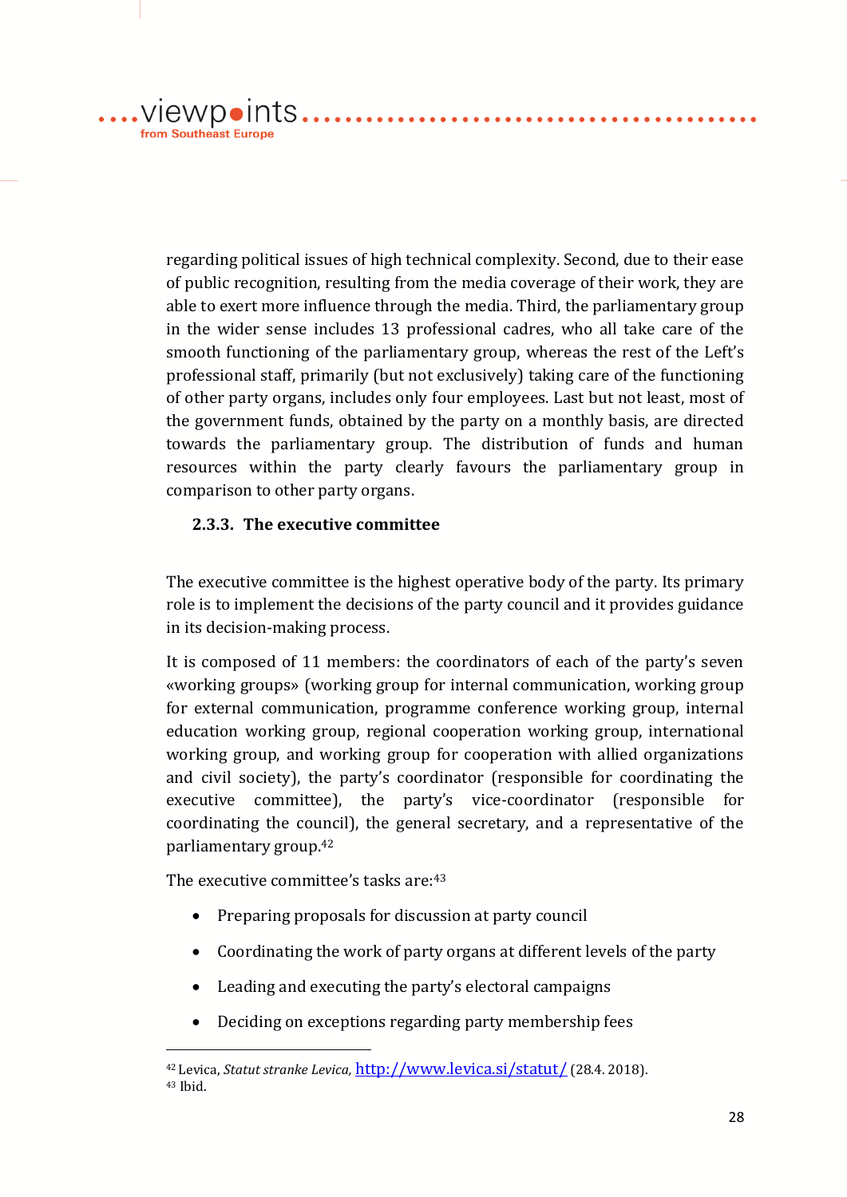regarding political issues of high technical complexity. Second, due to their ease of public recognition, resulting from the media coverage of their work, they are able to exert more influence through the media. Third, the parliamentary group in the wider sense includes 13 professional cadres, who all take care of the smooth functioning of the parliamentary group, whereas the rest of the Left's professional staff, primarily (but not exclusively) taking care of the functioning of other party organs, includes only four employees. Last but not least, most of the government funds, obtained by the party on a monthly basis, are directed towards the parliamentary group. The distribution of funds and human resources within the party clearly favours the parliamentary group in comparison to other party organs.

### 2.3.3. The executive committee

The executive committee is the highest operative body of the party. Its primary role is to implement the decisions of the party council and it provides guidance in its decision-making process.

It is composed of 11 members: the coordinators of each of the party's seven «working groups» (working group for internal communication, working group for external communication, programme conference working group, internal education working group, regional cooperation working group, international working group, and working group for cooperation with allied organizations and civil society), the party's coordinator (responsible for coordinating the executive committee), the party's vice-coordinator (responsible for coordinating the council), the general secretary, and a representative of the parliamentary group.[42]

The executive committee's tasks are:[43]

- Preparing proposals for discussion at party council
- Coordinating the work of party organs at different levels of the party
- Leading and executing the party's electoral campaigns
- Deciding on exceptions regarding party membership fees

---

[42] Levica, *Statut stranke Levica,* http://www.levica.si/statut/ (28.4. 2018).

[43] Ibid.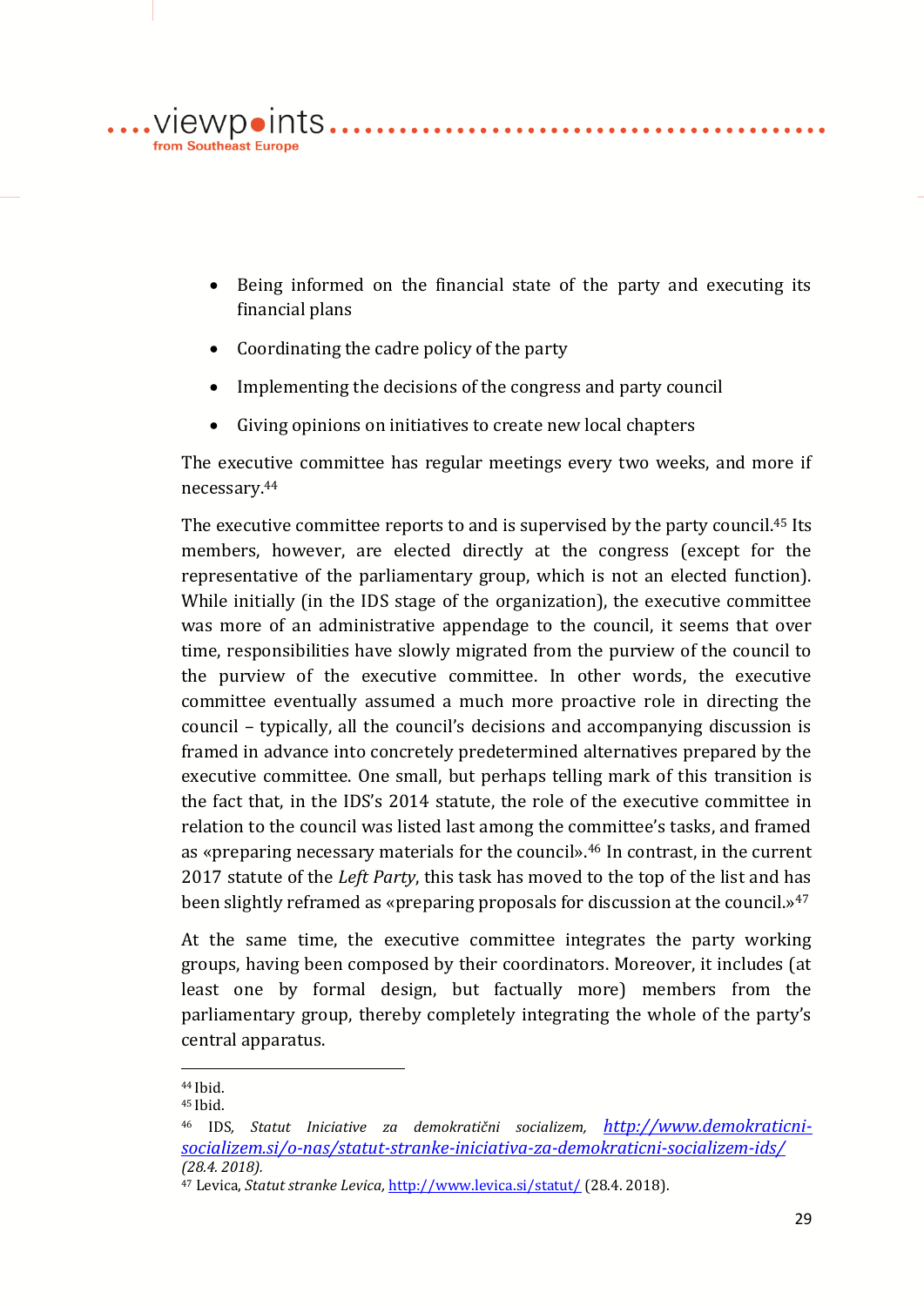- Being informed on the financial state of the party and executing its financial plans
- Coordinating the cadre policy of the party
- Implementing the decisions of the congress and party council
- Giving opinions on initiatives to create new local chapters

The executive committee has regular meetings every two weeks, and more if necessary.[44]

The executive committee reports to and is supervised by the party council.[45] Its members, however, are elected directly at the congress (except for the representative of the parliamentary group, which is not an elected function). While initially (in the IDS stage of the organization), the executive committee was more of an administrative appendage to the council, it seems that over time, responsibilities have slowly migrated from the purview of the council to the purview of the executive committee. In other words, the executive committee eventually assumed a much more proactive role in directing the council – typically, all the council's decisions and accompanying discussion is framed in advance into concretely predetermined alternatives prepared by the executive committee. One small, but perhaps telling mark of this transition is the fact that, in the IDS's 2014 statute, the role of the executive committee in relation to the council was listed last among the committee's tasks, and framed as «preparing necessary materials for the council».[46] In contrast, in the current 2017 statute of the *Left Party*, this task has moved to the top of the list and has been slightly reframed as «preparing proposals for discussion at the council.»[47]

At the same time, the executive committee integrates the party working groups, having been composed by their coordinators. Moreover, it includes (at least one by formal design, but factually more) members from the parliamentary group, thereby completely integrating the whole of the party's central apparatus.

---

[44] Ibid.

[45] Ibid.

[46] IDS, *Statut Iniciative za demokratični socializem*, *http://www.demokraticni-socializem.si/o-nas/statut-stranke-iniciativa-za-demokraticni-socializem-ids/ (28.4. 2018).*

[47] Levica, *Statut stranke Levica*, http://www.levica.si/statut/ (28.4. 2018).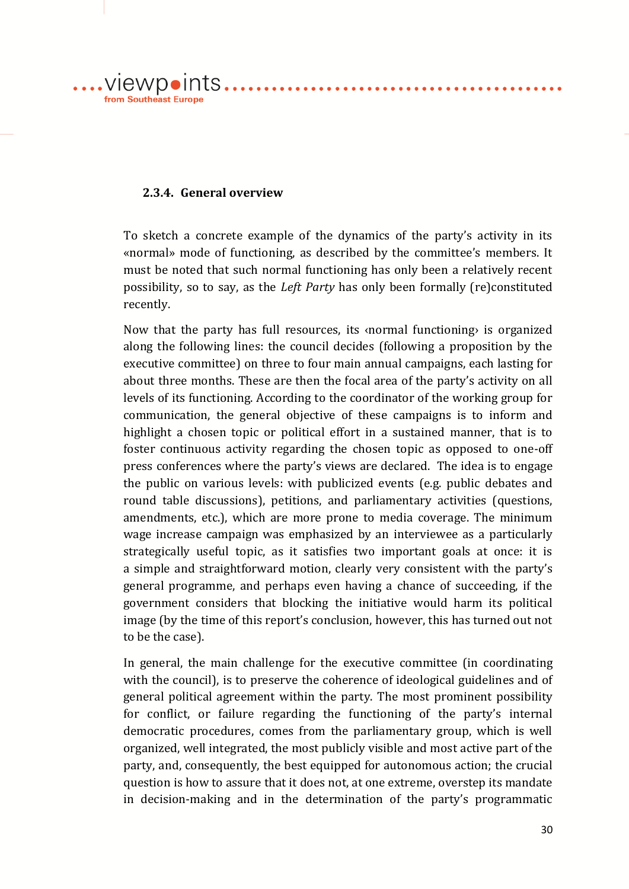### 2.3.4. General overview

To sketch a concrete example of the dynamics of the party's activity in its «normal» mode of functioning, as described by the committee's members. It must be noted that such normal functioning has only been a relatively recent possibility, so to say, as the *Left Party* has only been formally (re)constituted recently.

Now that the party has full resources, its ‹normal functioning› is organized along the following lines: the council decides (following a proposition by the executive committee) on three to four main annual campaigns, each lasting for about three months. These are then the focal area of the party's activity on all levels of its functioning. According to the coordinator of the working group for communication, the general objective of these campaigns is to inform and highlight a chosen topic or political effort in a sustained manner, that is to foster continuous activity regarding the chosen topic as opposed to one-off press conferences where the party's views are declared. The idea is to engage the public on various levels: with publicized events (e.g. public debates and round table discussions), petitions, and parliamentary activities (questions, amendments, etc.), which are more prone to media coverage. The minimum wage increase campaign was emphasized by an interviewee as a particularly strategically useful topic, as it satisfies two important goals at once: it is a simple and straightforward motion, clearly very consistent with the party's general programme, and perhaps even having a chance of succeeding, if the government considers that blocking the initiative would harm its political image (by the time of this report's conclusion, however, this has turned out not to be the case).

In general, the main challenge for the executive committee (in coordinating with the council), is to preserve the coherence of ideological guidelines and of general political agreement within the party. The most prominent possibility for conflict, or failure regarding the functioning of the party's internal democratic procedures, comes from the parliamentary group, which is well organized, well integrated, the most publicly visible and most active part of the party, and, consequently, the best equipped for autonomous action; the crucial question is how to assure that it does not, at one extreme, overstep its mandate in decision-making and in the determination of the party's programmatic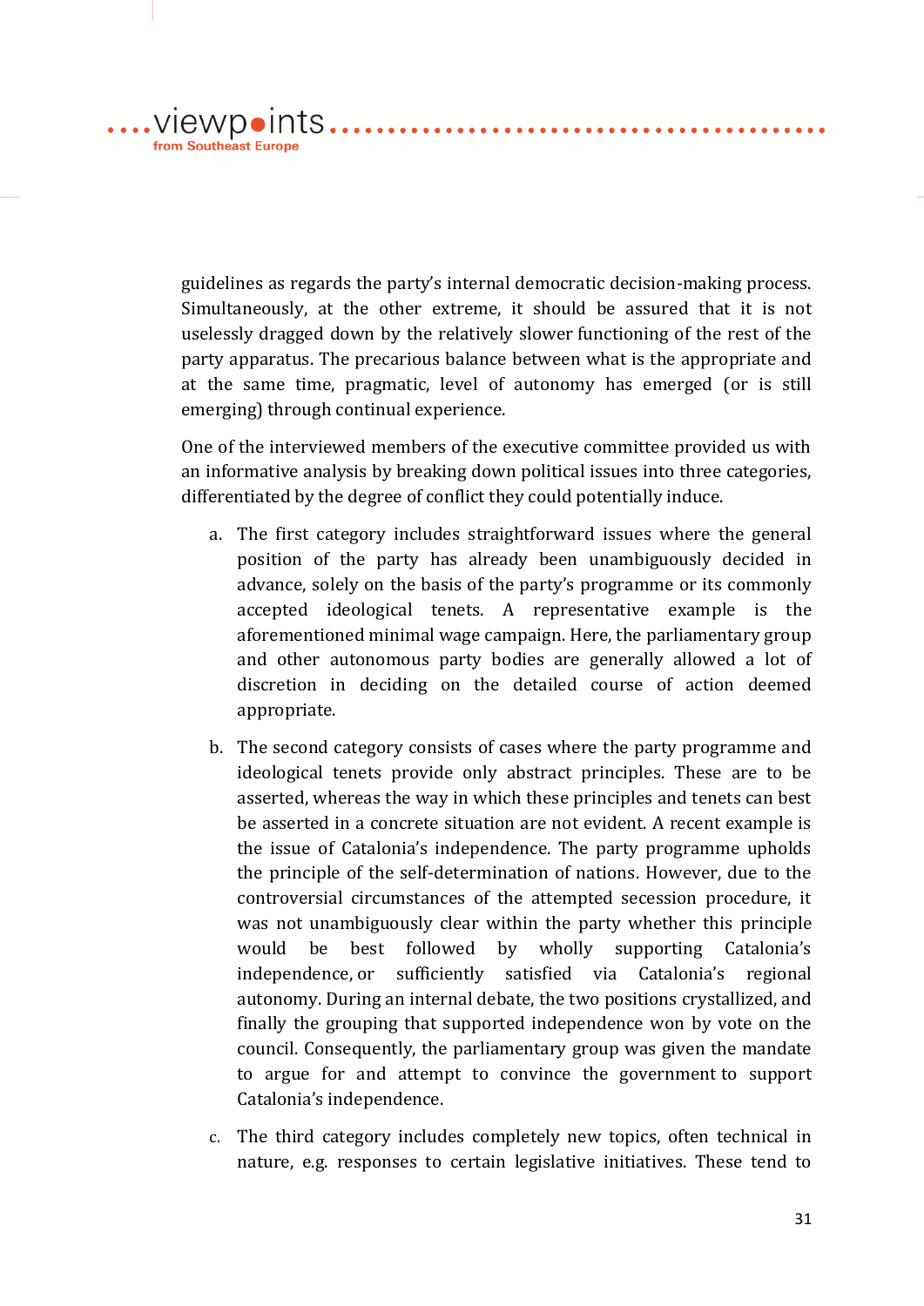guidelines as regards the party's internal democratic decision-making process. Simultaneously, at the other extreme, it should be assured that it is not uselessly dragged down by the relatively slower functioning of the rest of the party apparatus. The precarious balance between what is the appropriate and at the same time, pragmatic, level of autonomy has emerged (or is still emerging) through continual experience.

One of the interviewed members of the executive committee provided us with an informative analysis by breaking down political issues into three categories, differentiated by the degree of conflict they could potentially induce.

a. The first category includes straightforward issues where the general position of the party has already been unambiguously decided in advance, solely on the basis of the party's programme or its commonly accepted ideological tenets. A representative example is the aforementioned minimal wage campaign. Here, the parliamentary group and other autonomous party bodies are generally allowed a lot of discretion in deciding on the detailed course of action deemed appropriate.

b. The second category consists of cases where the party programme and ideological tenets provide only abstract principles. These are to be asserted, whereas the way in which these principles and tenets can best be asserted in a concrete situation are not evident. A recent example is the issue of Catalonia's independence. The party programme upholds the principle of the self-determination of nations. However, due to the controversial circumstances of the attempted secession procedure, it was not unambiguously clear within the party whether this principle would be best followed by wholly supporting Catalonia's independence, or sufficiently satisfied via Catalonia's regional autonomy. During an internal debate, the two positions crystallized, and finally the grouping that supported independence won by vote on the council. Consequently, the parliamentary group was given the mandate to argue for and attempt to convince the government to support Catalonia's independence.

c. The third category includes completely new topics, often technical in nature, e.g. responses to certain legislative initiatives. These tend to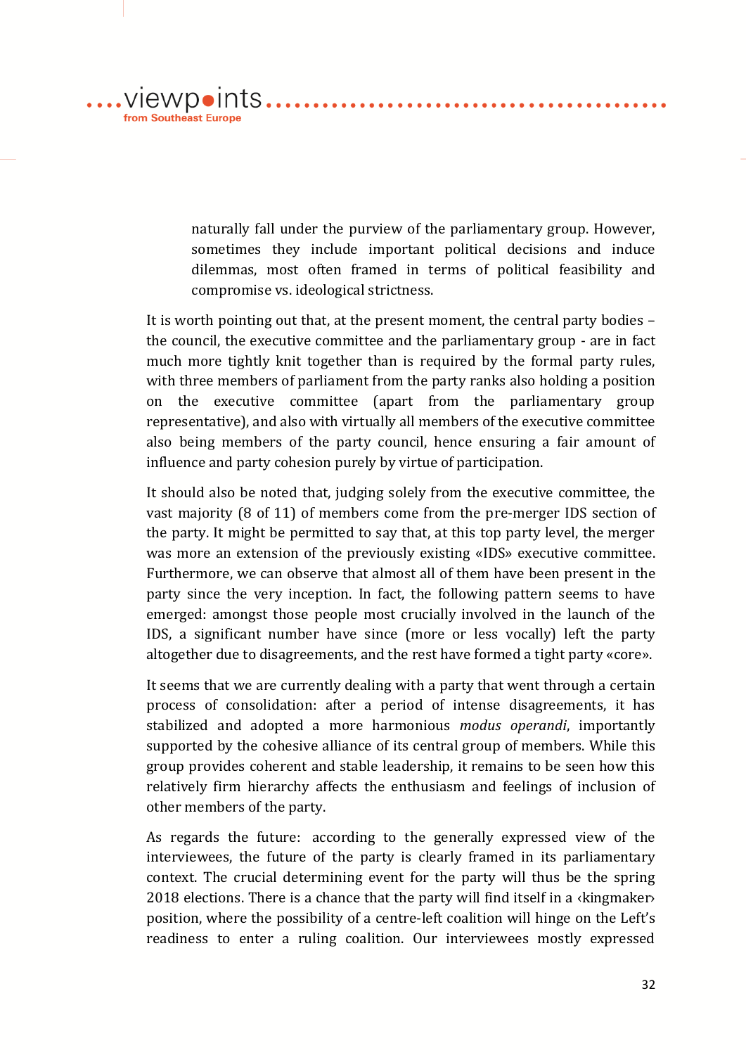naturally fall under the purview of the parliamentary group. However, sometimes they include important political decisions and induce dilemmas, most often framed in terms of political feasibility and compromise vs. ideological strictness.

It is worth pointing out that, at the present moment, the central party bodies – the council, the executive committee and the parliamentary group - are in fact much more tightly knit together than is required by the formal party rules, with three members of parliament from the party ranks also holding a position on the executive committee (apart from the parliamentary group representative), and also with virtually all members of the executive committee also being members of the party council, hence ensuring a fair amount of influence and party cohesion purely by virtue of participation.

It should also be noted that, judging solely from the executive committee, the vast majority (8 of 11) of members come from the pre-merger IDS section of the party. It might be permitted to say that, at this top party level, the merger was more an extension of the previously existing «IDS» executive committee. Furthermore, we can observe that almost all of them have been present in the party since the very inception. In fact, the following pattern seems to have emerged: amongst those people most crucially involved in the launch of the IDS, a significant number have since (more or less vocally) left the party altogether due to disagreements, and the rest have formed a tight party «core».

It seems that we are currently dealing with a party that went through a certain process of consolidation: after a period of intense disagreements, it has stabilized and adopted a more harmonious *modus operandi*, importantly supported by the cohesive alliance of its central group of members. While this group provides coherent and stable leadership, it remains to be seen how this relatively firm hierarchy affects the enthusiasm and feelings of inclusion of other members of the party.

As regards the future: according to the generally expressed view of the interviewees, the future of the party is clearly framed in its parliamentary context. The crucial determining event for the party will thus be the spring 2018 elections. There is a chance that the party will find itself in a ‹kingmaker› position, where the possibility of a centre-left coalition will hinge on the Left's readiness to enter a ruling coalition. Our interviewees mostly expressed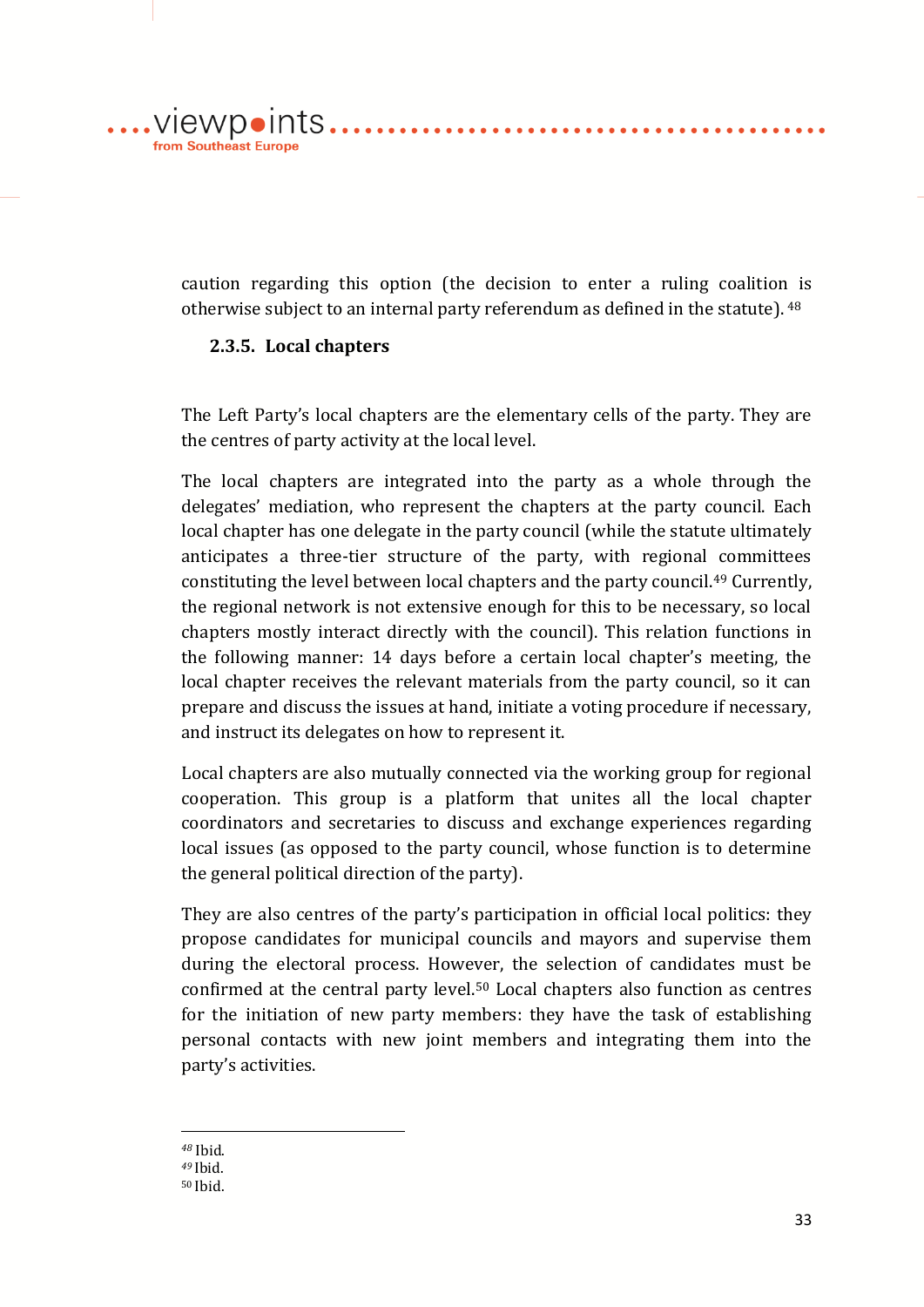caution regarding this option (the decision to enter a ruling coalition is otherwise subject to an internal party referendum as defined in the statute).[48]

### 2.3.5. Local chapters

The Left Party's local chapters are the elementary cells of the party. They are the centres of party activity at the local level.

The local chapters are integrated into the party as a whole through the delegates' mediation, who represent the chapters at the party council. Each local chapter has one delegate in the party council (while the statute ultimately anticipates a three-tier structure of the party, with regional committees constituting the level between local chapters and the party council.[49] Currently, the regional network is not extensive enough for this to be necessary, so local chapters mostly interact directly with the council). This relation functions in the following manner: 14 days before a certain local chapter's meeting, the local chapter receives the relevant materials from the party council, so it can prepare and discuss the issues at hand, initiate a voting procedure if necessary, and instruct its delegates on how to represent it.

Local chapters are also mutually connected via the working group for regional cooperation. This group is a platform that unites all the local chapter coordinators and secretaries to discuss and exchange experiences regarding local issues (as opposed to the party council, whose function is to determine the general political direction of the party).

They are also centres of the party's participation in official local politics: they propose candidates for municipal councils and mayors and supervise them during the electoral process. However, the selection of candidates must be confirmed at the central party level.[50] Local chapters also function as centres for the initiation of new party members: they have the task of establishing personal contacts with new joint members and integrating them into the party's activities.

---

[48] Ibid.

[49] Ibid.

[50] Ibid.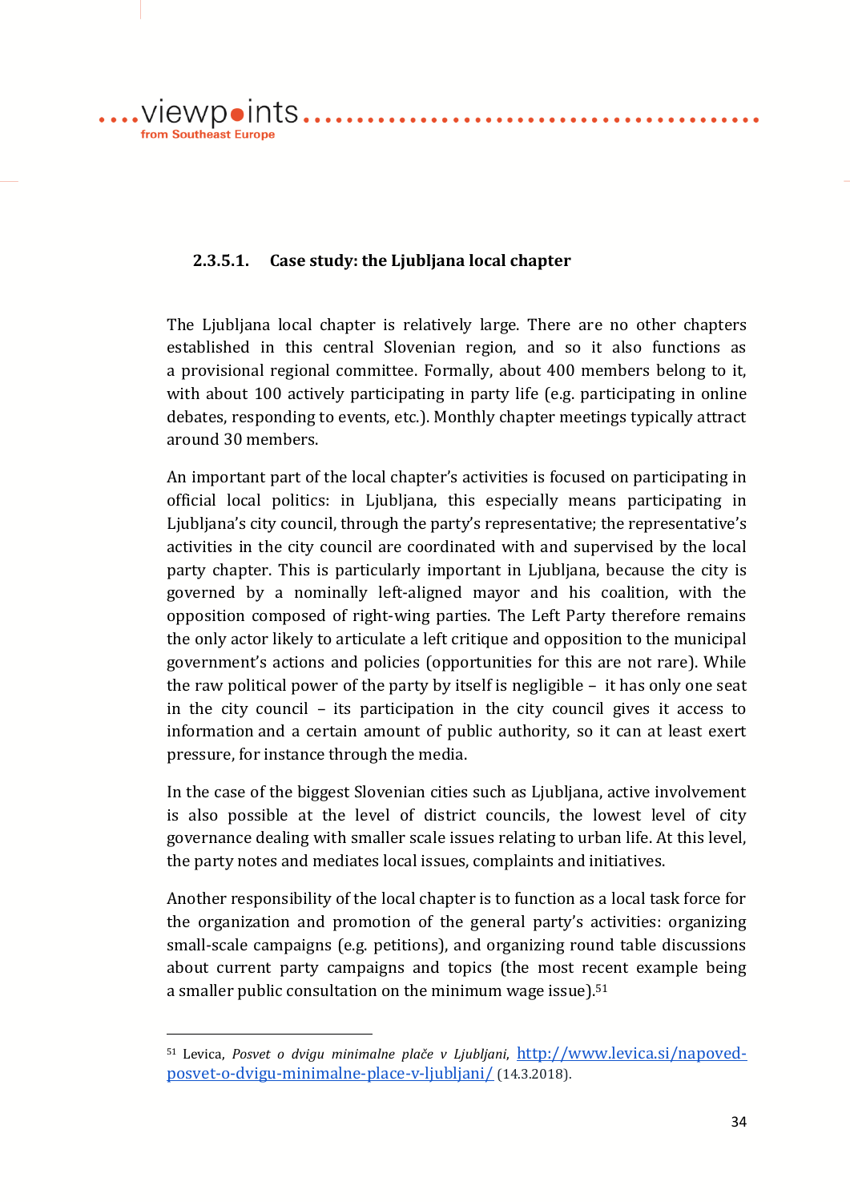#### 2.3.5.1. Case study: the Ljubljana local chapter

The Ljubljana local chapter is relatively large. There are no other chapters established in this central Slovenian region, and so it also functions as a provisional regional committee. Formally, about 400 members belong to it, with about 100 actively participating in party life (e.g. participating in online debates, responding to events, etc.). Monthly chapter meetings typically attract around 30 members.

An important part of the local chapter's activities is focused on participating in official local politics: in Ljubljana, this especially means participating in Ljubljana's city council, through the party's representative; the representative's activities in the city council are coordinated with and supervised by the local party chapter. This is particularly important in Ljubljana, because the city is governed by a nominally left-aligned mayor and his coalition, with the opposition composed of right-wing parties. The Left Party therefore remains the only actor likely to articulate a left critique and opposition to the municipal government's actions and policies (opportunities for this are not rare). While the raw political power of the party by itself is negligible – it has only one seat in the city council – its participation in the city council gives it access to information and a certain amount of public authority, so it can at least exert pressure, for instance through the media.

In the case of the biggest Slovenian cities such as Ljubljana, active involvement is also possible at the level of district councils, the lowest level of city governance dealing with smaller scale issues relating to urban life. At this level, the party notes and mediates local issues, complaints and initiatives.

Another responsibility of the local chapter is to function as a local task force for the organization and promotion of the general party's activities: organizing small-scale campaigns (e.g. petitions), and organizing round table discussions about current party campaigns and topics (the most recent example being a smaller public consultation on the minimum wage issue).[51]

---

[51] Levica, *Posvet o dvigu minimalne plače v Ljubljani*, http://www.levica.si/napoved-posvet-o-dvigu-minimalne-place-v-ljubljani/ (14.3.2018).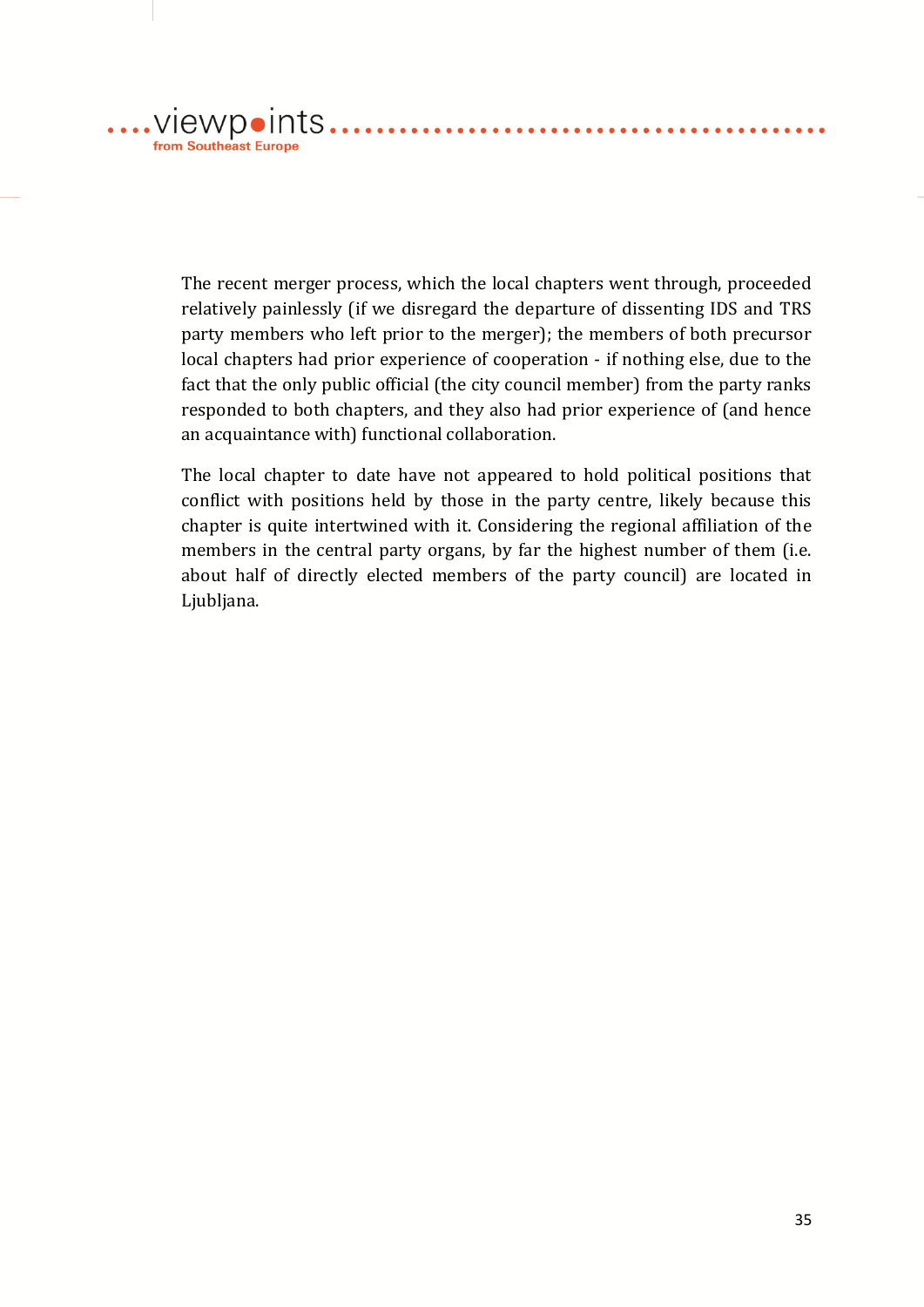The recent merger process, which the local chapters went through, proceeded relatively painlessly (if we disregard the departure of dissenting IDS and TRS party members who left prior to the merger); the members of both precursor local chapters had prior experience of cooperation - if nothing else, due to the fact that the only public official (the city council member) from the party ranks responded to both chapters, and they also had prior experience of (and hence an acquaintance with) functional collaboration.

The local chapter to date have not appeared to hold political positions that conflict with positions held by those in the party centre, likely because this chapter is quite intertwined with it. Considering the regional affiliation of the members in the central party organs, by far the highest number of them (i.e. about half of directly elected members of the party council) are located in Ljubljana.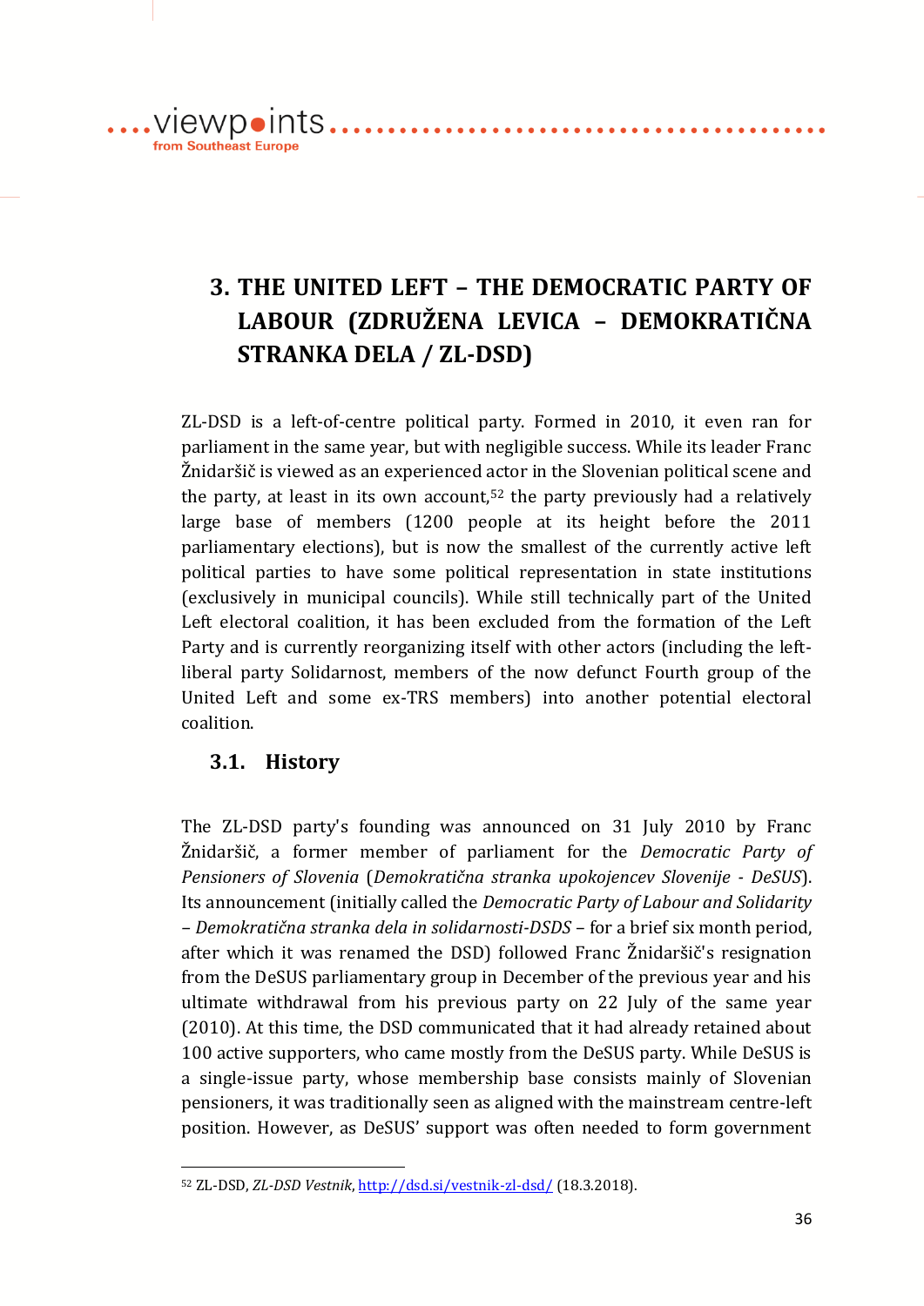# 3. THE UNITED LEFT – THE DEMOCRATIC PARTY OF LABOUR (ZDRUŽENA LEVICA – DEMOKRATIČNA STRANKA DELA / ZL-DSD)

ZL-DSD is a left-of-centre political party. Formed in 2010, it even ran for parliament in the same year, but with negligible success. While its leader Franc Žnidaršič is viewed as an experienced actor in the Slovenian political scene and the party, at least in its own account,[52] the party previously had a relatively large base of members (1200 people at its height before the 2011 parliamentary elections), but is now the smallest of the currently active left political parties to have some political representation in state institutions (exclusively in municipal councils). While still technically part of the United Left electoral coalition, it has been excluded from the formation of the Left Party and is currently reorganizing itself with other actors (including the left-liberal party Solidarnost, members of the now defunct Fourth group of the United Left and some ex-TRS members) into another potential electoral coalition.

## 3.1. History

The ZL-DSD party's founding was announced on 31 July 2010 by Franc Žnidaršič, a former member of parliament for the *Democratic Party of Pensioners of Slovenia* (*Demokratična stranka upokojencev Slovenije - DeSUS*). Its announcement (initially called the *Democratic Party of Labour and Solidarity – Demokratična stranka dela in solidarnosti-DSDS* – for a brief six month period, after which it was renamed the DSD) followed Franc Žnidaršič's resignation from the DeSUS parliamentary group in December of the previous year and his ultimate withdrawal from his previous party on 22 July of the same year (2010). At this time, the DSD communicated that it had already retained about 100 active supporters, who came mostly from the DeSUS party. While DeSUS is a single-issue party, whose membership base consists mainly of Slovenian pensioners, it was traditionally seen as aligned with the mainstream centre-left position. However, as DeSUS' support was often needed to form government

[52] ZL-DSD, *ZL-DSD Vestnik*, http://dsd.si/vestnik-zl-dsd/ (18.3.2018).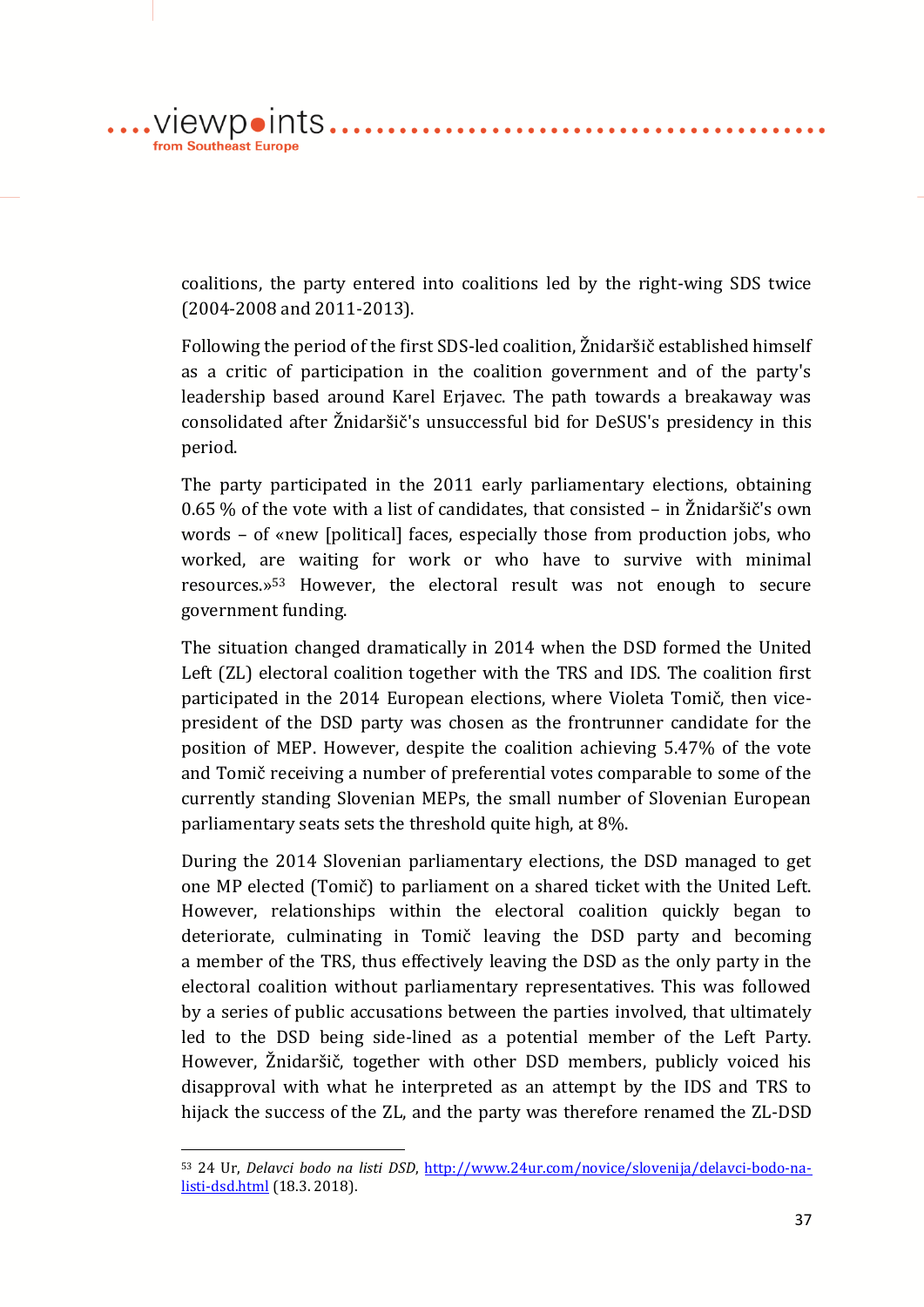coalitions, the party entered into coalitions led by the right-wing SDS twice (2004-2008 and 2011-2013).

Following the period of the first SDS-led coalition, Žnidaršič established himself as a critic of participation in the coalition government and of the party's leadership based around Karel Erjavec. The path towards a breakaway was consolidated after Žnidaršič's unsuccessful bid for DeSUS's presidency in this period.

The party participated in the 2011 early parliamentary elections, obtaining 0.65 % of the vote with a list of candidates, that consisted – in Žnidaršič's own words – of «new [political] faces, especially those from production jobs, who worked, are waiting for work or who have to survive with minimal resources.»[53] However, the electoral result was not enough to secure government funding.

The situation changed dramatically in 2014 when the DSD formed the United Left (ZL) electoral coalition together with the TRS and IDS. The coalition first participated in the 2014 European elections, where Violeta Tomič, then vice-president of the DSD party was chosen as the frontrunner candidate for the position of MEP. However, despite the coalition achieving 5.47% of the vote and Tomič receiving a number of preferential votes comparable to some of the currently standing Slovenian MEPs, the small number of Slovenian European parliamentary seats sets the threshold quite high, at 8%.

During the 2014 Slovenian parliamentary elections, the DSD managed to get one MP elected (Tomič) to parliament on a shared ticket with the United Left. However, relationships within the electoral coalition quickly began to deteriorate, culminating in Tomič leaving the DSD party and becoming a member of the TRS, thus effectively leaving the DSD as the only party in the electoral coalition without parliamentary representatives. This was followed by a series of public accusations between the parties involved, that ultimately led to the DSD being side-lined as a potential member of the Left Party. However, Žnidaršič, together with other DSD members, publicly voiced his disapproval with what he interpreted as an attempt by the IDS and TRS to hijack the success of the ZL, and the party was therefore renamed the ZL-DSD

---

[53] 24 Ur, *Delavci bodo na listi DSD*, http://www.24ur.com/novice/slovenija/delavci-bodo-na-listi-dsd.html (18.3. 2018).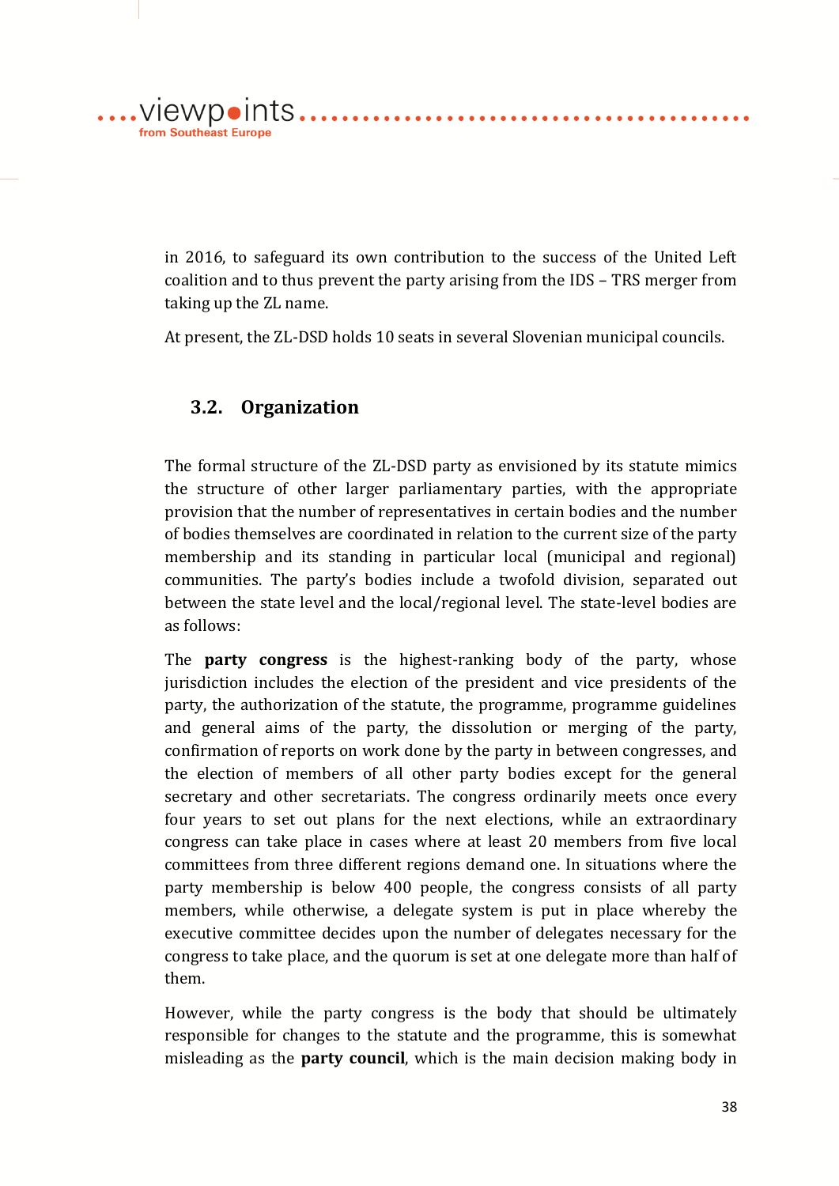in 2016, to safeguard its own contribution to the success of the United Left coalition and to thus prevent the party arising from the IDS – TRS merger from taking up the ZL name.

At present, the ZL-DSD holds 10 seats in several Slovenian municipal councils.

### 3.2. Organization

The formal structure of the ZL-DSD party as envisioned by its statute mimics the structure of other larger parliamentary parties, with the appropriate provision that the number of representatives in certain bodies and the number of bodies themselves are coordinated in relation to the current size of the party membership and its standing in particular local (municipal and regional) communities. The party's bodies include a twofold division, separated out between the state level and the local/regional level. The state-level bodies are as follows:

The **party congress** is the highest-ranking body of the party, whose jurisdiction includes the election of the president and vice presidents of the party, the authorization of the statute, the programme, programme guidelines and general aims of the party, the dissolution or merging of the party, confirmation of reports on work done by the party in between congresses, and the election of members of all other party bodies except for the general secretary and other secretariats. The congress ordinarily meets once every four years to set out plans for the next elections, while an extraordinary congress can take place in cases where at least 20 members from five local committees from three different regions demand one. In situations where the party membership is below 400 people, the congress consists of all party members, while otherwise, a delegate system is put in place whereby the executive committee decides upon the number of delegates necessary for the congress to take place, and the quorum is set at one delegate more than half of them.

However, while the party congress is the body that should be ultimately responsible for changes to the statute and the programme, this is somewhat misleading as the **party council**, which is the main decision making body in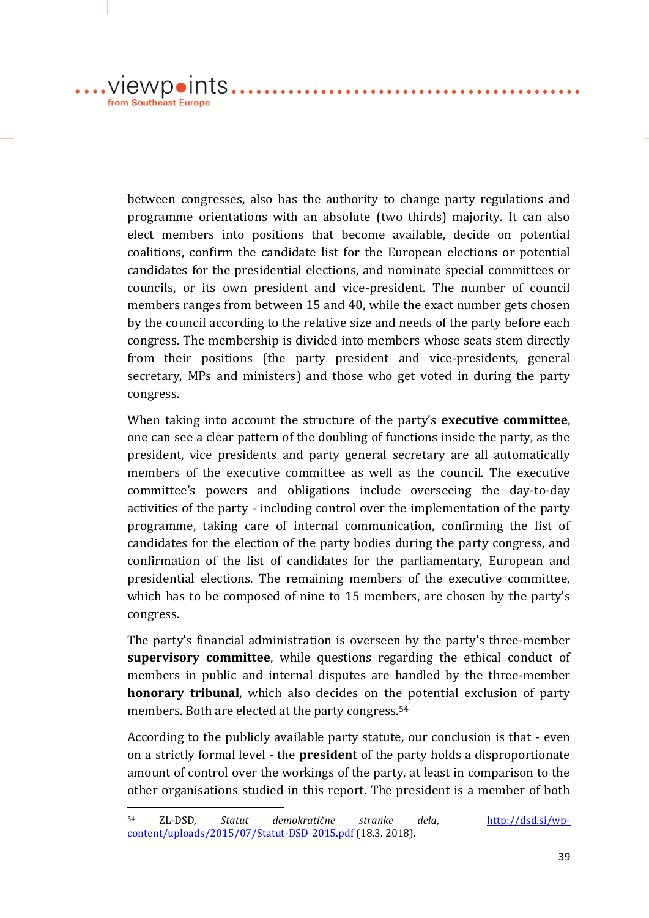between congresses, also has the authority to change party regulations and programme orientations with an absolute (two thirds) majority. It can also elect members into positions that become available, decide on potential coalitions, confirm the candidate list for the European elections or potential candidates for the presidential elections, and nominate special committees or councils, or its own president and vice-president. The number of council members ranges from between 15 and 40, while the exact number gets chosen by the council according to the relative size and needs of the party before each congress. The membership is divided into members whose seats stem directly from their positions (the party president and vice-presidents, general secretary, MPs and ministers) and those who get voted in during the party congress.

When taking into account the structure of the party's **executive committee**, one can see a clear pattern of the doubling of functions inside the party, as the president, vice presidents and party general secretary are all automatically members of the executive committee as well as the council. The executive committee's powers and obligations include overseeing the day-to-day activities of the party - including control over the implementation of the party programme, taking care of internal communication, confirming the list of candidates for the election of the party bodies during the party congress, and confirmation of the list of candidates for the parliamentary, European and presidential elections. The remaining members of the executive committee, which has to be composed of nine to 15 members, are chosen by the party's congress.

The party's financial administration is overseen by the party's three-member **supervisory committee**, while questions regarding the ethical conduct of members in public and internal disputes are handled by the three-member **honorary tribunal**, which also decides on the potential exclusion of party members. Both are elected at the party congress.[54]

According to the publicly available party statute, our conclusion is that - even on a strictly formal level - the **president** of the party holds a disproportionate amount of control over the workings of the party, at least in comparison to the other organisations studied in this report. The president is a member of both

---

[54] ZL-DSD, *Statut demokratične stranke dela*, http://dsd.si/wp-content/uploads/2015/07/Statut-DSD-2015.pdf (18.3. 2018).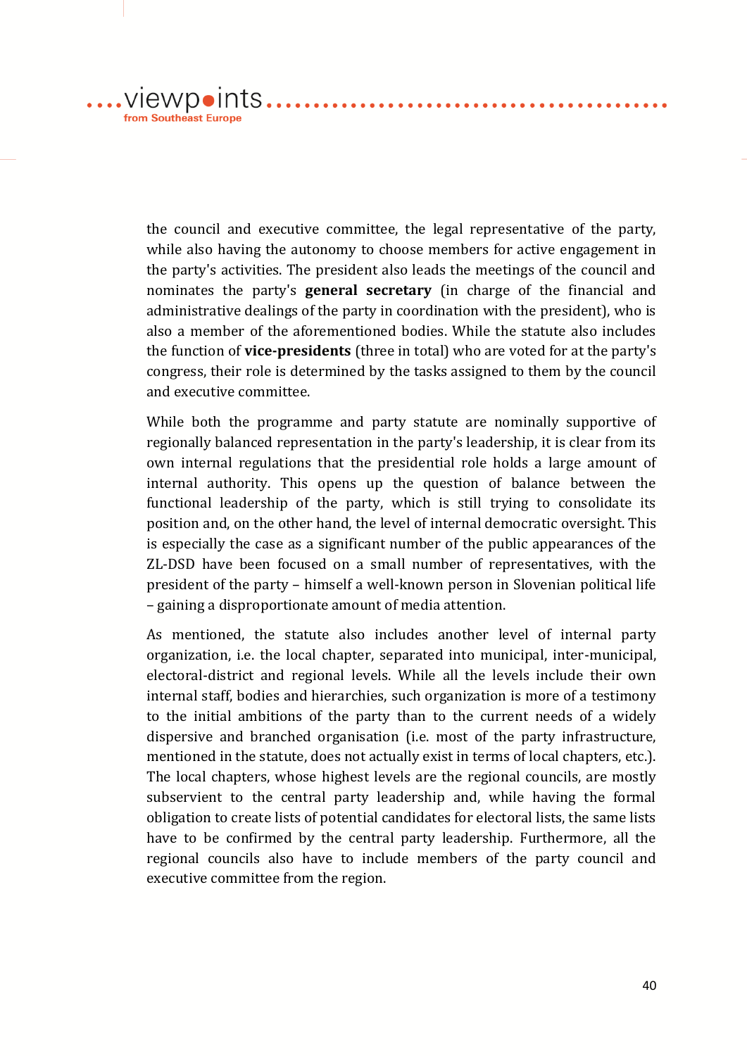the council and executive committee, the legal representative of the party, while also having the autonomy to choose members for active engagement in the party's activities. The president also leads the meetings of the council and nominates the party's **general secretary** (in charge of the financial and administrative dealings of the party in coordination with the president), who is also a member of the aforementioned bodies. While the statute also includes the function of **vice-presidents** (three in total) who are voted for at the party's congress, their role is determined by the tasks assigned to them by the council and executive committee.

While both the programme and party statute are nominally supportive of regionally balanced representation in the party's leadership, it is clear from its own internal regulations that the presidential role holds a large amount of internal authority. This opens up the question of balance between the functional leadership of the party, which is still trying to consolidate its position and, on the other hand, the level of internal democratic oversight. This is especially the case as a significant number of the public appearances of the ZL-DSD have been focused on a small number of representatives, with the president of the party – himself a well-known person in Slovenian political life – gaining a disproportionate amount of media attention.

As mentioned, the statute also includes another level of internal party organization, i.e. the local chapter, separated into municipal, inter-municipal, electoral-district and regional levels. While all the levels include their own internal staff, bodies and hierarchies, such organization is more of a testimony to the initial ambitions of the party than to the current needs of a widely dispersive and branched organisation (i.e. most of the party infrastructure, mentioned in the statute, does not actually exist in terms of local chapters, etc.). The local chapters, whose highest levels are the regional councils, are mostly subservient to the central party leadership and, while having the formal obligation to create lists of potential candidates for electoral lists, the same lists have to be confirmed by the central party leadership. Furthermore, all the regional councils also have to include members of the party council and executive committee from the region.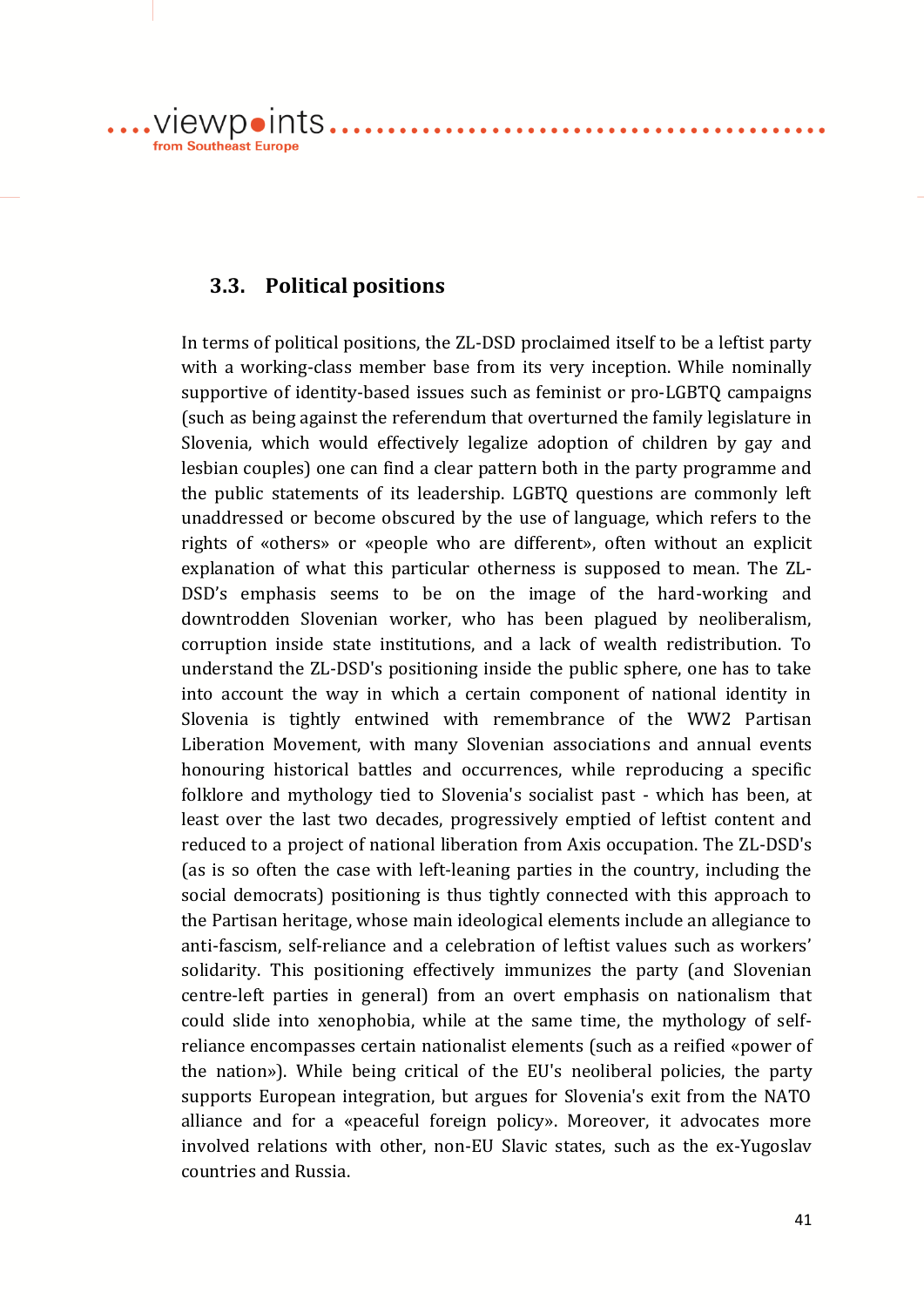## 3.3. Political positions

In terms of political positions, the ZL-DSD proclaimed itself to be a leftist party with a working-class member base from its very inception. While nominally supportive of identity-based issues such as feminist or pro-LGBTQ campaigns (such as being against the referendum that overturned the family legislature in Slovenia, which would effectively legalize adoption of children by gay and lesbian couples) one can find a clear pattern both in the party programme and the public statements of its leadership. LGBTQ questions are commonly left unaddressed or become obscured by the use of language, which refers to the rights of «others» or «people who are different», often without an explicit explanation of what this particular otherness is supposed to mean. The ZL-DSD's emphasis seems to be on the image of the hard-working and downtrodden Slovenian worker, who has been plagued by neoliberalism, corruption inside state institutions, and a lack of wealth redistribution. To understand the ZL-DSD's positioning inside the public sphere, one has to take into account the way in which a certain component of national identity in Slovenia is tightly entwined with remembrance of the WW2 Partisan Liberation Movement, with many Slovenian associations and annual events honouring historical battles and occurrences, while reproducing a specific folklore and mythology tied to Slovenia's socialist past - which has been, at least over the last two decades, progressively emptied of leftist content and reduced to a project of national liberation from Axis occupation. The ZL-DSD's (as is so often the case with left-leaning parties in the country, including the social democrats) positioning is thus tightly connected with this approach to the Partisan heritage, whose main ideological elements include an allegiance to anti-fascism, self-reliance and a celebration of leftist values such as workers' solidarity. This positioning effectively immunizes the party (and Slovenian centre-left parties in general) from an overt emphasis on nationalism that could slide into xenophobia, while at the same time, the mythology of self-reliance encompasses certain nationalist elements (such as a reified «power of the nation»). While being critical of the EU's neoliberal policies, the party supports European integration, but argues for Slovenia's exit from the NATO alliance and for a «peaceful foreign policy». Moreover, it advocates more involved relations with other, non-EU Slavic states, such as the ex-Yugoslav countries and Russia.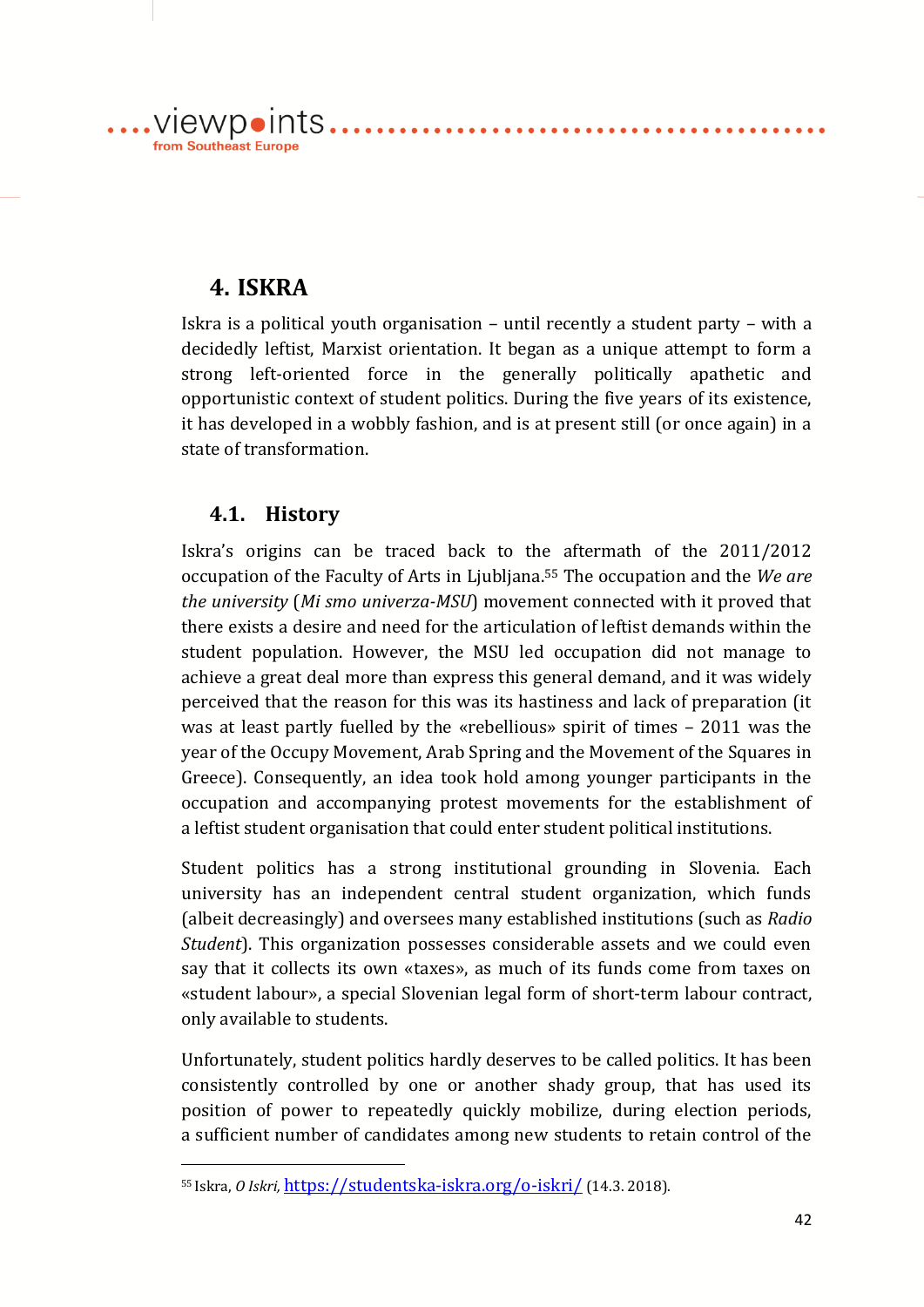## 4. ISKRA

Iskra is a political youth organisation – until recently a student party – with a decidedly leftist, Marxist orientation. It began as a unique attempt to form a strong left-oriented force in the generally politically apathetic and opportunistic context of student politics. During the five years of its existence, it has developed in a wobbly fashion, and is at present still (or once again) in a state of transformation.

### 4.1. History

Iskra's origins can be traced back to the aftermath of the 2011/2012 occupation of the Faculty of Arts in Ljubljana.[55] The occupation and the *We are the university* (*Mi smo univerza-MSU*) movement connected with it proved that there exists a desire and need for the articulation of leftist demands within the student population. However, the MSU led occupation did not manage to achieve a great deal more than express this general demand, and it was widely perceived that the reason for this was its hastiness and lack of preparation (it was at least partly fuelled by the «rebellious» spirit of times – 2011 was the year of the Occupy Movement, Arab Spring and the Movement of the Squares in Greece). Consequently, an idea took hold among younger participants in the occupation and accompanying protest movements for the establishment of a leftist student organisation that could enter student political institutions.

Student politics has a strong institutional grounding in Slovenia. Each university has an independent central student organization, which funds (albeit decreasingly) and oversees many established institutions (such as *Radio Student*). This organization possesses considerable assets and we could even say that it collects its own «taxes», as much of its funds come from taxes on «student labour», a special Slovenian legal form of short-term labour contract, only available to students.

Unfortunately, student politics hardly deserves to be called politics. It has been consistently controlled by one or another shady group, that has used its position of power to repeatedly quickly mobilize, during election periods, a sufficient number of candidates among new students to retain control of the

---

[55] Iskra, *O Iskri*, https://studentska-iskra.org/o-iskri/ (14.3. 2018).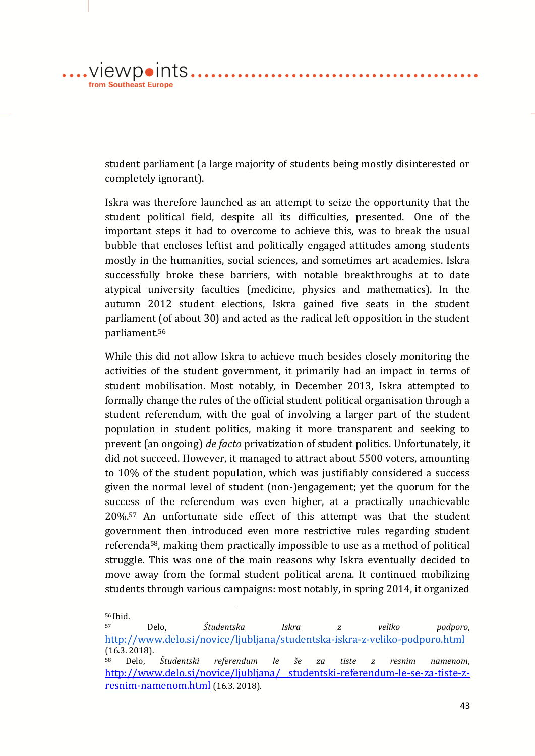student parliament (a large majority of students being mostly disinterested or completely ignorant).

Iskra was therefore launched as an attempt to seize the opportunity that the student political field, despite all its difficulties, presented. One of the important steps it had to overcome to achieve this, was to break the usual bubble that encloses leftist and politically engaged attitudes among students mostly in the humanities, social sciences, and sometimes art academies. Iskra successfully broke these barriers, with notable breakthroughs at to date atypical university faculties (medicine, physics and mathematics). In the autumn 2012 student elections, Iskra gained five seats in the student parliament (of about 30) and acted as the radical left opposition in the student parliament.[56]

While this did not allow Iskra to achieve much besides closely monitoring the activities of the student government, it primarily had an impact in terms of student mobilisation. Most notably, in December 2013, Iskra attempted to formally change the rules of the official student political organisation through a student referendum, with the goal of involving a larger part of the student population in student politics, making it more transparent and seeking to prevent (an ongoing) *de facto* privatization of student politics. Unfortunately, it did not succeed. However, it managed to attract about 5500 voters, amounting to 10% of the student population, which was justifiably considered a success given the normal level of student (non-)engagement; yet the quorum for the success of the referendum was even higher, at a practically unachievable 20%.[57] An unfortunate side effect of this attempt was that the student government then introduced even more restrictive rules regarding student referenda[58], making them practically impossible to use as a method of political struggle. This was one of the main reasons why Iskra eventually decided to move away from the formal student political arena. It continued mobilizing students through various campaigns: most notably, in spring 2014, it organized

---

[56] Ibid.

[57] Delo, *Študentska Iskra z veliko podporo*, http://www.delo.si/novice/ljubljana/studentska-iskra-z-veliko-podporo.html (16.3. 2018).

[58] Delo, *Študentski referendum le še za tiste z resnim namenom*, http://www.delo.si/novice/ljubljana/_studentski-referendum-le-se-za-tiste-z-resnim-namenom.html (16.3. 2018).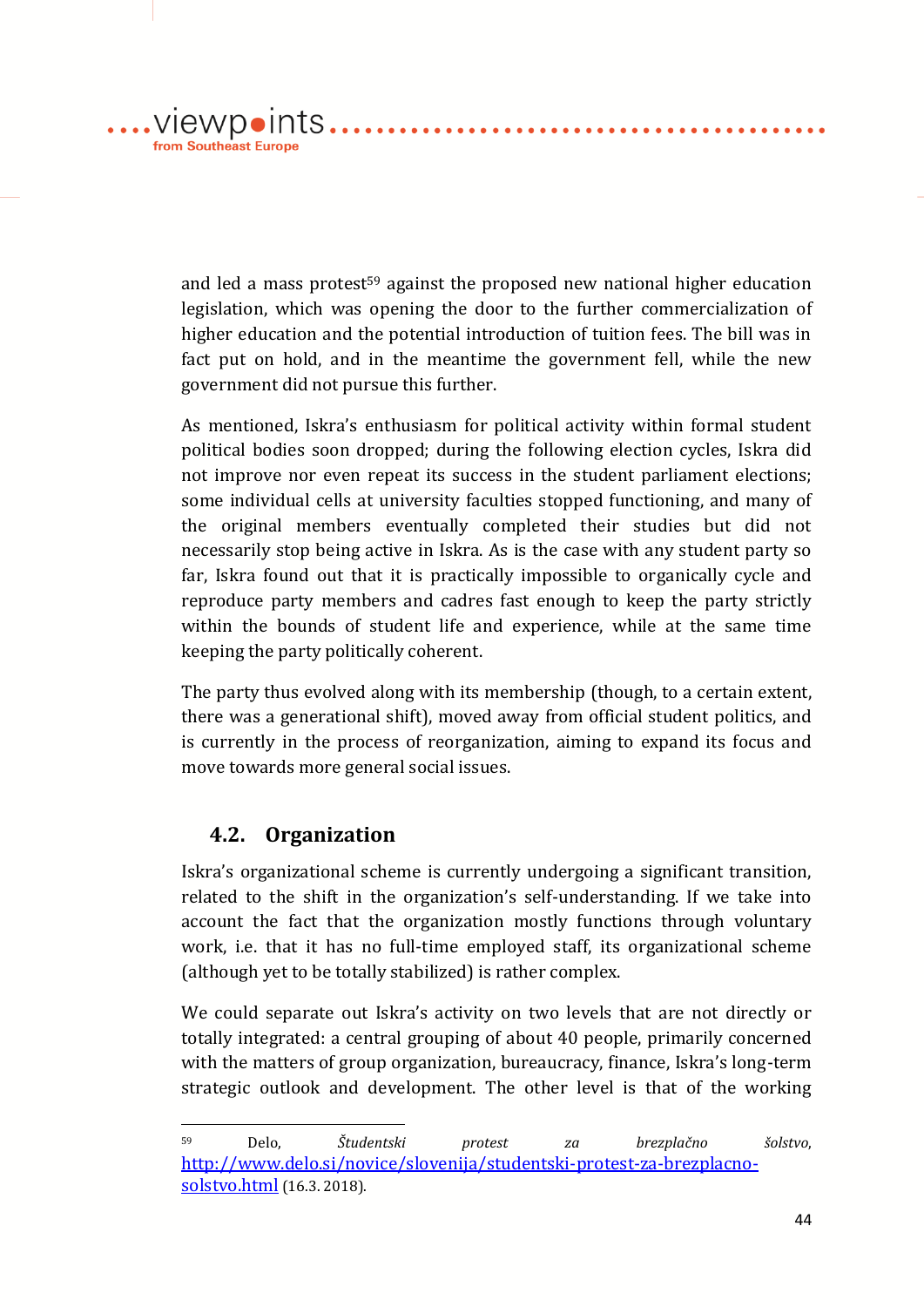and led a mass protest[59] against the proposed new national higher education legislation, which was opening the door to the further commercialization of higher education and the potential introduction of tuition fees. The bill was in fact put on hold, and in the meantime the government fell, while the new government did not pursue this further.

As mentioned, Iskra's enthusiasm for political activity within formal student political bodies soon dropped; during the following election cycles, Iskra did not improve nor even repeat its success in the student parliament elections; some individual cells at university faculties stopped functioning, and many of the original members eventually completed their studies but did not necessarily stop being active in Iskra. As is the case with any student party so far, Iskra found out that it is practically impossible to organically cycle and reproduce party members and cadres fast enough to keep the party strictly within the bounds of student life and experience, while at the same time keeping the party politically coherent.

The party thus evolved along with its membership (though, to a certain extent, there was a generational shift), moved away from official student politics, and is currently in the process of reorganization, aiming to expand its focus and move towards more general social issues.

## 4.2. Organization

Iskra's organizational scheme is currently undergoing a significant transition, related to the shift in the organization's self-understanding. If we take into account the fact that the organization mostly functions through voluntary work, i.e. that it has no full-time employed staff, its organizational scheme (although yet to be totally stabilized) is rather complex.

We could separate out Iskra's activity on two levels that are not directly or totally integrated: a central grouping of about 40 people, primarily concerned with the matters of group organization, bureaucracy, finance, Iskra's long-term strategic outlook and development. The other level is that of the working

---

[59] Delo, *Študentski protest za brezplačno šolstvo*, http://www.delo.si/novice/slovenija/studentski-protest-za-brezplacno-solstvo.html (16.3. 2018).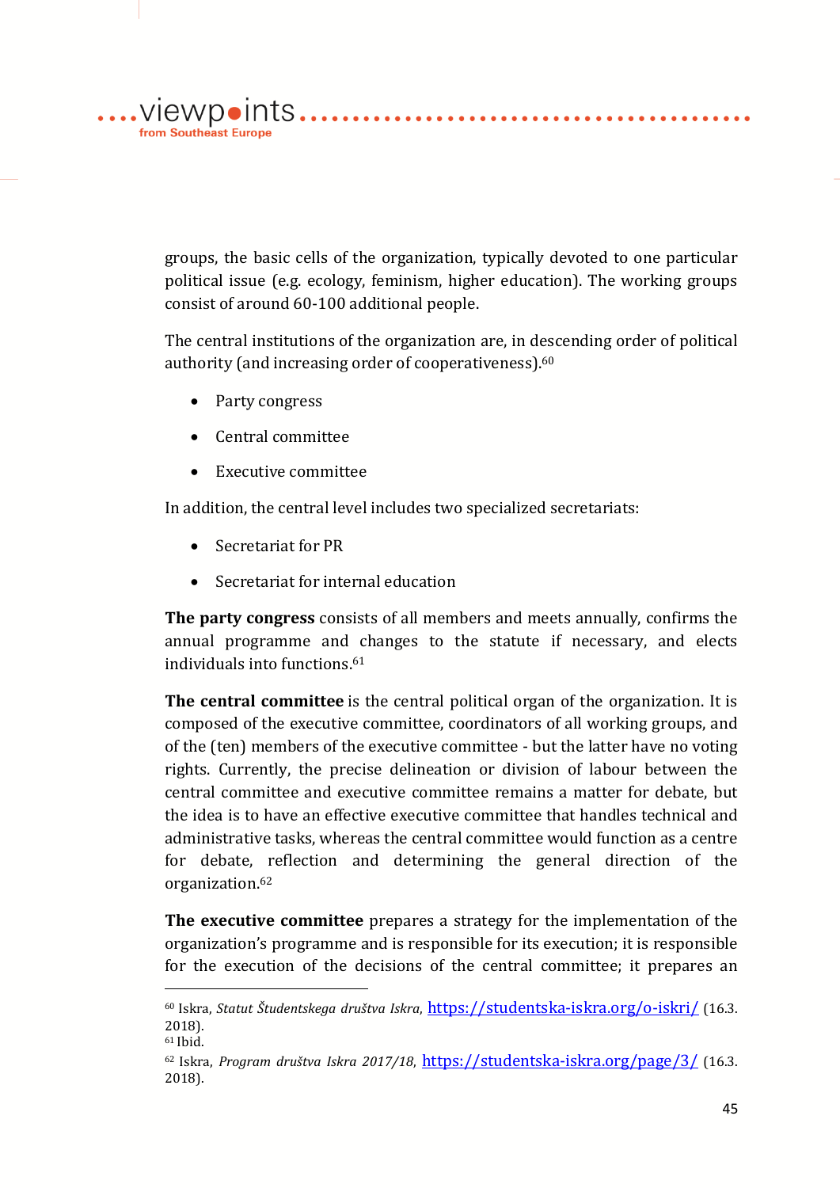groups, the basic cells of the organization, typically devoted to one particular political issue (e.g. ecology, feminism, higher education). The working groups consist of around 60-100 additional people.

The central institutions of the organization are, in descending order of political authority (and increasing order of cooperativeness).[60]

- Party congress
- Central committee
- Executive committee

In addition, the central level includes two specialized secretariats:

- Secretariat for PR
- Secretariat for internal education

**The party congress** consists of all members and meets annually, confirms the annual programme and changes to the statute if necessary, and elects individuals into functions.[61]

**The central committee** is the central political organ of the organization. It is composed of the executive committee, coordinators of all working groups, and of the (ten) members of the executive committee - but the latter have no voting rights. Currently, the precise delineation or division of labour between the central committee and executive committee remains a matter for debate, but the idea is to have an effective executive committee that handles technical and administrative tasks, whereas the central committee would function as a centre for debate, reflection and determining the general direction of the organization.[62]

**The executive committee** prepares a strategy for the implementation of the organization's programme and is responsible for its execution; it is responsible for the execution of the decisions of the central committee; it prepares an

---

[60] Iskra, *Statut Študentskega društva Iskra*, https://studentska-iskra.org/o-iskri/ (16.3. 2018).

[61] Ibid.

[62] Iskra, *Program društva Iskra 2017/18*, https://studentska-iskra.org/page/3/ (16.3. 2018).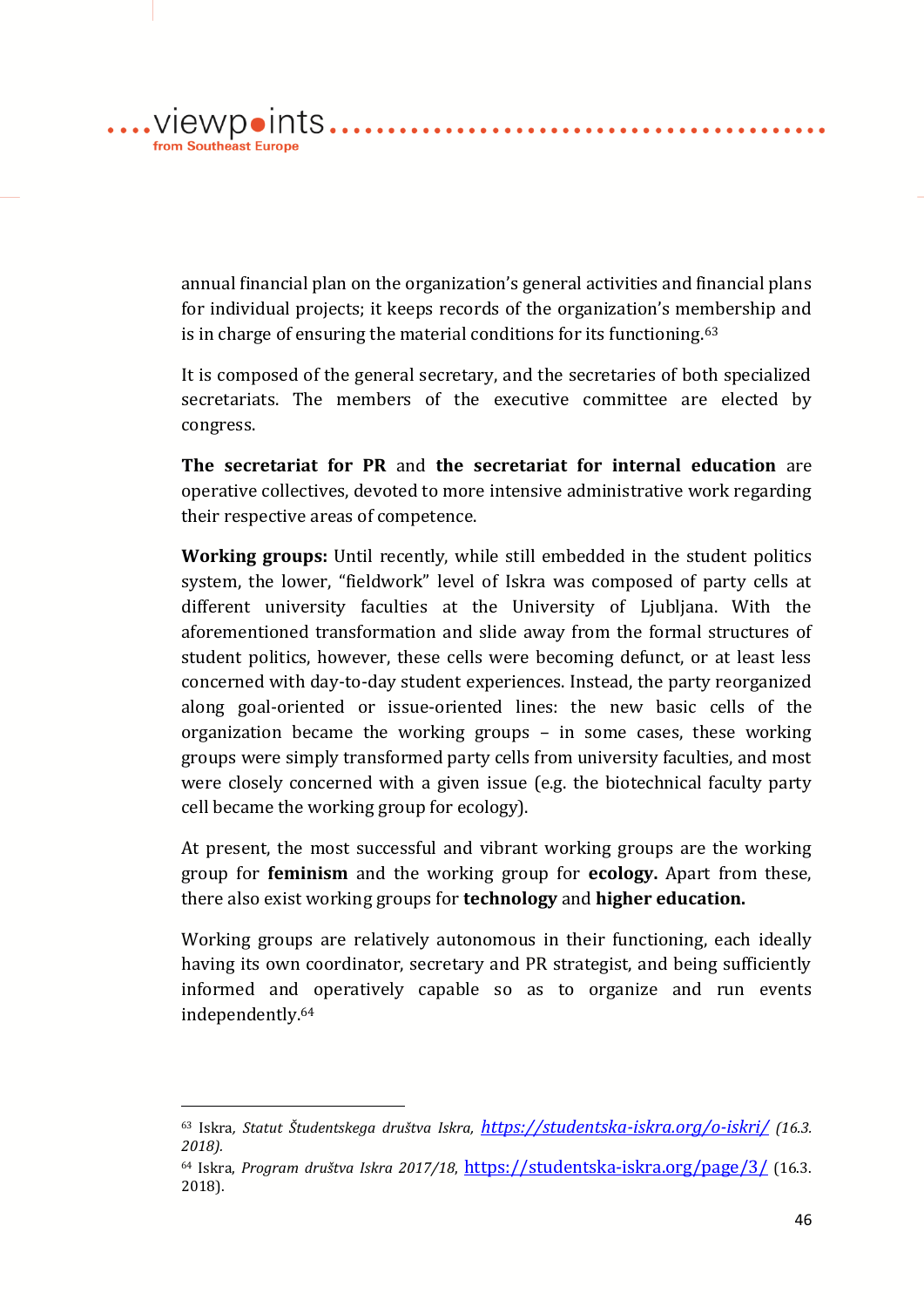annual financial plan on the organization's general activities and financial plans for individual projects; it keeps records of the organization's membership and is in charge of ensuring the material conditions for its functioning.[63]

It is composed of the general secretary, and the secretaries of both specialized secretariats. The members of the executive committee are elected by congress.

**The secretariat for PR** and **the secretariat for internal education** are operative collectives, devoted to more intensive administrative work regarding their respective areas of competence.

**Working groups:** Until recently, while still embedded in the student politics system, the lower, "fieldwork" level of Iskra was composed of party cells at different university faculties at the University of Ljubljana. With the aforementioned transformation and slide away from the formal structures of student politics, however, these cells were becoming defunct, or at least less concerned with day-to-day student experiences. Instead, the party reorganized along goal-oriented or issue-oriented lines: the new basic cells of the organization became the working groups – in some cases, these working groups were simply transformed party cells from university faculties, and most were closely concerned with a given issue (e.g. the biotechnical faculty party cell became the working group for ecology).

At present, the most successful and vibrant working groups are the working group for **feminism** and the working group for **ecology.** Apart from these, there also exist working groups for **technology** and **higher education.**

Working groups are relatively autonomous in their functioning, each ideally having its own coordinator, secretary and PR strategist, and being sufficiently informed and operatively capable so as to organize and run events independently.[64]

---

[63] Iskra, *Statut Študentskega društva Iskra*, *https://studentska-iskra.org/o-iskri/ (16.3. 2018).*

[64] Iskra, *Program društva Iskra 2017/18*, https://studentska-iskra.org/page/3/ (16.3. 2018).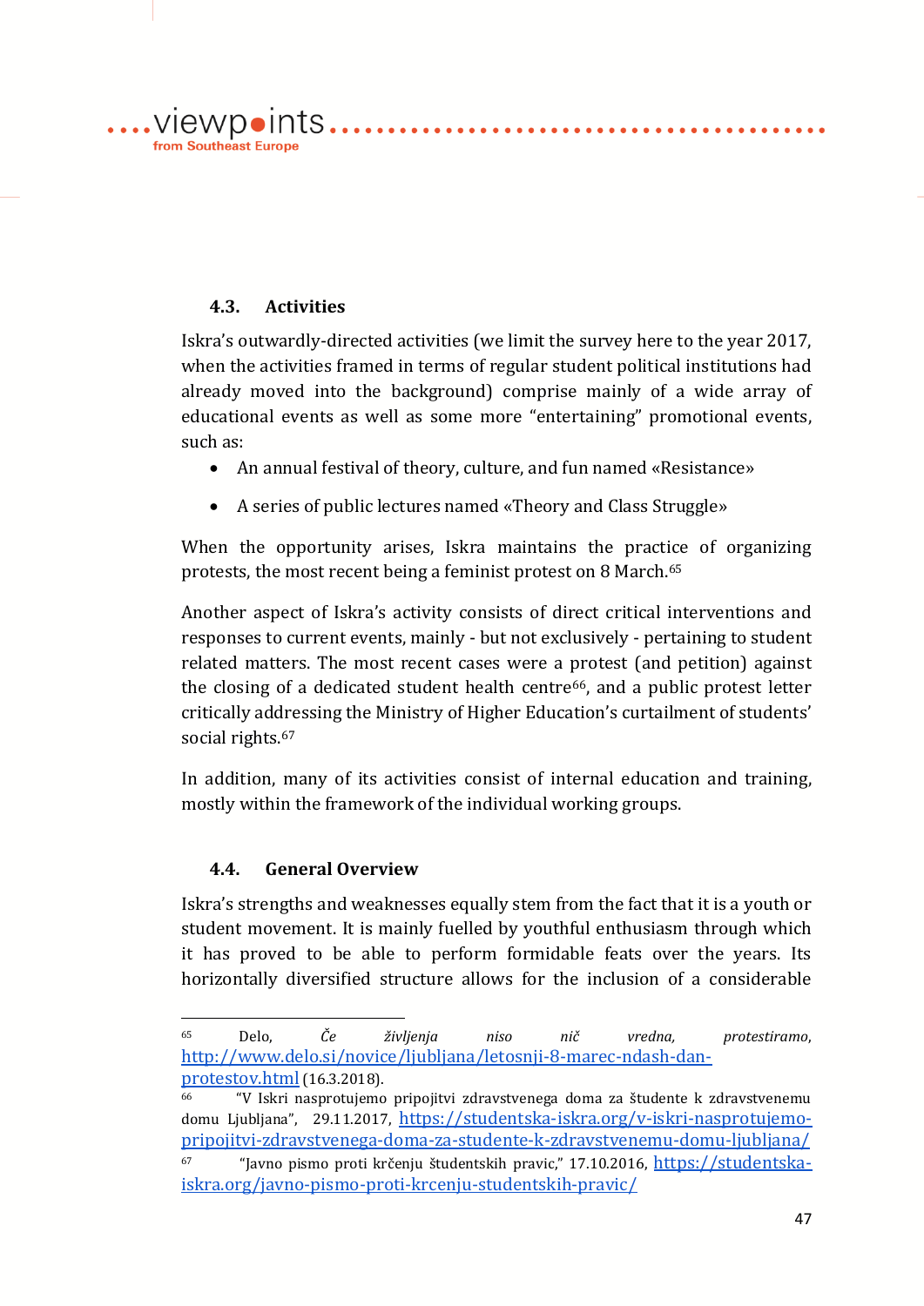### 4.3. Activities

Iskra's outwardly-directed activities (we limit the survey here to the year 2017, when the activities framed in terms of regular student political institutions had already moved into the background) comprise mainly of a wide array of educational events as well as some more "entertaining" promotional events, such as:

- An annual festival of theory, culture, and fun named «Resistance»
- A series of public lectures named «Theory and Class Struggle»

When the opportunity arises, Iskra maintains the practice of organizing protests, the most recent being a feminist protest on 8 March.[65]

Another aspect of Iskra's activity consists of direct critical interventions and responses to current events, mainly - but not exclusively - pertaining to student related matters. The most recent cases were a protest (and petition) against the closing of a dedicated student health centre[66], and a public protest letter critically addressing the Ministry of Higher Education's curtailment of students' social rights.[67]

In addition, many of its activities consist of internal education and training, mostly within the framework of the individual working groups.

### 4.4. General Overview

Iskra's strengths and weaknesses equally stem from the fact that it is a youth or student movement. It is mainly fuelled by youthful enthusiasm through which it has proved to be able to perform formidable feats over the years. Its horizontally diversified structure allows for the inclusion of a considerable

---

[65] Delo, *Če življenja niso nič vredna, protestiramo*, http://www.delo.si/novice/ljubljana/letosnji-8-marec-ndash-dan-protestov.html (16.3.2018).

[66] "V Iskri nasprotujemo pripojitvi zdravstvenega doma za študente k zdravstvenemu domu Ljubljana", 29.11.2017, https://studentska-iskra.org/v-iskri-nasprotujemo-pripojitvi-zdravstvenega-doma-za-studente-k-zdravstvenemu-domu-ljubljana/

[67] "Javno pismo proti krčenju študentskih pravic," 17.10.2016, https://studentska-iskra.org/javno-pismo-proti-krcenju-studentskih-pravic/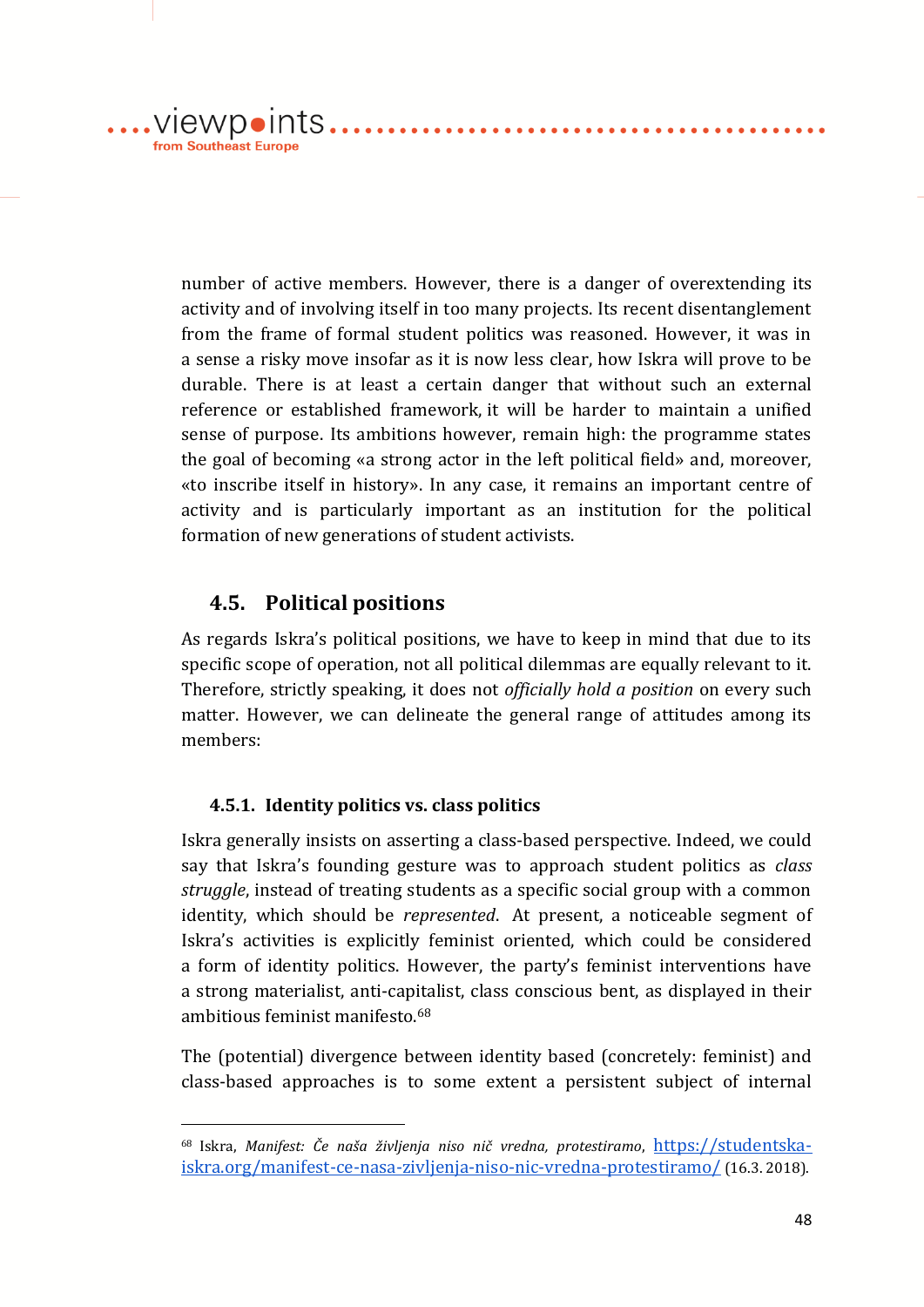number of active members. However, there is a danger of overextending its activity and of involving itself in too many projects. Its recent disentanglement from the frame of formal student politics was reasoned. However, it was in a sense a risky move insofar as it is now less clear, how Iskra will prove to be durable. There is at least a certain danger that without such an external reference or established framework, it will be harder to maintain a unified sense of purpose. Its ambitions however, remain high: the programme states the goal of becoming «a strong actor in the left political field» and, moreover, «to inscribe itself in history». In any case, it remains an important centre of activity and is particularly important as an institution for the political formation of new generations of student activists.

## 4.5. Political positions

As regards Iskra's political positions, we have to keep in mind that due to its specific scope of operation, not all political dilemmas are equally relevant to it. Therefore, strictly speaking, it does not *officially hold a position* on every such matter. However, we can delineate the general range of attitudes among its members:

### 4.5.1. Identity politics vs. class politics

Iskra generally insists on asserting a class-based perspective. Indeed, we could say that Iskra's founding gesture was to approach student politics as *class struggle*, instead of treating students as a specific social group with a common identity, which should be *represented*. At present, a noticeable segment of Iskra's activities is explicitly feminist oriented, which could be considered a form of identity politics. However, the party's feminist interventions have a strong materialist, anti-capitalist, class conscious bent, as displayed in their ambitious feminist manifesto.[68]

The (potential) divergence between identity based (concretely: feminist) and class-based approaches is to some extent a persistent subject of internal

---

[68] Iskra, *Manifest: Če naša življenja niso nič vredna, protestiramo*, https://studentska-iskra.org/manifest-ce-nasa-zivljenja-niso-nic-vredna-protestiramo/ (16.3. 2018).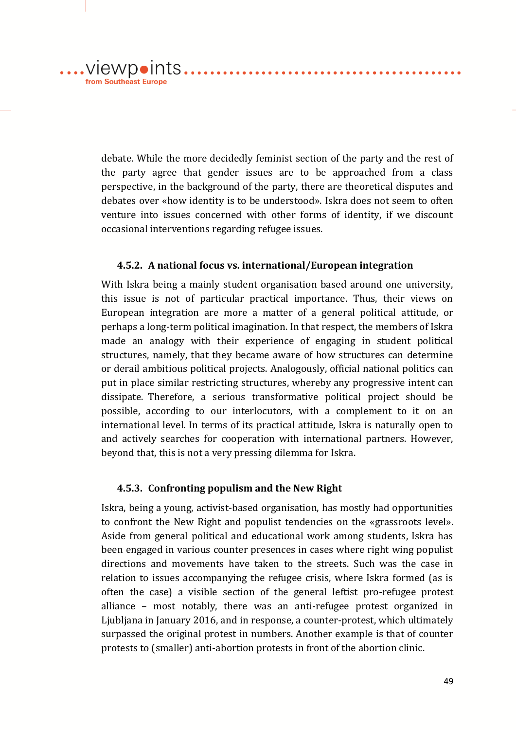debate. While the more decidedly feminist section of the party and the rest of the party agree that gender issues are to be approached from a class perspective, in the background of the party, there are theoretical disputes and debates over «how identity is to be understood». Iskra does not seem to often venture into issues concerned with other forms of identity, if we discount occasional interventions regarding refugee issues.

### 4.5.2. A national focus vs. international/European integration

With Iskra being a mainly student organisation based around one university, this issue is not of particular practical importance. Thus, their views on European integration are more a matter of a general political attitude, or perhaps a long-term political imagination. In that respect, the members of Iskra made an analogy with their experience of engaging in student political structures, namely, that they became aware of how structures can determine or derail ambitious political projects. Analogously, official national politics can put in place similar restricting structures, whereby any progressive intent can dissipate. Therefore, a serious transformative political project should be possible, according to our interlocutors, with a complement to it on an international level. In terms of its practical attitude, Iskra is naturally open to and actively searches for cooperation with international partners. However, beyond that, this is not a very pressing dilemma for Iskra.

### 4.5.3. Confronting populism and the New Right

Iskra, being a young, activist-based organisation, has mostly had opportunities to confront the New Right and populist tendencies on the «grassroots level». Aside from general political and educational work among students, Iskra has been engaged in various counter presences in cases where right wing populist directions and movements have taken to the streets. Such was the case in relation to issues accompanying the refugee crisis, where Iskra formed (as is often the case) a visible section of the general leftist pro-refugee protest alliance – most notably, there was an anti-refugee protest organized in Ljubljana in January 2016, and in response, a counter-protest, which ultimately surpassed the original protest in numbers. Another example is that of counter protests to (smaller) anti-abortion protests in front of the abortion clinic.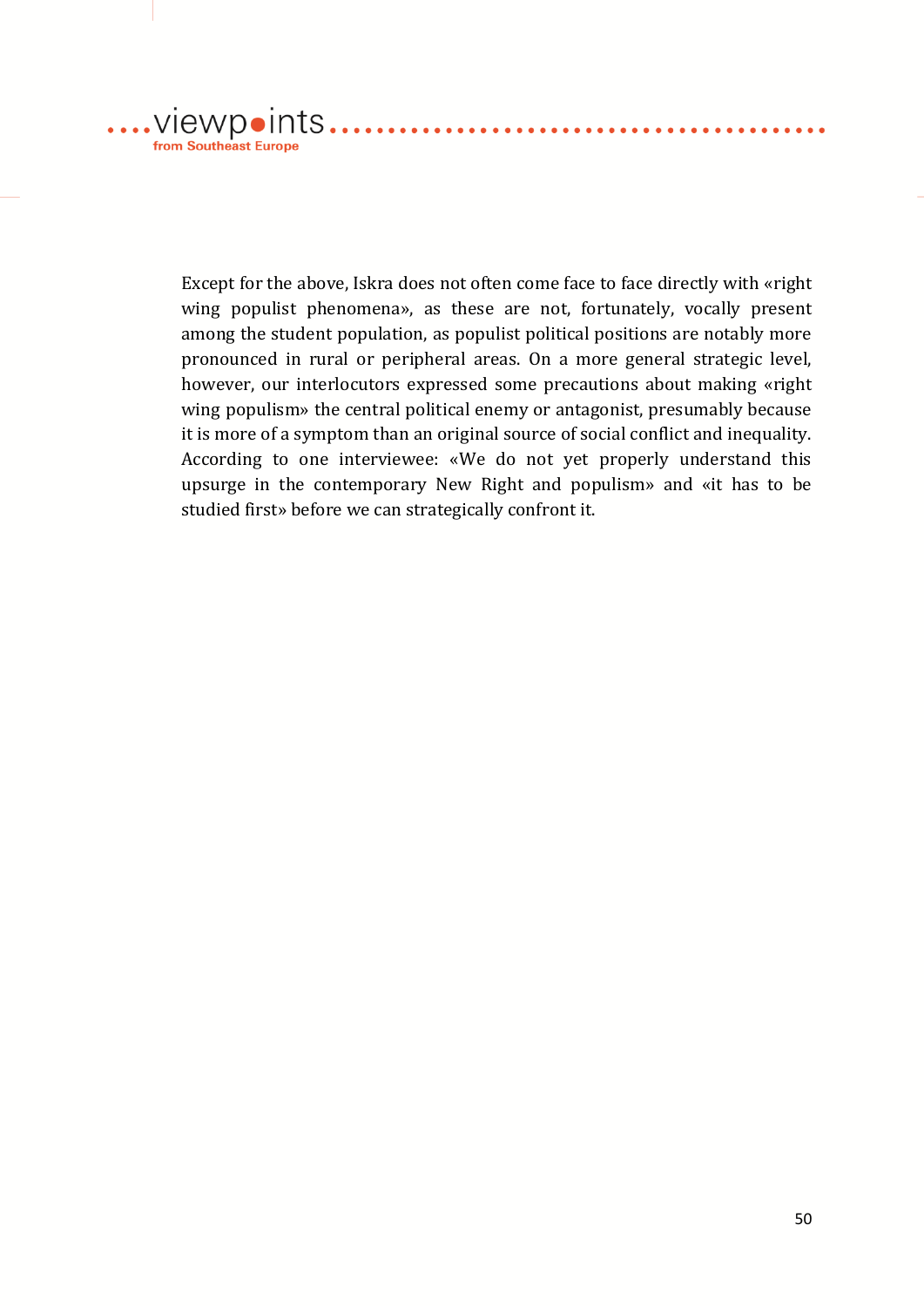Except for the above, Iskra does not often come face to face directly with «right wing populist phenomena», as these are not, fortunately, vocally present among the student population, as populist political positions are notably more pronounced in rural or peripheral areas. On a more general strategic level, however, our interlocutors expressed some precautions about making «right wing populism» the central political enemy or antagonist, presumably because it is more of a symptom than an original source of social conflict and inequality. According to one interviewee: «We do not yet properly understand this upsurge in the contemporary New Right and populism» and «it has to be studied first» before we can strategically confront it.